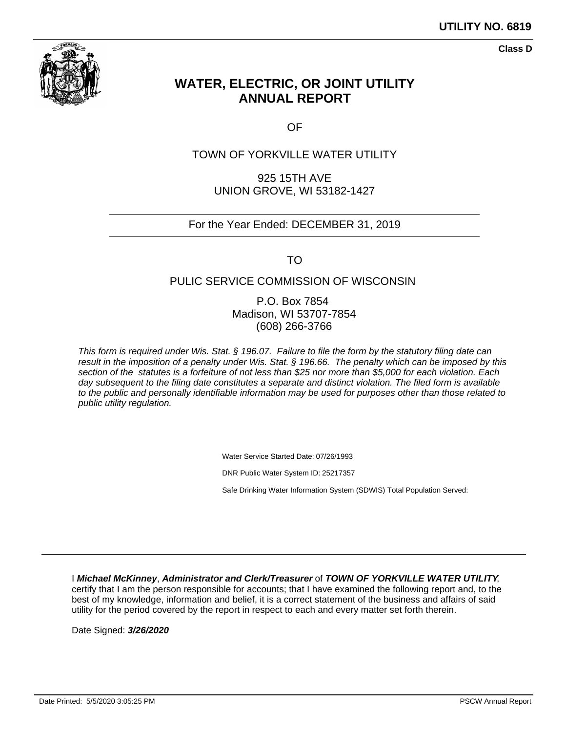**UTILITY NO. 6819**

**Class D**

# WATER, ELECTRIC, OR JOINT UTILITY ANNUAL REPORT

OF

TOWN OF YORKVILLE WATER UTILITY

925 15TH AVE
UNION GROVE, WI 53182-1427

For the Year Ended: DECEMBER 31, 2019

TO

PULIC SERVICE COMMISSION OF WISCONSIN

P.O. Box 7854
Madison, WI 53707-7854
(608) 266-3766

*This form is required under Wis. Stat. § 196.07. Failure to file the form by the statutory filing date can result in the imposition of a penalty under Wis. Stat. § 196.66. The penalty which can be imposed by this section of the statutes is a forfeiture of not less than $25 nor more than $5,000 for each violation. Each day subsequent to the filing date constitutes a separate and distinct violation. The filed form is available to the public and personally identifiable information may be used for purposes other than those related to public utility regulation.*

Water Service Started Date: 07/26/1993

DNR Public Water System ID: 25217357

Safe Drinking Water Information System (SDWIS) Total Population Served:

I ***Michael McKinney***, ***Administrator and Clerk/Treasurer*** of ***TOWN OF YORKVILLE WATER UTILITY***, certify that I am the person responsible for accounts; that I have examined the following report and, to the best of my knowledge, information and belief, it is a correct statement of the business and affairs of said utility for the period covered by the report in respect to each and every matter set forth therein.

Date Signed: ***3/26/2020***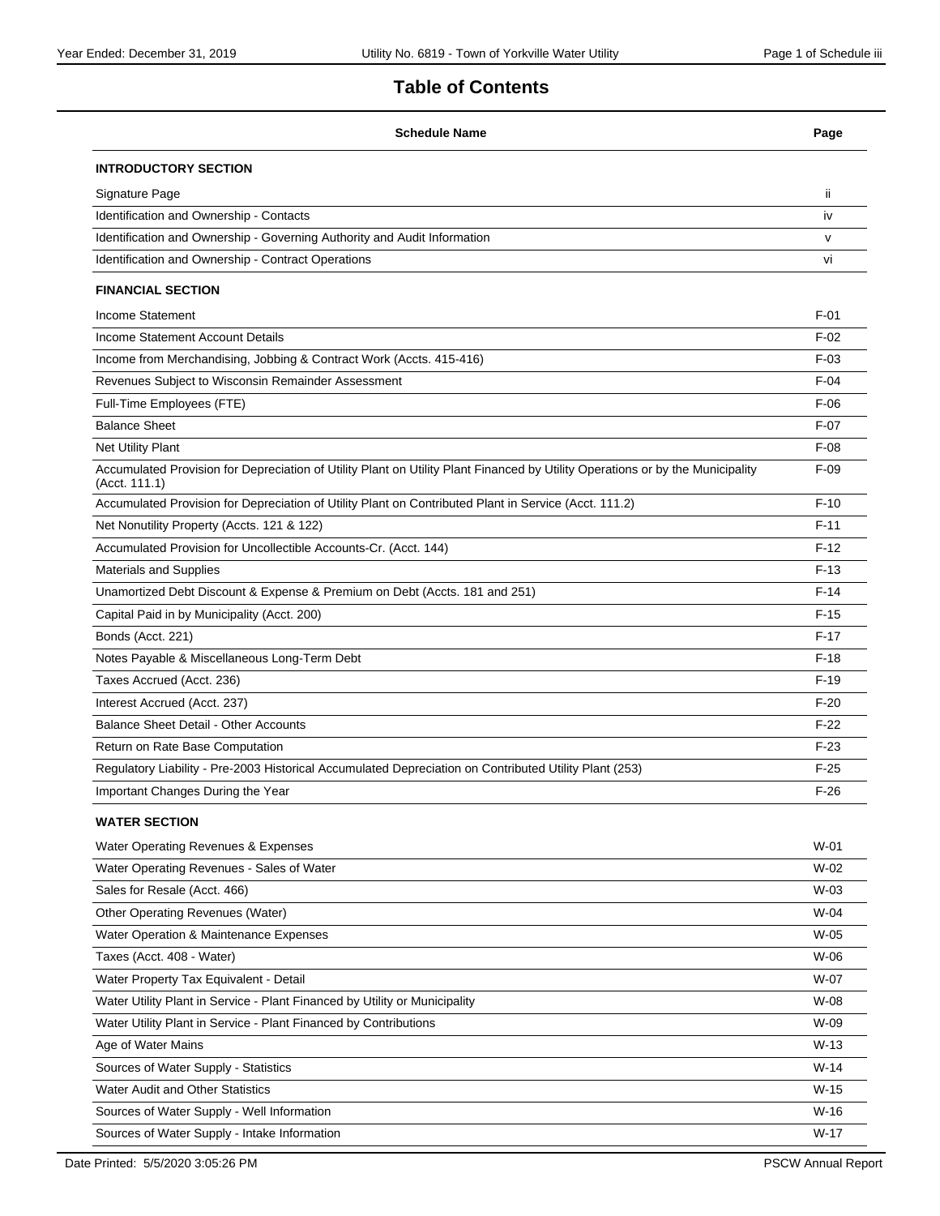# Table of Contents

| Schedule Name | Page |
|---|---|
| **INTRODUCTORY SECTION** | |
| Signature Page | ii |
| Identification and Ownership - Contacts | iv |
| Identification and Ownership - Governing Authority and Audit Information | v |
| Identification and Ownership - Contract Operations | vi |
| **FINANCIAL SECTION** | |
| Income Statement | F-01 |
| Income Statement Account Details | F-02 |
| Income from Merchandising, Jobbing & Contract Work (Accts. 415-416) | F-03 |
| Revenues Subject to Wisconsin Remainder Assessment | F-04 |
| Full-Time Employees (FTE) | F-06 |
| Balance Sheet | F-07 |
| Net Utility Plant | F-08 |
| Accumulated Provision for Depreciation of Utility Plant on Utility Plant Financed by Utility Operations or by the Municipality (Acct. 111.1) | F-09 |
| Accumulated Provision for Depreciation of Utility Plant on Contributed Plant in Service (Acct. 111.2) | F-10 |
| Net Nonutility Property (Accts. 121 & 122) | F-11 |
| Accumulated Provision for Uncollectible Accounts-Cr. (Acct. 144) | F-12 |
| Materials and Supplies | F-13 |
| Unamortized Debt Discount & Expense & Premium on Debt (Accts. 181 and 251) | F-14 |
| Capital Paid in by Municipality (Acct. 200) | F-15 |
| Bonds (Acct. 221) | F-17 |
| Notes Payable & Miscellaneous Long-Term Debt | F-18 |
| Taxes Accrued (Acct. 236) | F-19 |
| Interest Accrued (Acct. 237) | F-20 |
| Balance Sheet Detail - Other Accounts | F-22 |
| Return on Rate Base Computation | F-23 |
| Regulatory Liability - Pre-2003 Historical Accumulated Depreciation on Contributed Utility Plant (253) | F-25 |
| Important Changes During the Year | F-26 |
| **WATER SECTION** | |
| Water Operating Revenues & Expenses | W-01 |
| Water Operating Revenues - Sales of Water | W-02 |
| Sales for Resale (Acct. 466) | W-03 |
| Other Operating Revenues (Water) | W-04 |
| Water Operation & Maintenance Expenses | W-05 |
| Taxes (Acct. 408 - Water) | W-06 |
| Water Property Tax Equivalent - Detail | W-07 |
| Water Utility Plant in Service - Plant Financed by Utility or Municipality | W-08 |
| Water Utility Plant in Service - Plant Financed by Contributions | W-09 |
| Age of Water Mains | W-13 |
| Sources of Water Supply - Statistics | W-14 |
| Water Audit and Other Statistics | W-15 |
| Sources of Water Supply - Well Information | W-16 |
| Sources of Water Supply - Intake Information | W-17 |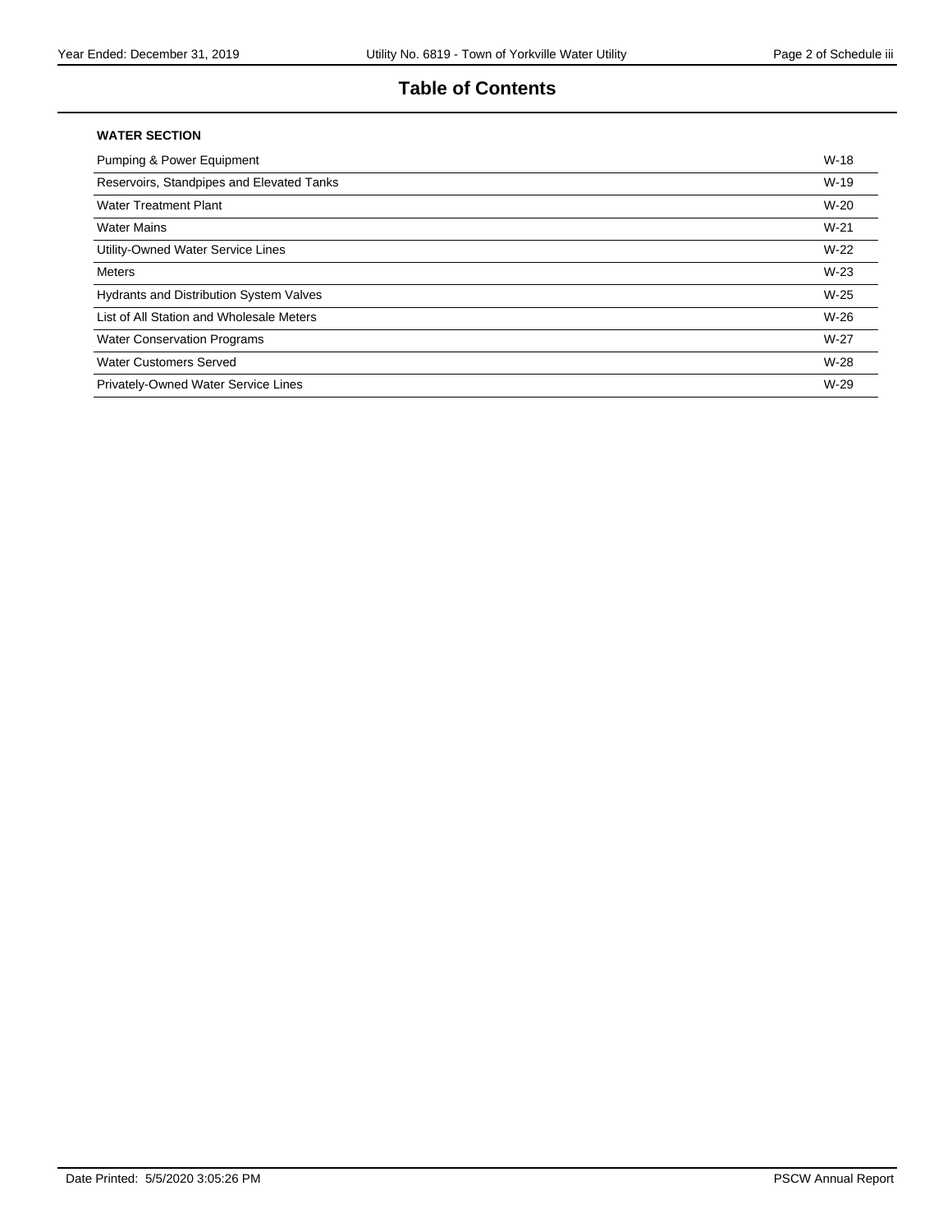# Table of Contents

**WATER SECTION**

| | |
|---|---|
| Pumping & Power Equipment | W-18 |
| Reservoirs, Standpipes and Elevated Tanks | W-19 |
| Water Treatment Plant | W-20 |
| Water Mains | W-21 |
| Utility-Owned Water Service Lines | W-22 |
| Meters | W-23 |
| Hydrants and Distribution System Valves | W-25 |
| List of All Station and Wholesale Meters | W-26 |
| Water Conservation Programs | W-27 |
| Water Customers Served | W-28 |
| Privately-Owned Water Service Lines | W-29 |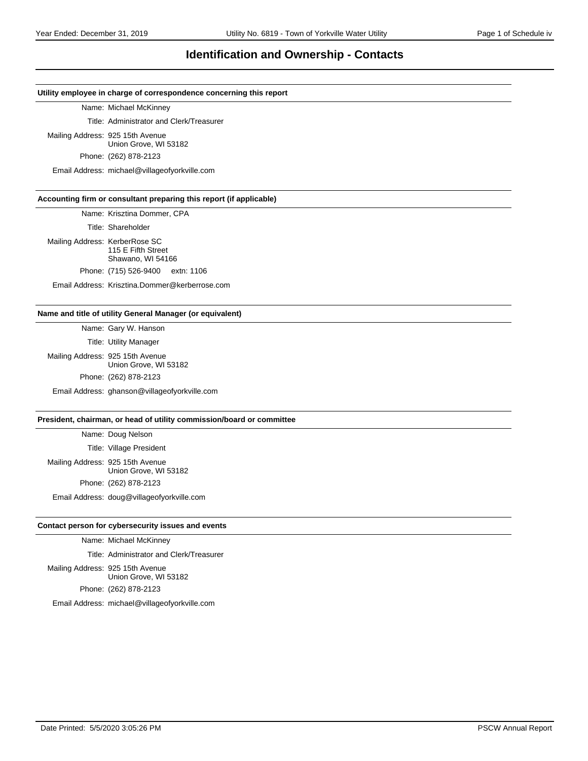# Identification and Ownership - Contacts

### Utility employee in charge of correspondence concerning this report

Name: Michael McKinney

Title: Administrator and Clerk/Treasurer

Mailing Address: 925 15th Avenue
Union Grove, WI 53182

Phone: (262) 878-2123

Email Address: michael@villageofyorkville.com

### Accounting firm or consultant preparing this report (if applicable)

Name: Krisztina Dommer, CPA

Title: Shareholder

Mailing Address: KerberRose SC
115 E Fifth Street
Shawano, WI 54166

Phone: (715) 526-9400 extn: 1106

Email Address: Krisztina.Dommer@kerberrose.com

### Name and title of utility General Manager (or equivalent)

Name: Gary W. Hanson

Title: Utility Manager

Mailing Address: 925 15th Avenue
Union Grove, WI 53182

Phone: (262) 878-2123

Email Address: ghanson@villageofyorkville.com

### President, chairman, or head of utility commission/board or committee

Name: Doug Nelson

Title: Village President

Mailing Address: 925 15th Avenue
Union Grove, WI 53182

Phone: (262) 878-2123

Email Address: doug@villageofyorkville.com

### Contact person for cybersecurity issues and events

Name: Michael McKinney

Title: Administrator and Clerk/Treasurer

Mailing Address: 925 15th Avenue
Union Grove, WI 53182

Phone: (262) 878-2123

Email Address: michael@villageofyorkville.com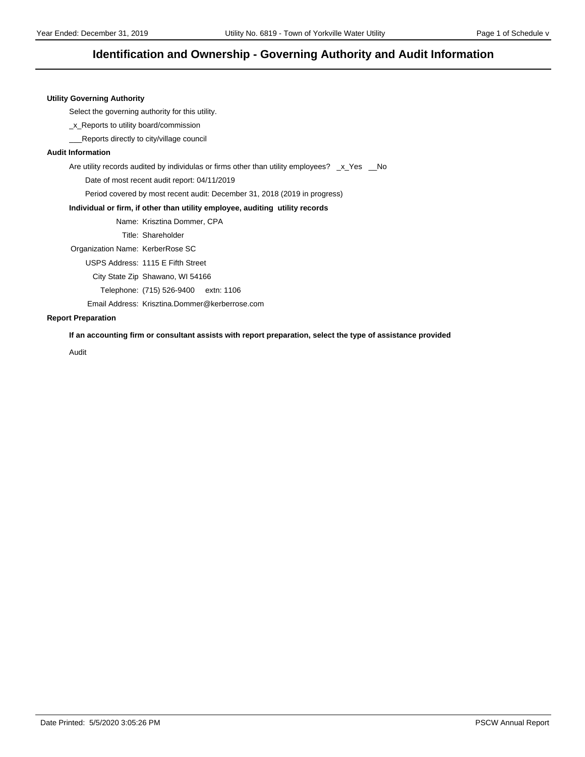# Identification and Ownership - Governing Authority and Audit Information

**Utility Governing Authority**

Select the governing authority for this utility.

_x_Reports to utility board/commission

___Reports directly to city/village council

**Audit Information**

Are utility records audited by individulas or firms other than utility employees? _x_Yes __No

Date of most recent audit report: 04/11/2019

Period covered by most recent audit: December 31, 2018 (2019 in progress)

**Individual or firm, if other than utility employee, auditing utility records**

Name: Krisztina Dommer, CPA

Title: Shareholder

Organization Name: KerberRose SC

USPS Address: 1115 E Fifth Street

City State Zip Shawano, WI 54166

Telephone: (715) 526-9400 extn: 1106

Email Address: Krisztina.Dommer@kerberrose.com

**Report Preparation**

**If an accounting firm or consultant assists with report preparation, select the type of assistance provided**

Audit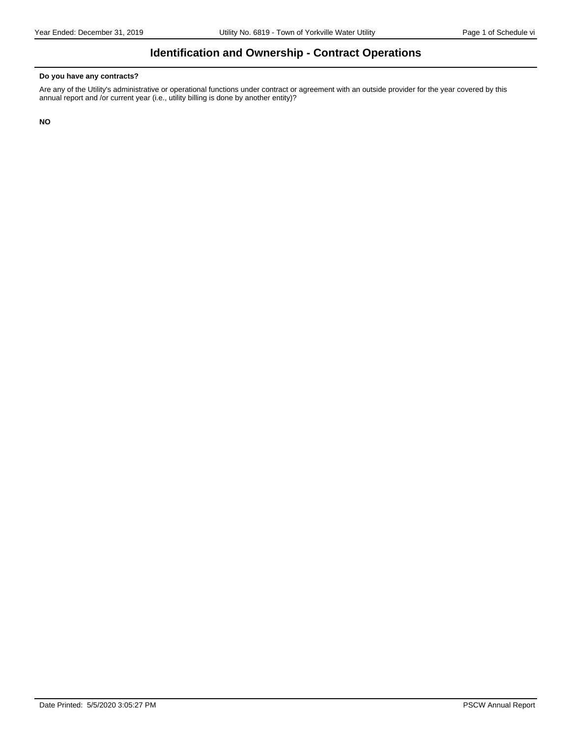# Identification and Ownership - Contract Operations

**Do you have any contracts?**

Are any of the Utility's administrative or operational functions under contract or agreement with an outside provider for the year covered by this annual report and /or current year (i.e., utility billing is done by another entity)?

**NO**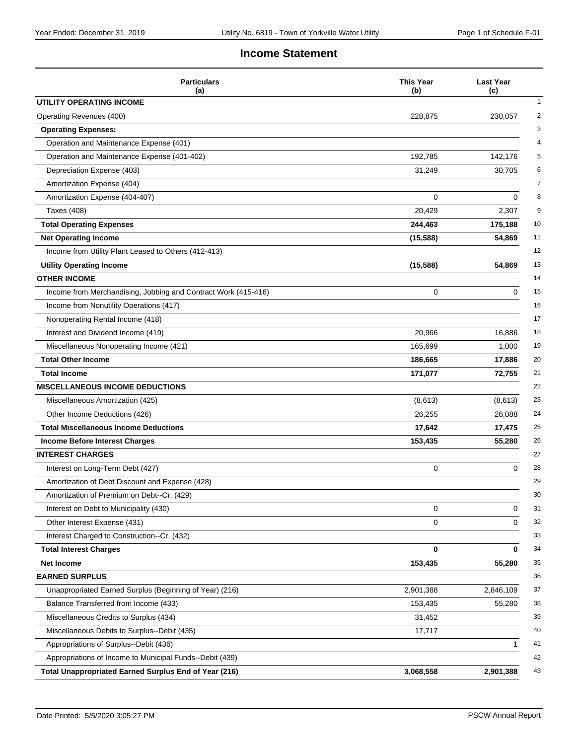## Income Statement

| Particulars (a) | This Year (b) | Last Year (c) | |
|---|---|---|---|
| **UTILITY OPERATING INCOME** | | | 1 |
| Operating Revenues (400) | 228,875 | 230,057 | 2 |
| **Operating Expenses:** | | | 3 |
| Operation and Maintenance Expense (401) | | | 4 |
| Operation and Maintenance Expense (401-402) | 192,785 | 142,176 | 5 |
| Depreciation Expense (403) | 31,249 | 30,705 | 6 |
| Amortization Expense (404) | | | 7 |
| Amortization Expense (404-407) | 0 | 0 | 8 |
| Taxes (408) | 20,429 | 2,307 | 9 |
| **Total Operating Expenses** | **244,463** | **175,188** | 10 |
| **Net Operating Income** | **(15,588)** | **54,869** | 11 |
| Income from Utility Plant Leased to Others (412-413) | | | 12 |
| **Utility Operating Income** | **(15,588)** | **54,869** | 13 |
| **OTHER INCOME** | | | 14 |
| Income from Merchandising, Jobbing and Contract Work (415-416) | 0 | 0 | 15 |
| Income from Nonutility Operations (417) | | | 16 |
| Nonoperating Rental Income (418) | | | 17 |
| Interest and Dividend Income (419) | 20,966 | 16,886 | 18 |
| Miscellaneous Nonoperating Income (421) | 165,699 | 1,000 | 19 |
| **Total Other Income** | **186,665** | **17,886** | 20 |
| **Total Income** | **171,077** | **72,755** | 21 |
| **MISCELLANEOUS INCOME DEDUCTIONS** | | | 22 |
| Miscellaneous Amortization (425) | (8,613) | (8,613) | 23 |
| Other Income Deductions (426) | 26,255 | 26,088 | 24 |
| **Total Miscellaneous Income Deductions** | **17,642** | **17,475** | 25 |
| **Income Before Interest Charges** | **153,435** | **55,280** | 26 |
| **INTEREST CHARGES** | | | 27 |
| Interest on Long-Term Debt (427) | 0 | 0 | 28 |
| Amortization of Debt Discount and Expense (428) | | | 29 |
| Amortization of Premium on Debt--Cr. (429) | | | 30 |
| Interest on Debt to Municipality (430) | 0 | 0 | 31 |
| Other Interest Expense (431) | 0 | 0 | 32 |
| Interest Charged to Construction--Cr. (432) | | | 33 |
| **Total Interest Charges** | **0** | **0** | 34 |
| **Net Income** | **153,435** | **55,280** | 35 |
| **EARNED SURPLUS** | | | 36 |
| Unappropriated Earned Surplus (Beginning of Year) (216) | 2,901,388 | 2,846,109 | 37 |
| Balance Transferred from Income (433) | 153,435 | 55,280 | 38 |
| Miscellaneous Credits to Surplus (434) | 31,452 | | 39 |
| Miscellaneous Debits to Surplus--Debit (435) | 17,717 | | 40 |
| Appropriations of Surplus--Debit (436) | | 1 | 41 |
| Appropriations of Income to Municipal Funds--Debit (439) | | | 42 |
| **Total Unappropriated Earned Surplus End of Year (216)** | **3,068,558** | **2,901,388** | 43 |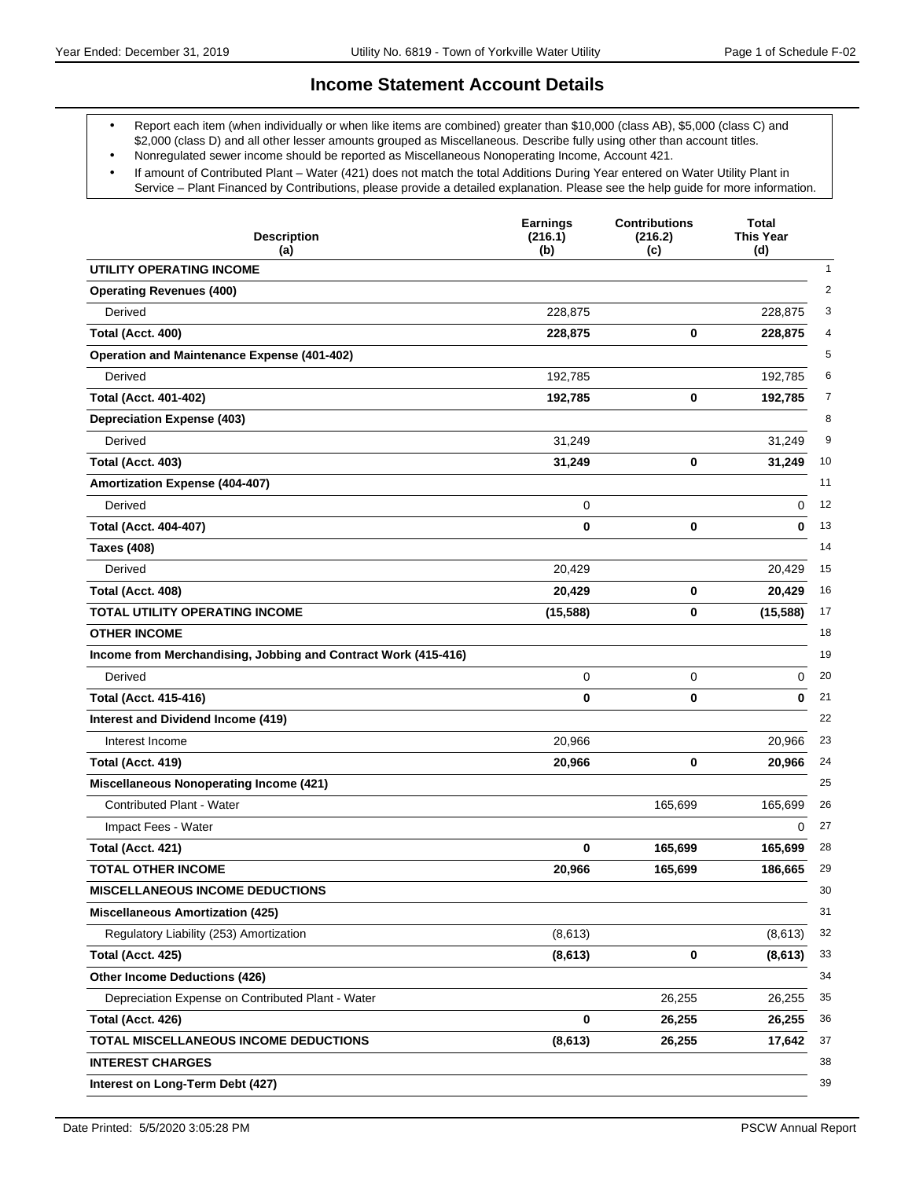## Income Statement Account Details

- Report each item (when individually or when like items are combined) greater than $10,000 (class AB), $5,000 (class C) and $2,000 (class D) and all other lesser amounts grouped as Miscellaneous. Describe fully using other than account titles.
- Nonregulated sewer income should be reported as Miscellaneous Nonoperating Income, Account 421.
- If amount of Contributed Plant – Water (421) does not match the total Additions During Year entered on Water Utility Plant in Service – Plant Financed by Contributions, please provide a detailed explanation. Please see the help guide for more information.

| Description (a) | Earnings (216.1) (b) | Contributions (216.2) (c) | Total This Year (d) | |
|---|---|---|---|---|
| **UTILITY OPERATING INCOME** | | | | 1 |
| **Operating Revenues (400)** | | | | 2 |
| Derived | 228,875 | | 228,875 | 3 |
| **Total (Acct. 400)** | **228,875** | **0** | **228,875** | 4 |
| **Operation and Maintenance Expense (401-402)** | | | | 5 |
| Derived | 192,785 | | 192,785 | 6 |
| **Total (Acct. 401-402)** | **192,785** | **0** | **192,785** | 7 |
| **Depreciation Expense (403)** | | | | 8 |
| Derived | 31,249 | | 31,249 | 9 |
| **Total (Acct. 403)** | **31,249** | **0** | **31,249** | 10 |
| **Amortization Expense (404-407)** | | | | 11 |
| Derived | 0 | | 0 | 12 |
| **Total (Acct. 404-407)** | **0** | **0** | **0** | 13 |
| **Taxes (408)** | | | | 14 |
| Derived | 20,429 | | 20,429 | 15 |
| **Total (Acct. 408)** | **20,429** | **0** | **20,429** | 16 |
| **TOTAL UTILITY OPERATING INCOME** | **(15,588)** | **0** | **(15,588)** | 17 |
| **OTHER INCOME** | | | | 18 |
| **Income from Merchandising, Jobbing and Contract Work (415-416)** | | | | 19 |
| Derived | 0 | 0 | 0 | 20 |
| **Total (Acct. 415-416)** | **0** | **0** | **0** | 21 |
| **Interest and Dividend Income (419)** | | | | 22 |
| Interest Income | 20,966 | | 20,966 | 23 |
| **Total (Acct. 419)** | **20,966** | **0** | **20,966** | 24 |
| **Miscellaneous Nonoperating Income (421)** | | | | 25 |
| Contributed Plant - Water | | 165,699 | 165,699 | 26 |
| Impact Fees - Water | | | 0 | 27 |
| **Total (Acct. 421)** | **0** | **165,699** | **165,699** | 28 |
| **TOTAL OTHER INCOME** | **20,966** | **165,699** | **186,665** | 29 |
| **MISCELLANEOUS INCOME DEDUCTIONS** | | | | 30 |
| **Miscellaneous Amortization (425)** | | | | 31 |
| Regulatory Liability (253) Amortization | (8,613) | | (8,613) | 32 |
| **Total (Acct. 425)** | **(8,613)** | **0** | **(8,613)** | 33 |
| **Other Income Deductions (426)** | | | | 34 |
| Depreciation Expense on Contributed Plant - Water | | 26,255 | 26,255 | 35 |
| **Total (Acct. 426)** | **0** | **26,255** | **26,255** | 36 |
| **TOTAL MISCELLANEOUS INCOME DEDUCTIONS** | **(8,613)** | **26,255** | **17,642** | 37 |
| **INTEREST CHARGES** | | | | 38 |
| **Interest on Long-Term Debt (427)** | | | | 39 |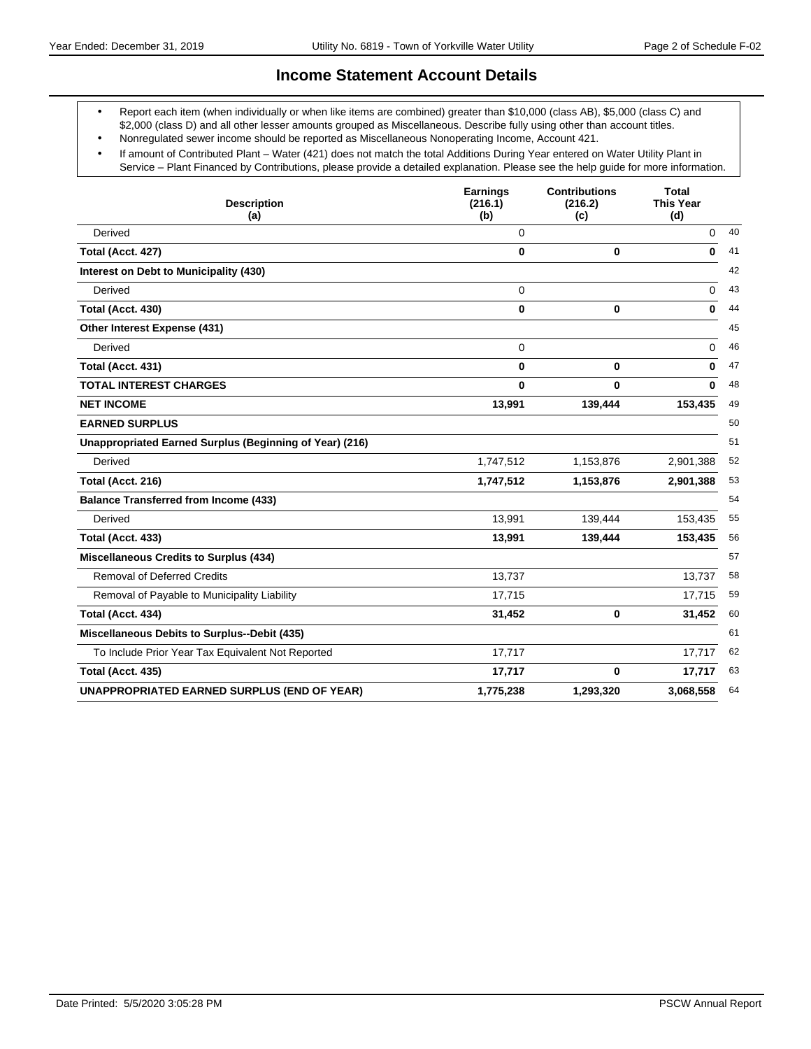## Income Statement Account Details

- Report each item (when individually or when like items are combined) greater than $10,000 (class AB), $5,000 (class C) and $2,000 (class D) and all other lesser amounts grouped as Miscellaneous. Describe fully using other than account titles.
- Nonregulated sewer income should be reported as Miscellaneous Nonoperating Income, Account 421.
- If amount of Contributed Plant – Water (421) does not match the total Additions During Year entered on Water Utility Plant in Service – Plant Financed by Contributions, please provide a detailed explanation. Please see the help guide for more information.

| Description (a) | Earnings (216.1) (b) | Contributions (216.2) (c) | Total This Year (d) | |
|---|---|---|---|---|
| Derived | 0 | | 0 | 40 |
| **Total (Acct. 427)** | **0** | **0** | **0** | 41 |
| **Interest on Debt to Municipality (430)** | | | | 42 |
| Derived | 0 | | 0 | 43 |
| **Total (Acct. 430)** | **0** | **0** | **0** | 44 |
| **Other Interest Expense (431)** | | | | 45 |
| Derived | 0 | | 0 | 46 |
| **Total (Acct. 431)** | **0** | **0** | **0** | 47 |
| **TOTAL INTEREST CHARGES** | **0** | **0** | **0** | 48 |
| **NET INCOME** | **13,991** | **139,444** | **153,435** | 49 |
| **EARNED SURPLUS** | | | | 50 |
| **Unappropriated Earned Surplus (Beginning of Year) (216)** | | | | 51 |
| Derived | 1,747,512 | 1,153,876 | 2,901,388 | 52 |
| **Total (Acct. 216)** | **1,747,512** | **1,153,876** | **2,901,388** | 53 |
| **Balance Transferred from Income (433)** | | | | 54 |
| Derived | 13,991 | 139,444 | 153,435 | 55 |
| **Total (Acct. 433)** | **13,991** | **139,444** | **153,435** | 56 |
| **Miscellaneous Credits to Surplus (434)** | | | | 57 |
| Removal of Deferred Credits | 13,737 | | 13,737 | 58 |
| Removal of Payable to Municipality Liability | 17,715 | | 17,715 | 59 |
| **Total (Acct. 434)** | **31,452** | **0** | **31,452** | 60 |
| **Miscellaneous Debits to Surplus--Debit (435)** | | | | 61 |
| To Include Prior Year Tax Equivalent Not Reported | 17,717 | | 17,717 | 62 |
| **Total (Acct. 435)** | **17,717** | **0** | **17,717** | 63 |
| **UNAPPROPRIATED EARNED SURPLUS (END OF YEAR)** | **1,775,238** | **1,293,320** | **3,068,558** | 64 |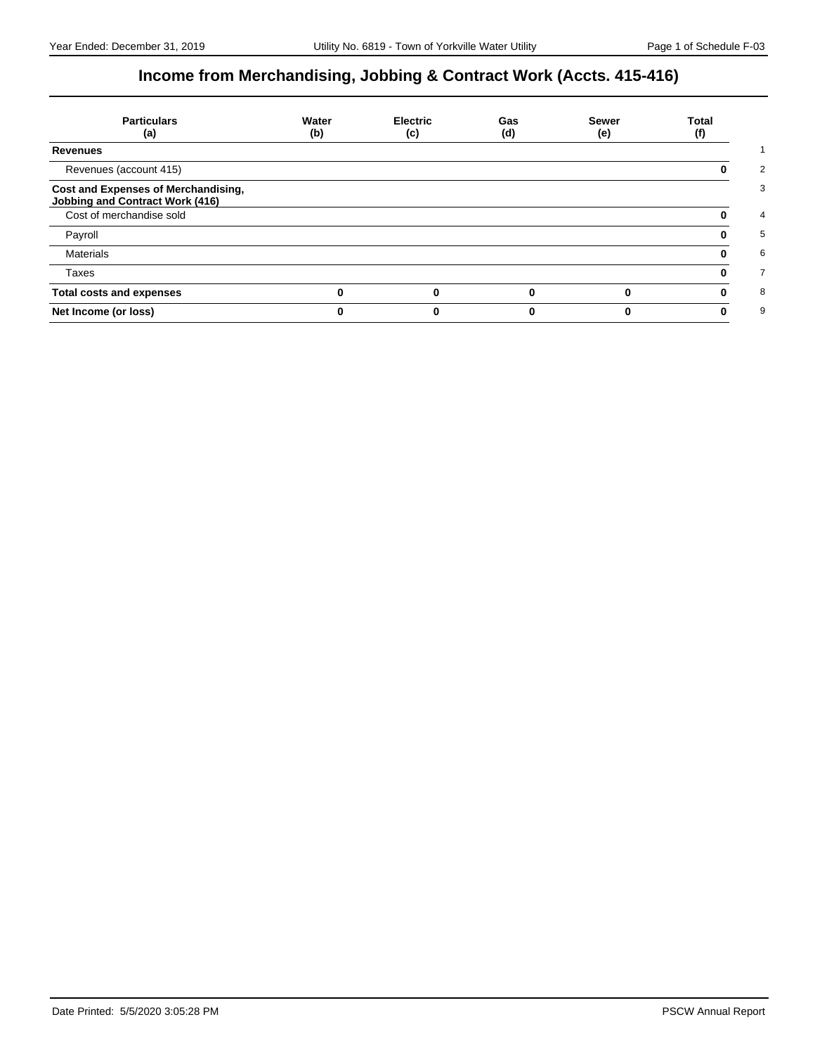# Income from Merchandising, Jobbing & Contract Work (Accts. 415-416)

| Particulars<br>(a) | Water<br>(b) | Electric<br>(c) | Gas<br>(d) | Sewer<br>(e) | Total<br>(f) | |
|---|---|---|---|---|---|---|
| **Revenues** | | | | | | 1 |
| Revenues (account 415) | | | | | **0** | 2 |
| **Cost and Expenses of Merchandising, Jobbing and Contract Work (416)** | | | | | | 3 |
| Cost of merchandise sold | | | | | **0** | 4 |
| Payroll | | | | | **0** | 5 |
| Materials | | | | | **0** | 6 |
| Taxes | | | | | **0** | 7 |
| **Total costs and expenses** | **0** | **0** | **0** | **0** | **0** | 8 |
| **Net Income (or loss)** | **0** | **0** | **0** | **0** | **0** | 9 |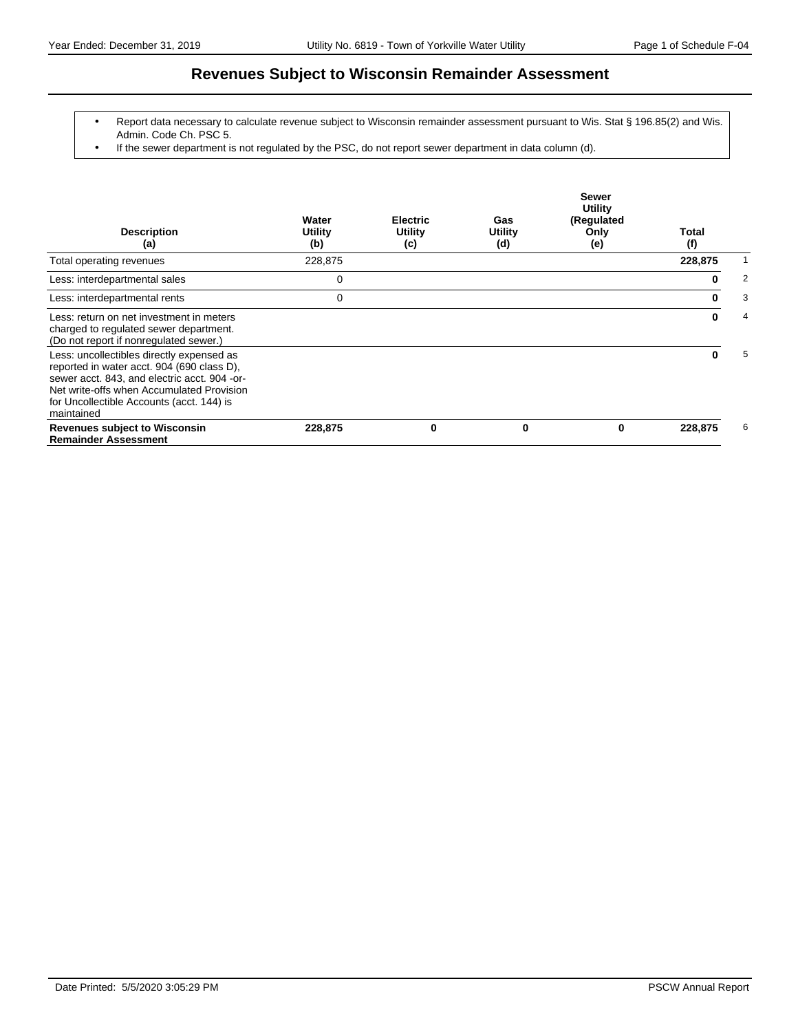# Revenues Subject to Wisconsin Remainder Assessment

- Report data necessary to calculate revenue subject to Wisconsin remainder assessment pursuant to Wis. Stat § 196.85(2) and Wis. Admin. Code Ch. PSC 5.
- If the sewer department is not regulated by the PSC, do not report sewer department in data column (d).

| Description (a) | Water Utility (b) | Electric Utility (c) | Gas Utility (d) | Sewer Utility (Regulated Only (e) | Total (f) | |
|---|---|---|---|---|---|---|
| Total operating revenues | 228,875 | | | | **228,875** | 1 |
| Less: interdepartmental sales | 0 | | | | **0** | 2 |
| Less: interdepartmental rents | 0 | | | | **0** | 3 |
| Less: return on net investment in meters charged to regulated sewer department. (Do not report if nonregulated sewer.) | | | | | **0** | 4 |
| Less: uncollectibles directly expensed as reported in water acct. 904 (690 class D), sewer acct. 843, and electric acct. 904 -or- Net write-offs when Accumulated Provision for Uncollectible Accounts (acct. 144) is maintained | | | | | **0** | 5 |
| **Revenues subject to Wisconsin Remainder Assessment** | **228,875** | **0** | **0** | **0** | **228,875** | 6 |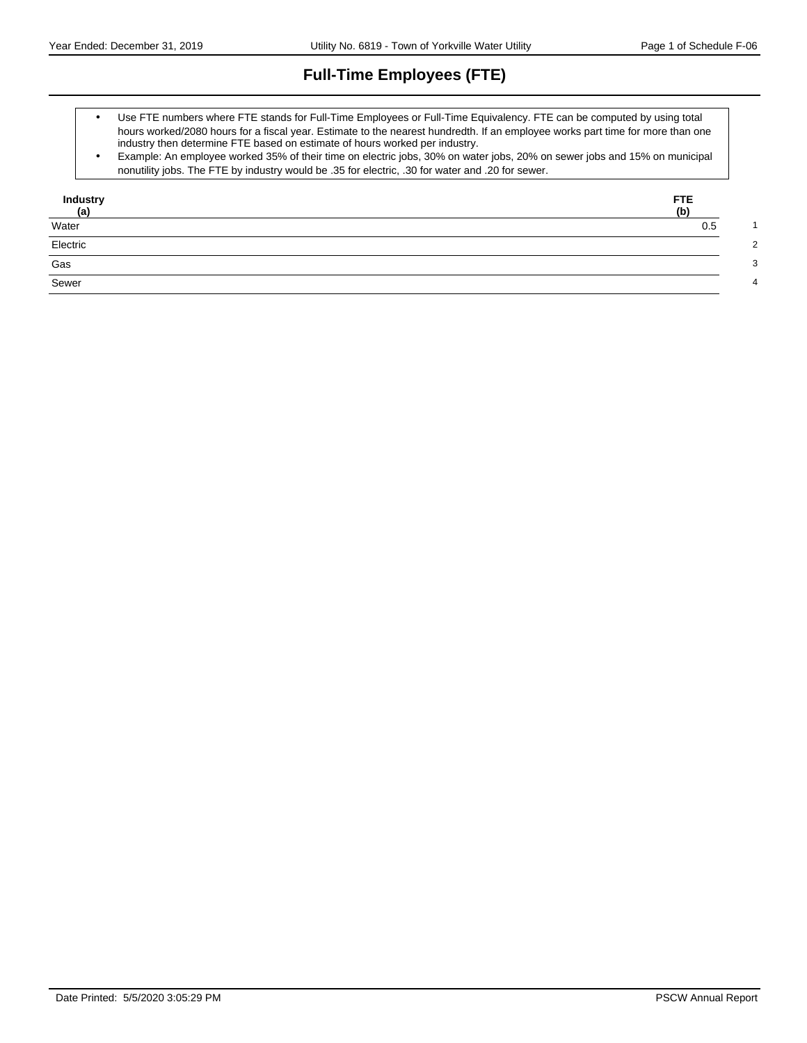# Full-Time Employees (FTE)

- Use FTE numbers where FTE stands for Full-Time Employees or Full-Time Equivalency. FTE can be computed by using total hours worked/2080 hours for a fiscal year. Estimate to the nearest hundredth. If an employee works part time for more than one industry then determine FTE based on estimate of hours worked per industry.
- Example: An employee worked 35% of their time on electric jobs, 30% on water jobs, 20% on sewer jobs and 15% on municipal nonutility jobs. The FTE by industry would be .35 for electric, .30 for water and .20 for sewer.

| Industry (a) | FTE (b) | |
|---|---|---|
| Water | 0.5 | 1 |
| Electric | | 2 |
| Gas | | 3 |
| Sewer | | 4 |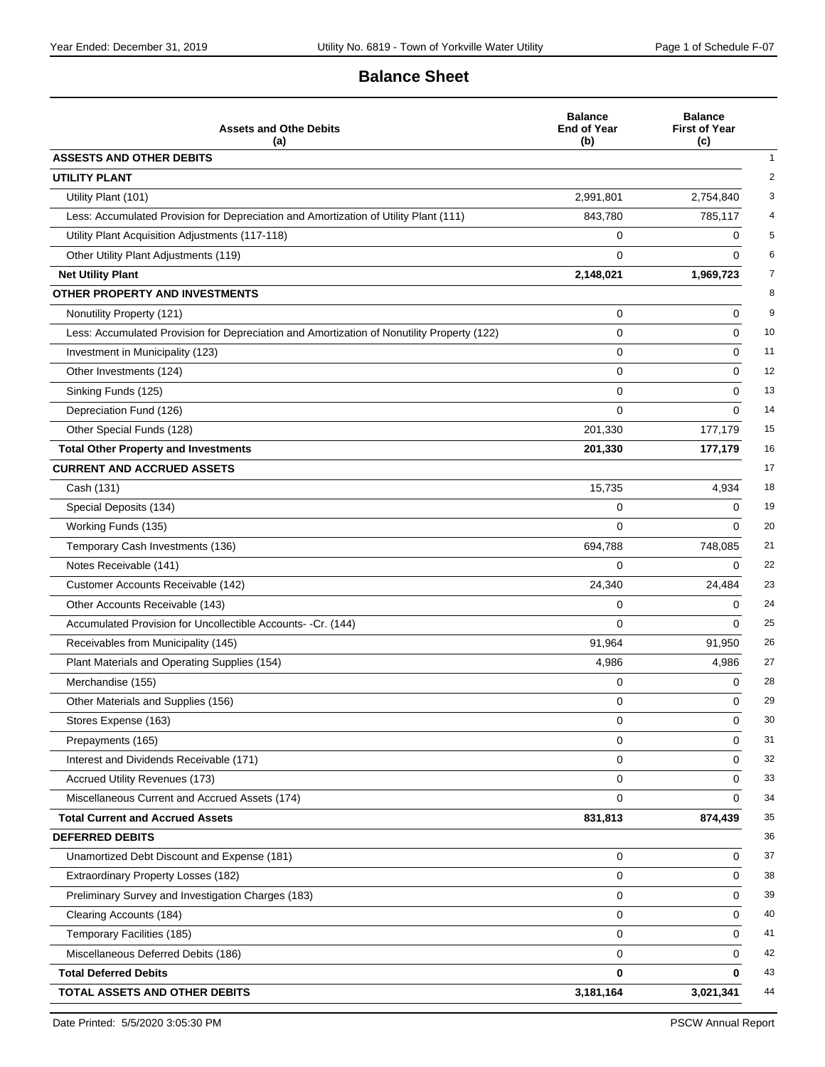# Balance Sheet

| Assets and Othe Debits (a) | Balance End of Year (b) | Balance First of Year (c) | |
|---|---|---|---|
| **ASSESTS AND OTHER DEBITS** | | | 1 |
| **UTILITY PLANT** | | | 2 |
| Utility Plant (101) | 2,991,801 | 2,754,840 | 3 |
| Less: Accumulated Provision for Depreciation and Amortization of Utility Plant (111) | 843,780 | 785,117 | 4 |
| Utility Plant Acquisition Adjustments (117-118) | 0 | 0 | 5 |
| Other Utility Plant Adjustments (119) | 0 | 0 | 6 |
| **Net Utility Plant** | **2,148,021** | **1,969,723** | 7 |
| **OTHER PROPERTY AND INVESTMENTS** | | | 8 |
| Nonutility Property (121) | 0 | 0 | 9 |
| Less: Accumulated Provision for Depreciation and Amortization of Nonutility Property (122) | 0 | 0 | 10 |
| Investment in Municipality (123) | 0 | 0 | 11 |
| Other Investments (124) | 0 | 0 | 12 |
| Sinking Funds (125) | 0 | 0 | 13 |
| Depreciation Fund (126) | 0 | 0 | 14 |
| Other Special Funds (128) | 201,330 | 177,179 | 15 |
| **Total Other Property and Investments** | **201,330** | **177,179** | 16 |
| **CURRENT AND ACCRUED ASSETS** | | | 17 |
| Cash (131) | 15,735 | 4,934 | 18 |
| Special Deposits (134) | 0 | 0 | 19 |
| Working Funds (135) | 0 | 0 | 20 |
| Temporary Cash Investments (136) | 694,788 | 748,085 | 21 |
| Notes Receivable (141) | 0 | 0 | 22 |
| Customer Accounts Receivable (142) | 24,340 | 24,484 | 23 |
| Other Accounts Receivable (143) | 0 | 0 | 24 |
| Accumulated Provision for Uncollectible Accounts- -Cr. (144) | 0 | 0 | 25 |
| Receivables from Municipality (145) | 91,964 | 91,950 | 26 |
| Plant Materials and Operating Supplies (154) | 4,986 | 4,986 | 27 |
| Merchandise (155) | 0 | 0 | 28 |
| Other Materials and Supplies (156) | 0 | 0 | 29 |
| Stores Expense (163) | 0 | 0 | 30 |
| Prepayments (165) | 0 | 0 | 31 |
| Interest and Dividends Receivable (171) | 0 | 0 | 32 |
| Accrued Utility Revenues (173) | 0 | 0 | 33 |
| Miscellaneous Current and Accrued Assets (174) | 0 | 0 | 34 |
| **Total Current and Accrued Assets** | **831,813** | **874,439** | 35 |
| **DEFERRED DEBITS** | | | 36 |
| Unamortized Debt Discount and Expense (181) | 0 | 0 | 37 |
| Extraordinary Property Losses (182) | 0 | 0 | 38 |
| Preliminary Survey and Investigation Charges (183) | 0 | 0 | 39 |
| Clearing Accounts (184) | 0 | 0 | 40 |
| Temporary Facilities (185) | 0 | 0 | 41 |
| Miscellaneous Deferred Debits (186) | 0 | 0 | 42 |
| **Total Deferred Debits** | **0** | **0** | 43 |
| **TOTAL ASSETS AND OTHER DEBITS** | **3,181,164** | **3,021,341** | 44 |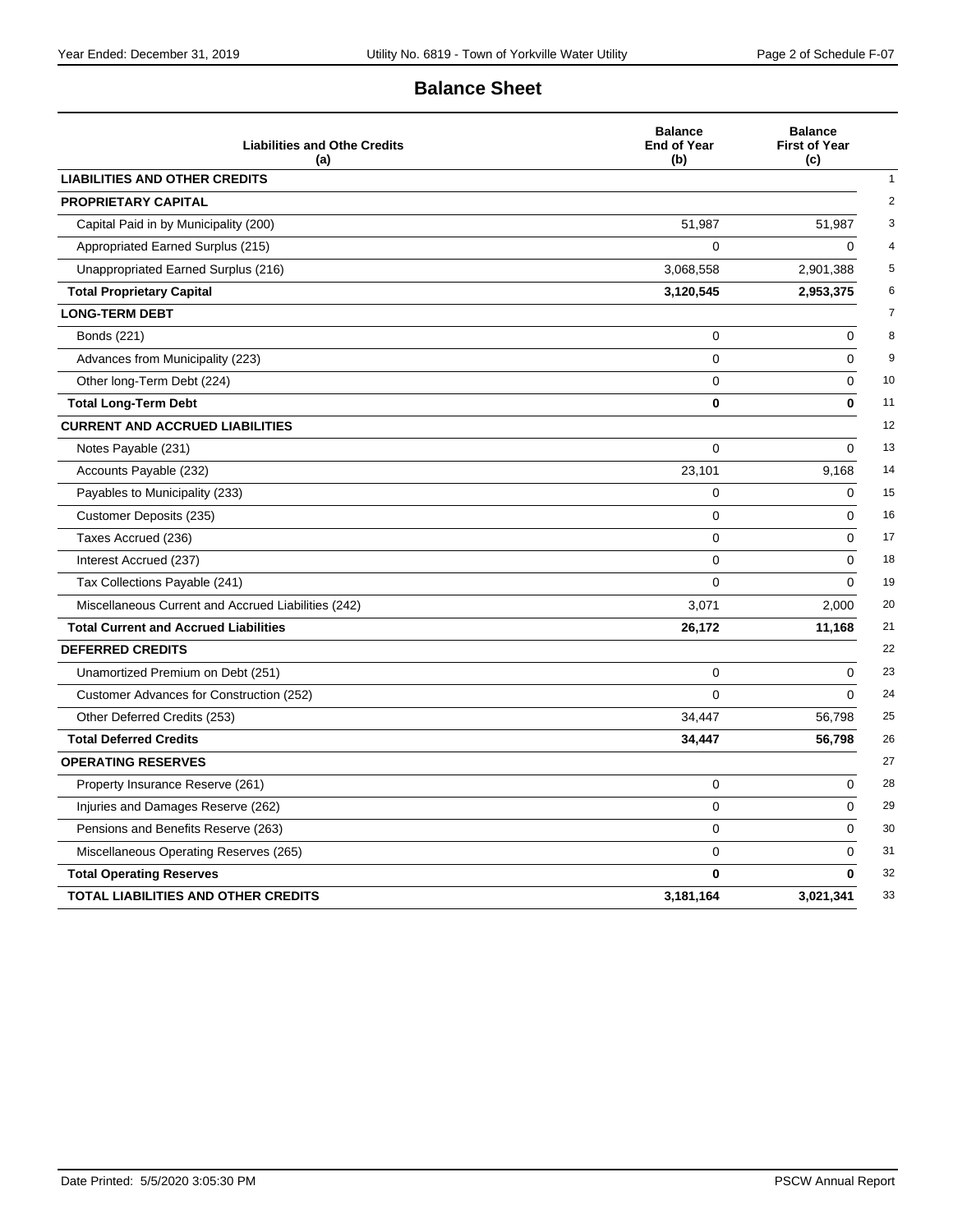## Balance Sheet

| Liabilities and Othe Credits (a) | Balance End of Year (b) | Balance First of Year (c) | |
|---|---|---|---|
| **LIABILITIES AND OTHER CREDITS** | | | 1 |
| **PROPRIETARY CAPITAL** | | | 2 |
| Capital Paid in by Municipality (200) | 51,987 | 51,987 | 3 |
| Appropriated Earned Surplus (215) | 0 | 0 | 4 |
| Unappropriated Earned Surplus (216) | 3,068,558 | 2,901,388 | 5 |
| **Total Proprietary Capital** | **3,120,545** | **2,953,375** | 6 |
| **LONG-TERM DEBT** | | | 7 |
| Bonds (221) | 0 | 0 | 8 |
| Advances from Municipality (223) | 0 | 0 | 9 |
| Other long-Term Debt (224) | 0 | 0 | 10 |
| **Total Long-Term Debt** | **0** | **0** | 11 |
| **CURRENT AND ACCRUED LIABILITIES** | | | 12 |
| Notes Payable (231) | 0 | 0 | 13 |
| Accounts Payable (232) | 23,101 | 9,168 | 14 |
| Payables to Municipality (233) | 0 | 0 | 15 |
| Customer Deposits (235) | 0 | 0 | 16 |
| Taxes Accrued (236) | 0 | 0 | 17 |
| Interest Accrued (237) | 0 | 0 | 18 |
| Tax Collections Payable (241) | 0 | 0 | 19 |
| Miscellaneous Current and Accrued Liabilities (242) | 3,071 | 2,000 | 20 |
| **Total Current and Accrued Liabilities** | **26,172** | **11,168** | 21 |
| **DEFERRED CREDITS** | | | 22 |
| Unamortized Premium on Debt (251) | 0 | 0 | 23 |
| Customer Advances for Construction (252) | 0 | 0 | 24 |
| Other Deferred Credits (253) | 34,447 | 56,798 | 25 |
| **Total Deferred Credits** | **34,447** | **56,798** | 26 |
| **OPERATING RESERVES** | | | 27 |
| Property Insurance Reserve (261) | 0 | 0 | 28 |
| Injuries and Damages Reserve (262) | 0 | 0 | 29 |
| Pensions and Benefits Reserve (263) | 0 | 0 | 30 |
| Miscellaneous Operating Reserves (265) | 0 | 0 | 31 |
| **Total Operating Reserves** | **0** | **0** | 32 |
| **TOTAL LIABILITIES AND OTHER CREDITS** | **3,181,164** | **3,021,341** | 33 |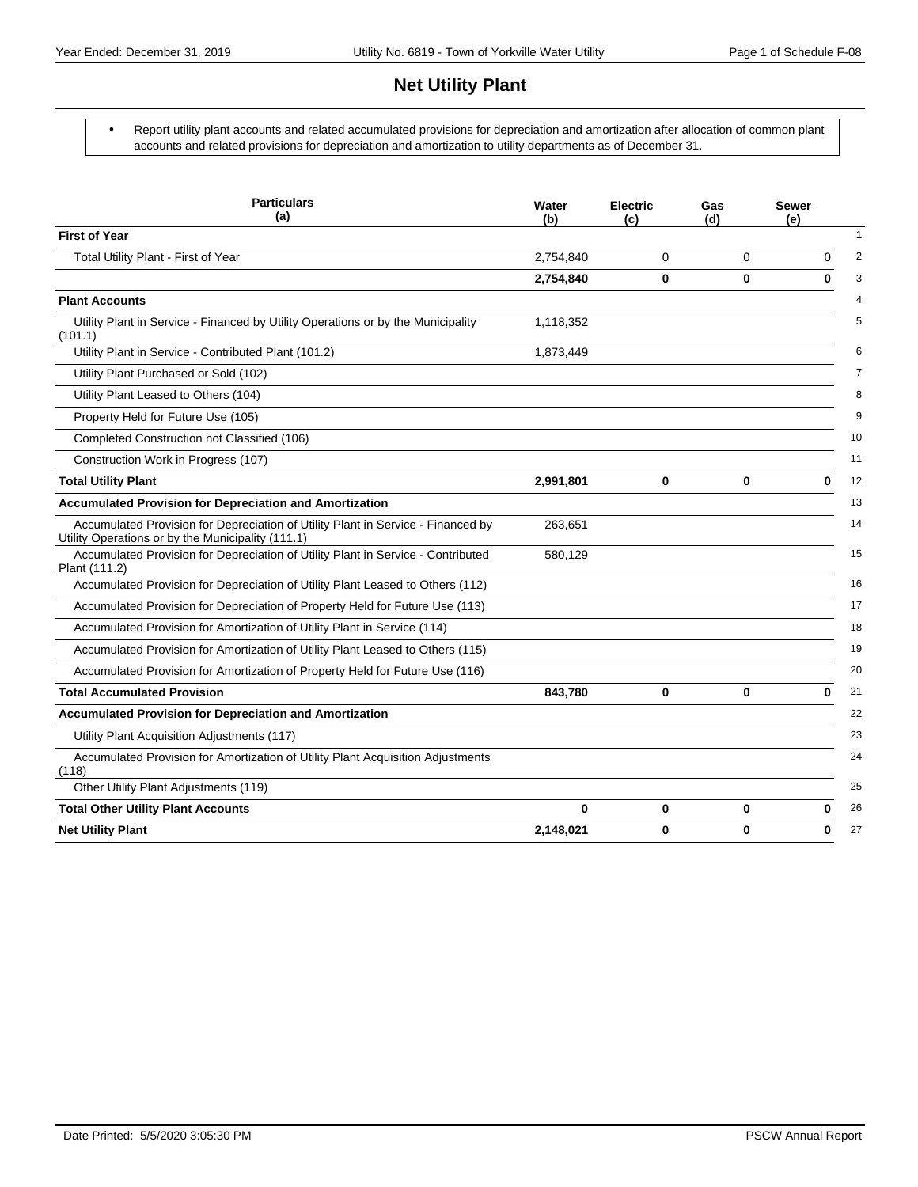# Net Utility Plant

- Report utility plant accounts and related accumulated provisions for depreciation and amortization after allocation of common plant accounts and related provisions for depreciation and amortization to utility departments as of December 31.

| Particulars (a) | Water (b) | Electric (c) | Gas (d) | Sewer (e) | |
|---|---|---|---|---|---|
| **First of Year** | | | | | 1 |
| Total Utility Plant - First of Year | 2,754,840 | 0 | 0 | 0 | 2 |
| | **2,754,840** | **0** | **0** | **0** | 3 |
| **Plant Accounts** | | | | | 4 |
| Utility Plant in Service - Financed by Utility Operations or by the Municipality (101.1) | 1,118,352 | | | | 5 |
| Utility Plant in Service - Contributed Plant (101.2) | 1,873,449 | | | | 6 |
| Utility Plant Purchased or Sold (102) | | | | | 7 |
| Utility Plant Leased to Others (104) | | | | | 8 |
| Property Held for Future Use (105) | | | | | 9 |
| Completed Construction not Classified (106) | | | | | 10 |
| Construction Work in Progress (107) | | | | | 11 |
| **Total Utility Plant** | **2,991,801** | **0** | **0** | **0** | 12 |
| **Accumulated Provision for Depreciation and Amortization** | | | | | 13 |
| Accumulated Provision for Depreciation of Utility Plant in Service - Financed by Utility Operations or by the Municipality (111.1) | 263,651 | | | | 14 |
| Accumulated Provision for Depreciation of Utility Plant in Service - Contributed Plant (111.2) | 580,129 | | | | 15 |
| Accumulated Provision for Depreciation of Utility Plant Leased to Others (112) | | | | | 16 |
| Accumulated Provision for Depreciation of Property Held for Future Use (113) | | | | | 17 |
| Accumulated Provision for Amortization of Utility Plant in Service (114) | | | | | 18 |
| Accumulated Provision for Amortization of Utility Plant Leased to Others (115) | | | | | 19 |
| Accumulated Provision for Amortization of Property Held for Future Use (116) | | | | | 20 |
| **Total Accumulated Provision** | **843,780** | **0** | **0** | **0** | 21 |
| **Accumulated Provision for Depreciation and Amortization** | | | | | 22 |
| Utility Plant Acquisition Adjustments (117) | | | | | 23 |
| Accumulated Provision for Amortization of Utility Plant Acquisition Adjustments (118) | | | | | 24 |
| Other Utility Plant Adjustments (119) | | | | | 25 |
| **Total Other Utility Plant Accounts** | **0** | **0** | **0** | **0** | 26 |
| **Net Utility Plant** | **2,148,021** | **0** | **0** | **0** | 27 |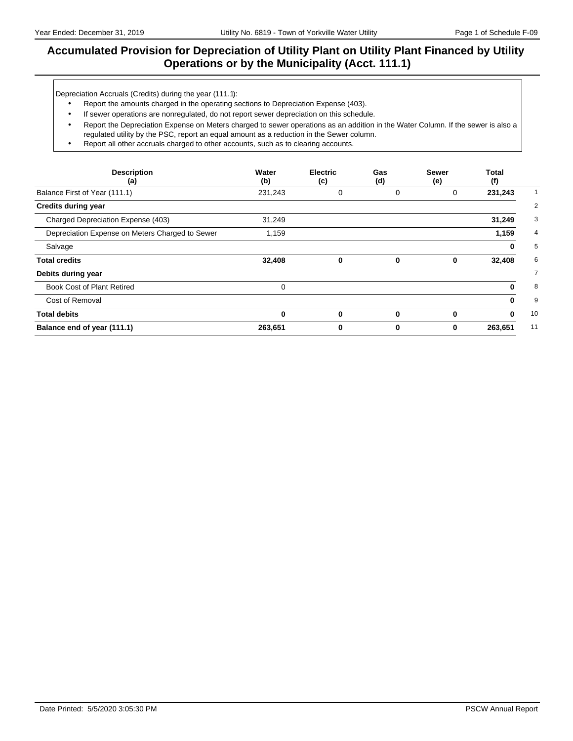# Accumulated Provision for Depreciation of Utility Plant on Utility Plant Financed by Utility Operations or by the Municipality (Acct. 111.1)

Depreciation Accruals (Credits) during the year (111.1):

- Report the amounts charged in the operating sections to Depreciation Expense (403).
- If sewer operations are nonregulated, do not report sewer depreciation on this schedule.
- Report the Depreciation Expense on Meters charged to sewer operations as an addition in the Water Column. If the sewer is also a regulated utility by the PSC, report an equal amount as a reduction in the Sewer column.
- Report all other accruals charged to other accounts, such as to clearing accounts.

| Description (a) | Water (b) | Electric (c) | Gas (d) | Sewer (e) | Total (f) | |
|---|---|---|---|---|---|---|
| Balance First of Year (111.1) | 231,243 | 0 | 0 | 0 | **231,243** | 1 |
| **Credits during year** | | | | | | 2 |
| Charged Depreciation Expense (403) | 31,249 | | | | **31,249** | 3 |
| Depreciation Expense on Meters Charged to Sewer | 1,159 | | | | **1,159** | 4 |
| Salvage | | | | | **0** | 5 |
| **Total credits** | **32,408** | **0** | **0** | **0** | **32,408** | 6 |
| **Debits during year** | | | | | | 7 |
| Book Cost of Plant Retired | 0 | | | | **0** | 8 |
| Cost of Removal | | | | | **0** | 9 |
| **Total debits** | **0** | **0** | **0** | **0** | **0** | 10 |
| **Balance end of year (111.1)** | **263,651** | **0** | **0** | **0** | **263,651** | 11 |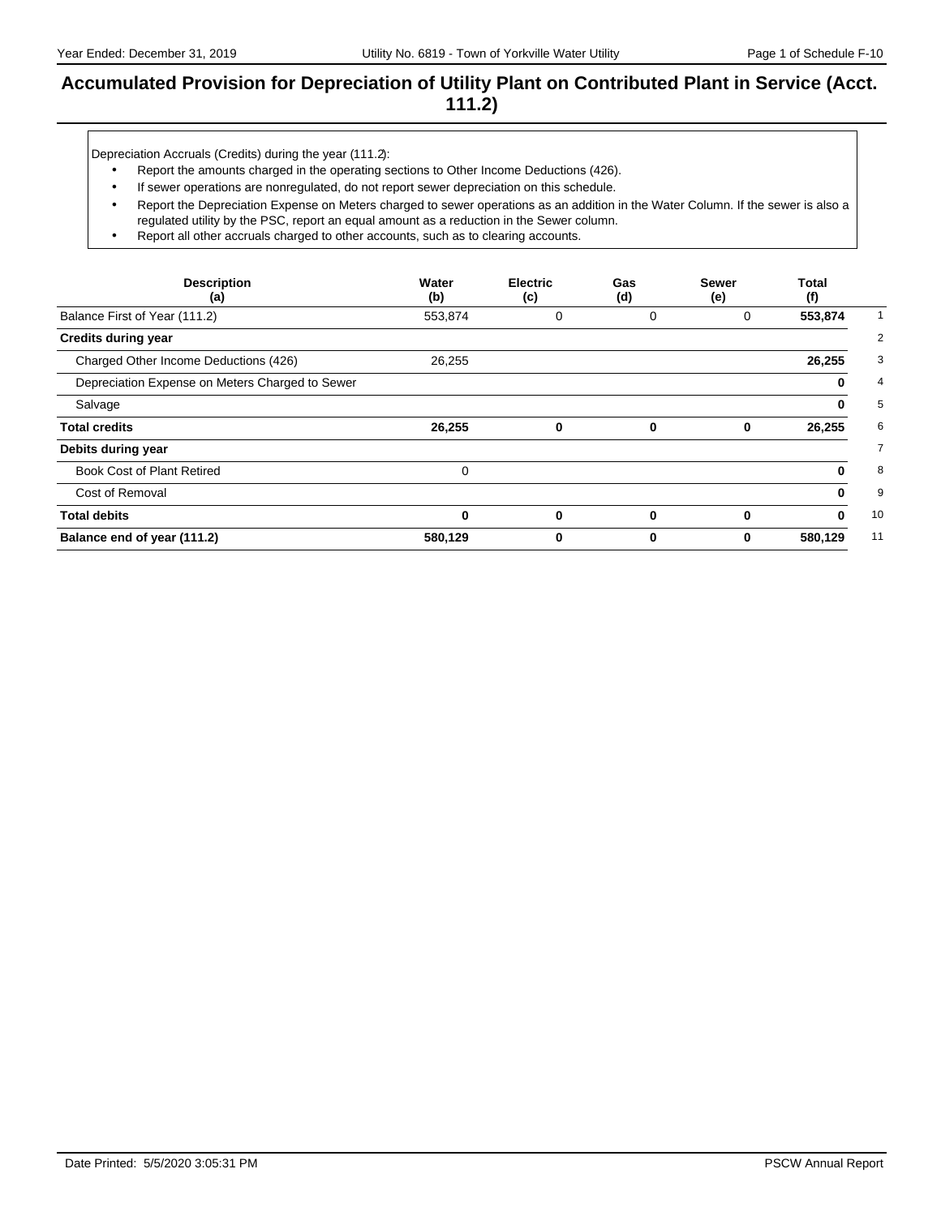# Accumulated Provision for Depreciation of Utility Plant on Contributed Plant in Service (Acct. 111.2)

Depreciation Accruals (Credits) during the year (111.2):

- Report the amounts charged in the operating sections to Other Income Deductions (426).
- If sewer operations are nonregulated, do not report sewer depreciation on this schedule.
- Report the Depreciation Expense on Meters charged to sewer operations as an addition in the Water Column. If the sewer is also a regulated utility by the PSC, report an equal amount as a reduction in the Sewer column.
- Report all other accruals charged to other accounts, such as to clearing accounts.

| Description (a) | Water (b) | Electric (c) | Gas (d) | Sewer (e) | Total (f) | |
|---|---|---|---|---|---|---|
| Balance First of Year (111.2) | 553,874 | 0 | 0 | 0 | **553,874** | 1 |
| **Credits during year** | | | | | | 2 |
| Charged Other Income Deductions (426) | 26,255 | | | | **26,255** | 3 |
| Depreciation Expense on Meters Charged to Sewer | | | | | **0** | 4 |
| Salvage | | | | | **0** | 5 |
| **Total credits** | **26,255** | **0** | **0** | **0** | **26,255** | 6 |
| **Debits during year** | | | | | | 7 |
| Book Cost of Plant Retired | 0 | | | | **0** | 8 |
| Cost of Removal | | | | | **0** | 9 |
| **Total debits** | **0** | **0** | **0** | **0** | **0** | 10 |
| **Balance end of year (111.2)** | **580,129** | **0** | **0** | **0** | **580,129** | 11 |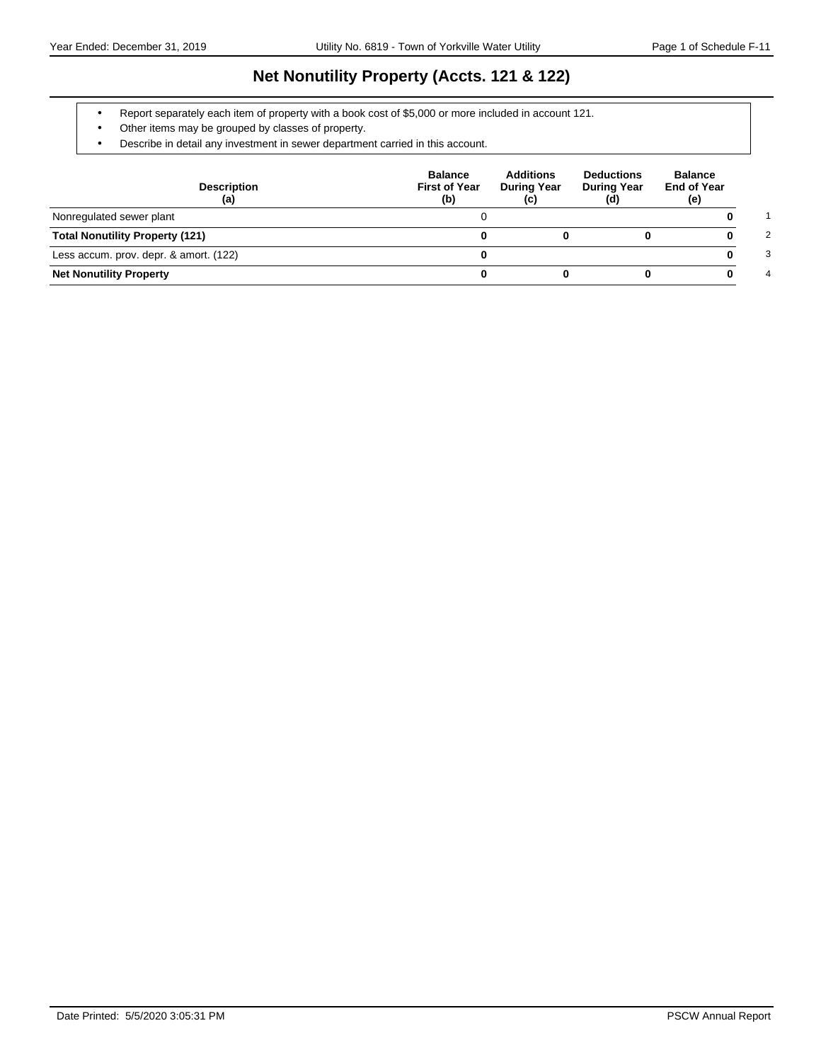# Net Nonutility Property (Accts. 121 & 122)

- Report separately each item of property with a book cost of $5,000 or more included in account 121.
- Other items may be grouped by classes of property.
- Describe in detail any investment in sewer department carried in this account.

| Description (a) | Balance First of Year (b) | Additions During Year (c) | Deductions During Year (d) | Balance End of Year (e) | |
|---|---|---|---|---|---|
| Nonregulated sewer plant | 0 | | | **0** | 1 |
| **Total Nonutility Property (121)** | **0** | **0** | **0** | **0** | 2 |
| Less accum. prov. depr. & amort. (122) | **0** | | | **0** | 3 |
| **Net Nonutility Property** | **0** | **0** | **0** | **0** | 4 |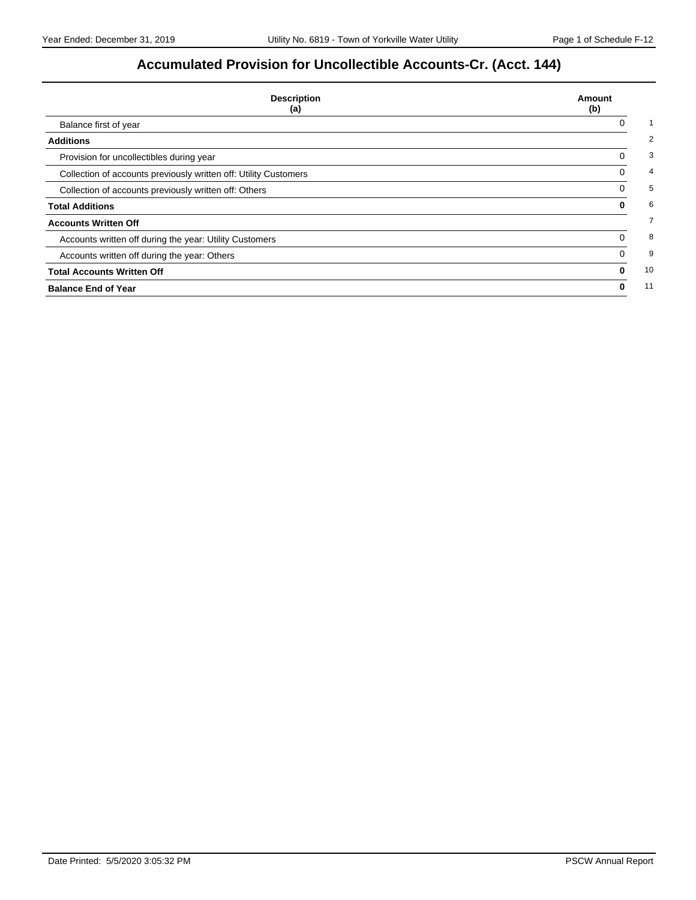# Accumulated Provision for Uncollectible Accounts-Cr. (Acct. 144)

| Description (a) | Amount (b) | |
|---|---|---|
| Balance first of year | 0 | 1 |
| **Additions** | | 2 |
| Provision for uncollectibles during year | 0 | 3 |
| Collection of accounts previously written off: Utility Customers | 0 | 4 |
| Collection of accounts previously written off: Others | 0 | 5 |
| **Total Additions** | **0** | 6 |
| **Accounts Written Off** | | 7 |
| Accounts written off during the year: Utility Customers | 0 | 8 |
| Accounts written off during the year: Others | 0 | 9 |
| **Total Accounts Written Off** | **0** | 10 |
| **Balance End of Year** | **0** | 11 |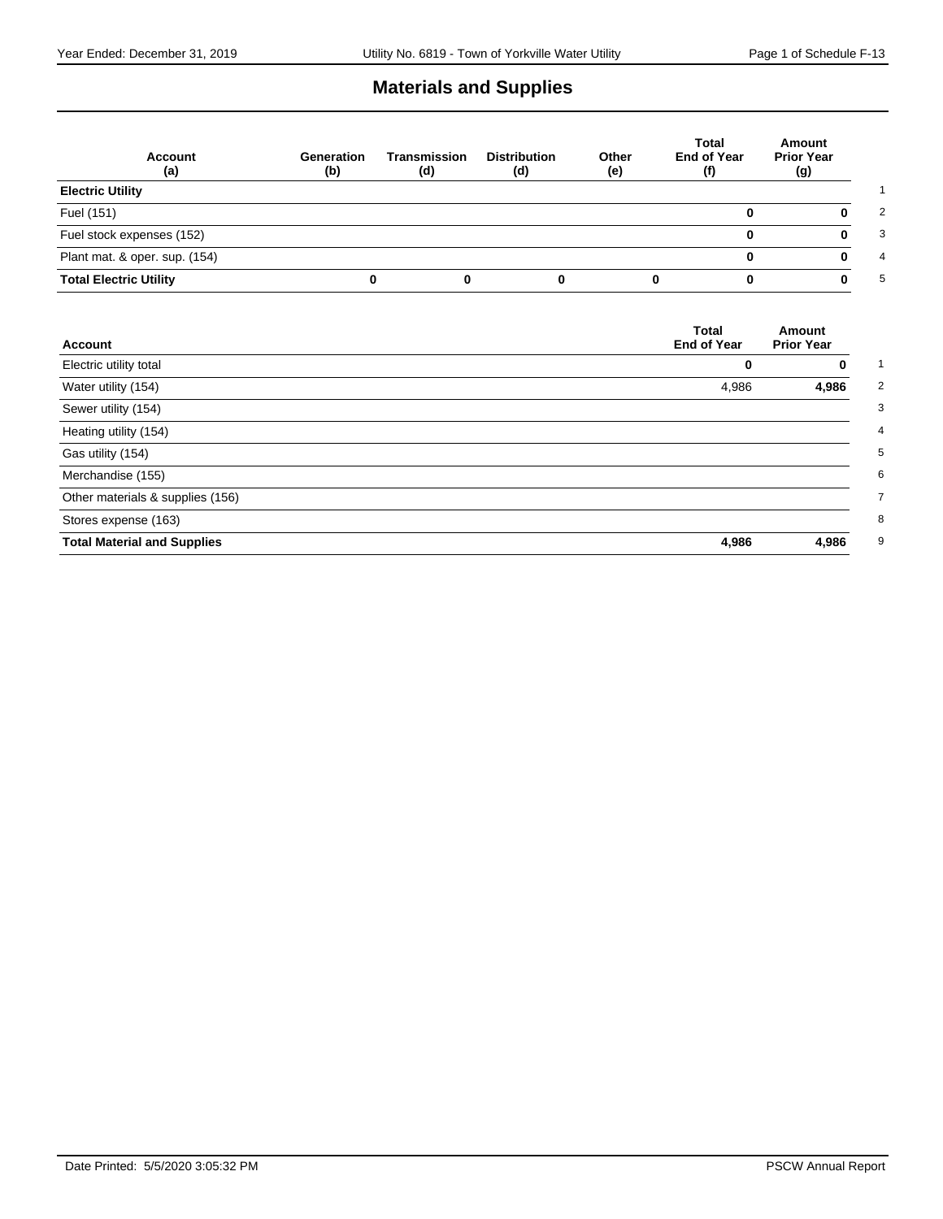# Materials and Supplies

| Account (a) | Generation (b) | Transmission (d) | Distribution (d) | Other (e) | Total End of Year (f) | Amount Prior Year (g) | |
|---|---|---|---|---|---|---|---|
| **Electric Utility** | | | | | | | 1 |
| Fuel (151) | | | | | **0** | **0** | 2 |
| Fuel stock expenses (152) | | | | | **0** | **0** | 3 |
| Plant mat. & oper. sup. (154) | | | | | **0** | **0** | 4 |
| **Total Electric Utility** | **0** | **0** | **0** | **0** | **0** | **0** | 5 |

| Account | Total End of Year | Amount Prior Year | |
|---|---|---|---|
| Electric utility total | **0** | **0** | 1 |
| Water utility (154) | 4,986 | **4,986** | 2 |
| Sewer utility (154) | | | 3 |
| Heating utility (154) | | | 4 |
| Gas utility (154) | | | 5 |
| Merchandise (155) | | | 6 |
| Other materials & supplies (156) | | | 7 |
| Stores expense (163) | | | 8 |
| **Total Material and Supplies** | **4,986** | **4,986** | 9 |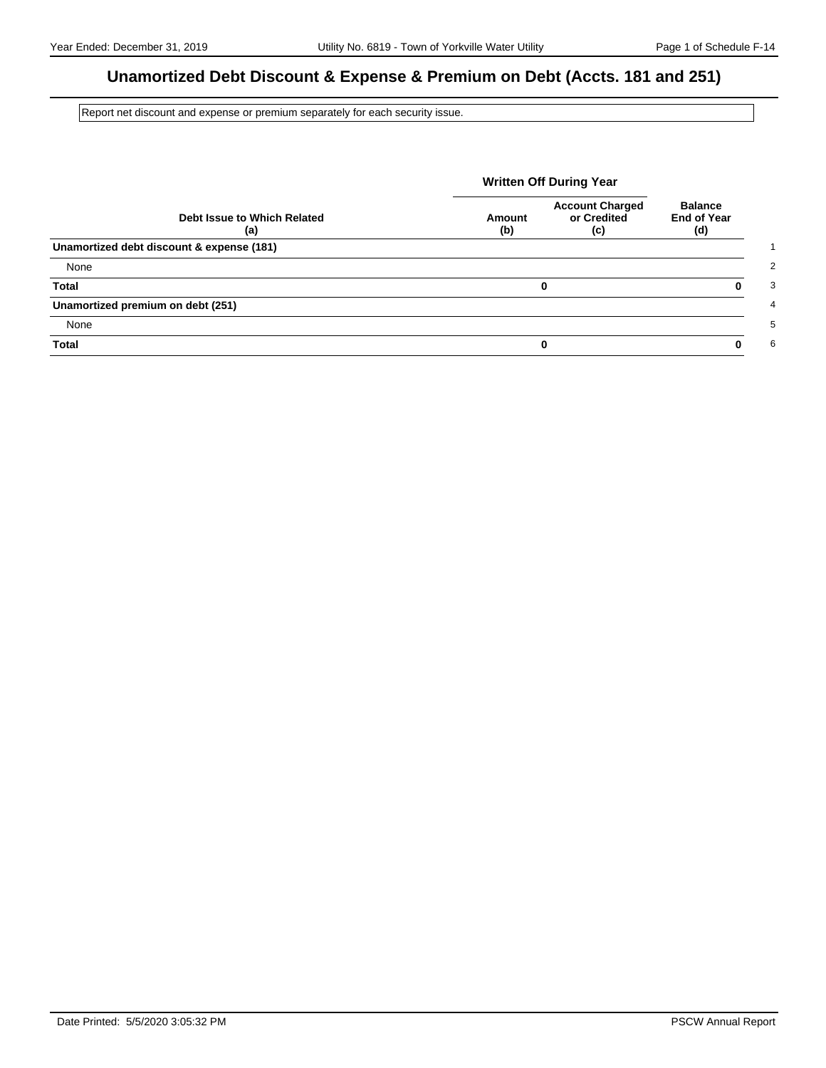# Unamortized Debt Discount & Expense & Premium on Debt (Accts. 181 and 251)

Report net discount and expense or premium separately for each security issue.

| Debt Issue to Which Related (a) | Written Off During Year Amount (b) | Written Off During Year Account Charged or Credited (c) | Balance End of Year (d) | |
|---|---|---|---|---|
| **Unamortized debt discount & expense (181)** | | | | 1 |
| None | | | | 2 |
| **Total** | **0** | | **0** | 3 |
| **Unamortized premium on debt (251)** | | | | 4 |
| None | | | | 5 |
| **Total** | **0** | | **0** | 6 |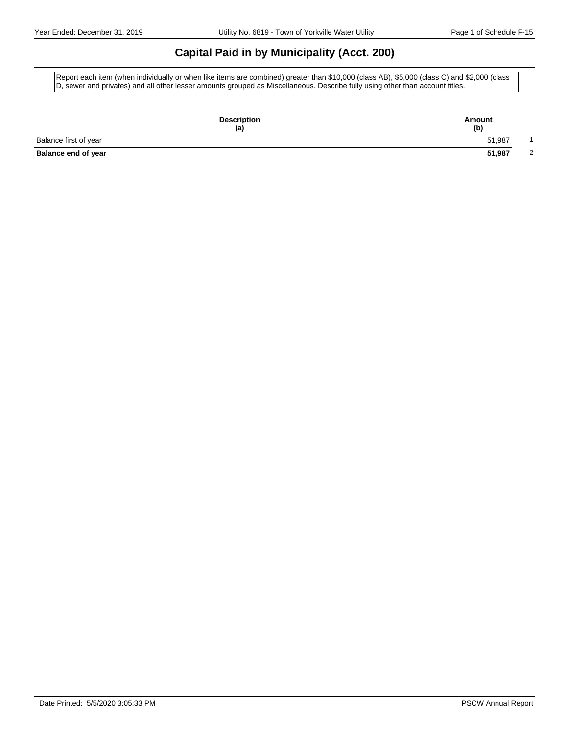# Capital Paid in by Municipality (Acct. 200)

Report each item (when individually or when like items are combined) greater than $10,000 (class AB), $5,000 (class C) and $2,000 (class D, sewer and privates) and all other lesser amounts grouped as Miscellaneous. Describe fully using other than account titles.

| Description (a) | Amount (b) | |
|---|---|---|
| Balance first of year | 51,987 | 1 |
| **Balance end of year** | **51,987** | 2 |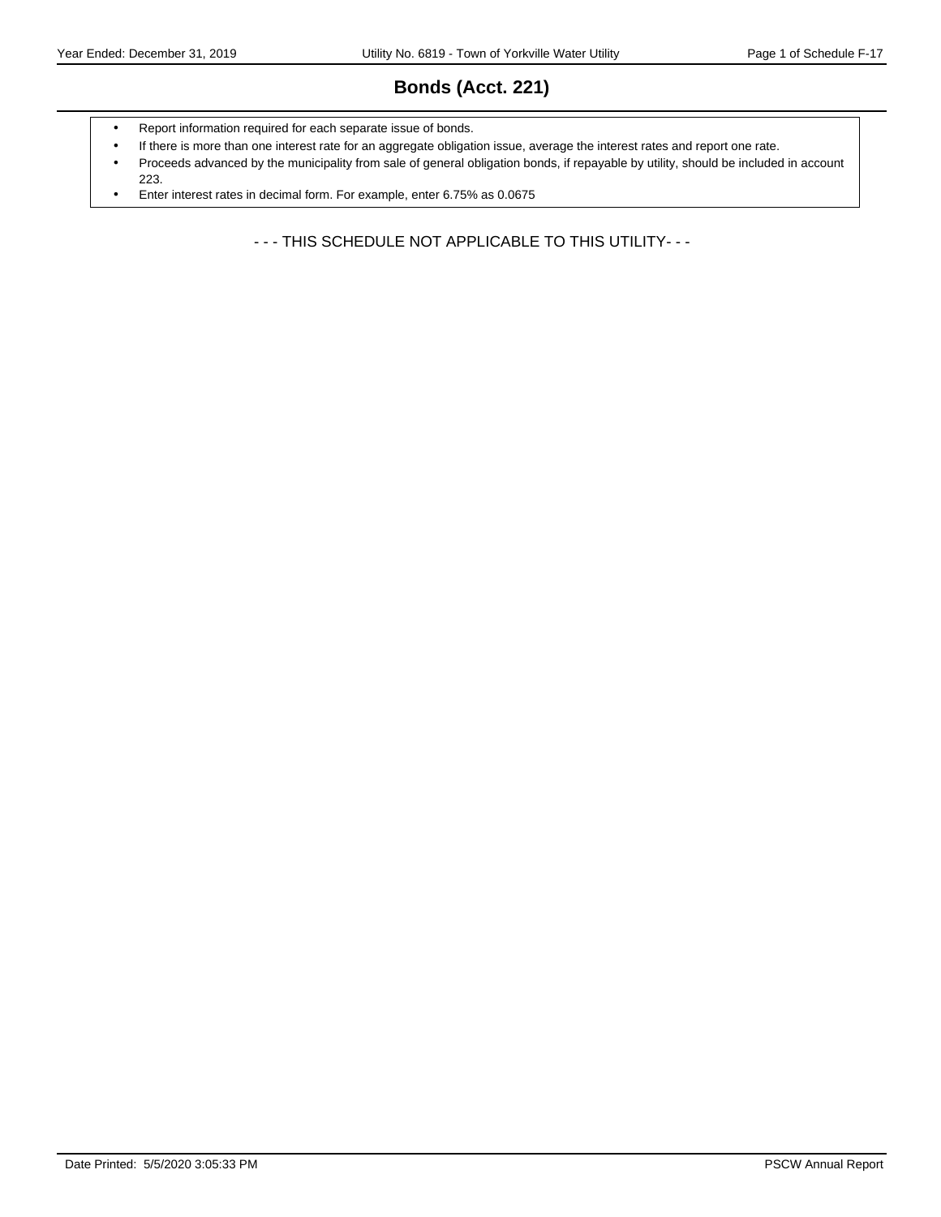# Bonds (Acct. 221)

- Report information required for each separate issue of bonds.
- If there is more than one interest rate for an aggregate obligation issue, average the interest rates and report one rate.
- Proceeds advanced by the municipality from sale of general obligation bonds, if repayable by utility, should be included in account 223.
- Enter interest rates in decimal form. For example, enter 6.75% as 0.0675

- - - THIS SCHEDULE NOT APPLICABLE TO THIS UTILITY- - -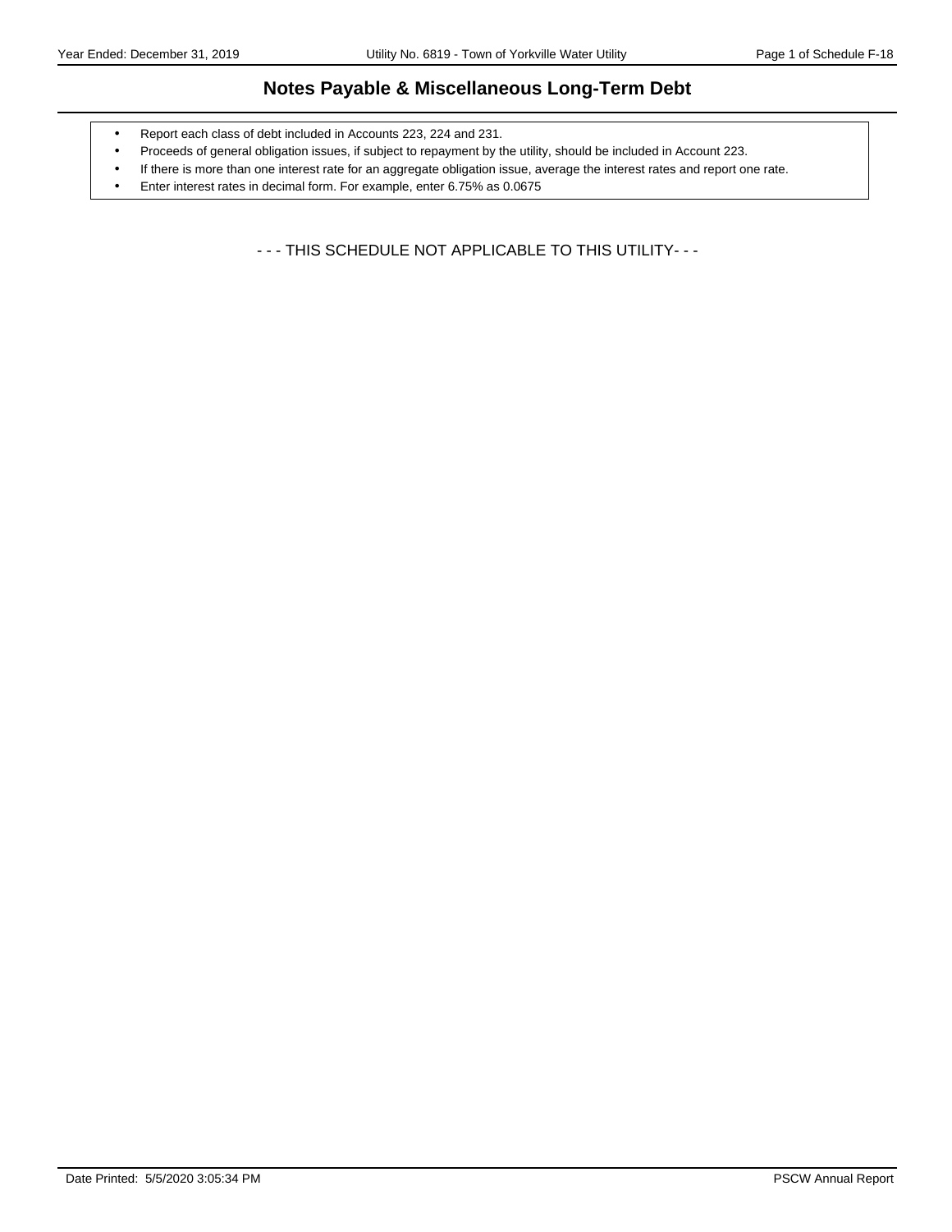# Notes Payable & Miscellaneous Long-Term Debt

- Report each class of debt included in Accounts 223, 224 and 231.
- Proceeds of general obligation issues, if subject to repayment by the utility, should be included in Account 223.
- If there is more than one interest rate for an aggregate obligation issue, average the interest rates and report one rate.
- Enter interest rates in decimal form. For example, enter 6.75% as 0.0675

- - - THIS SCHEDULE NOT APPLICABLE TO THIS UTILITY- - -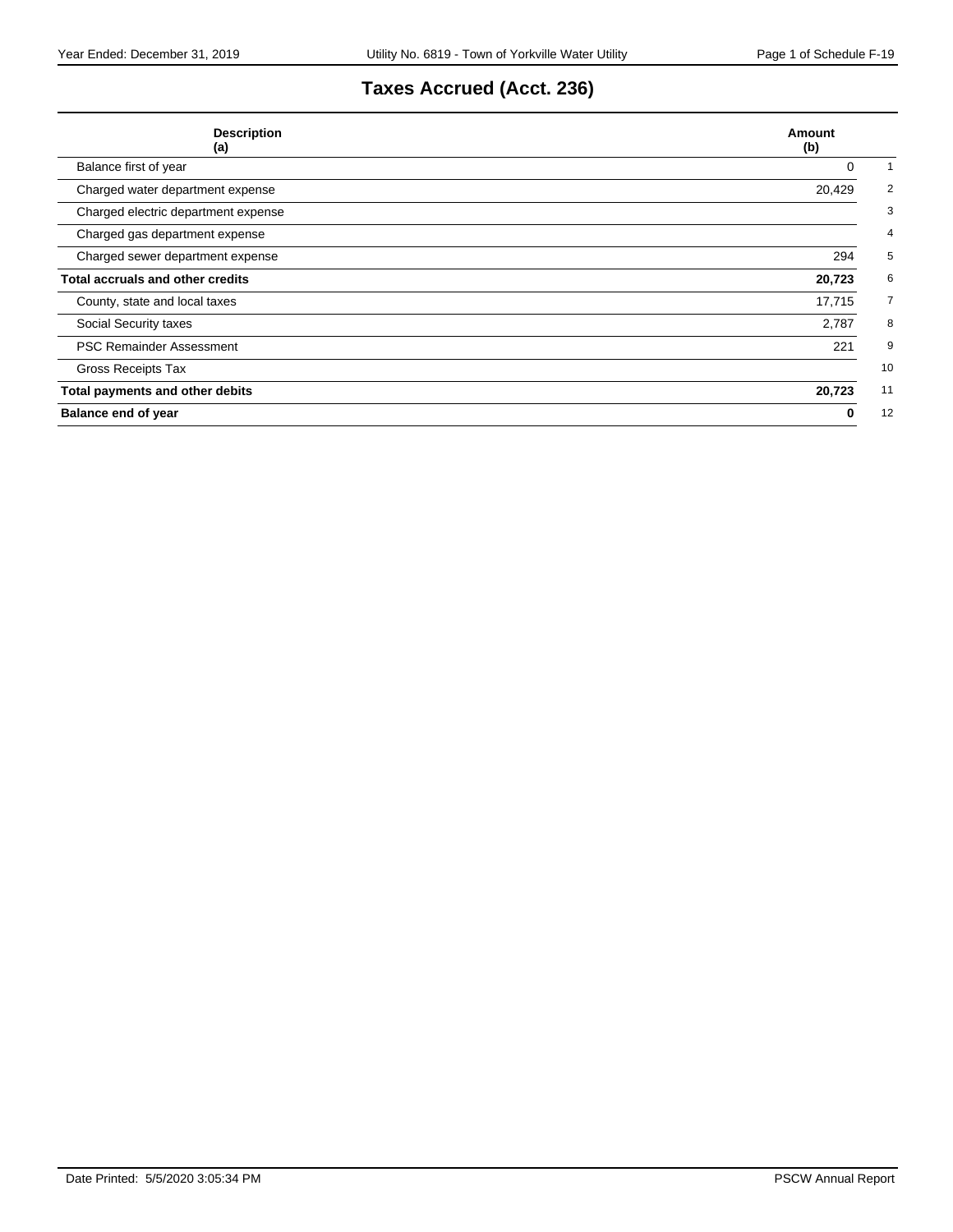# Taxes Accrued (Acct. 236)

| Description (a) | Amount (b) | |
|---|---|---|
| Balance first of year | 0 | 1 |
| Charged water department expense | 20,429 | 2 |
| Charged electric department expense | | 3 |
| Charged gas department expense | | 4 |
| Charged sewer department expense | 294 | 5 |
| **Total accruals and other credits** | **20,723** | 6 |
| County, state and local taxes | 17,715 | 7 |
| Social Security taxes | 2,787 | 8 |
| PSC Remainder Assessment | 221 | 9 |
| Gross Receipts Tax | | 10 |
| **Total payments and other debits** | **20,723** | 11 |
| **Balance end of year** | **0** | 12 |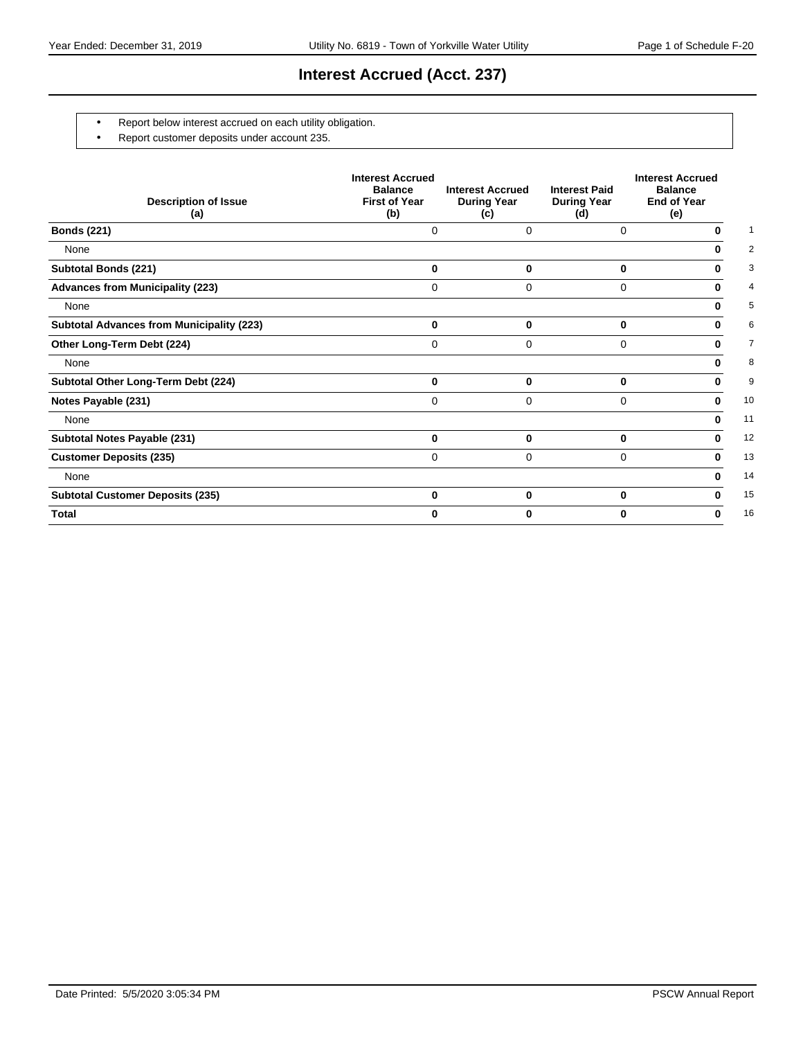# Interest Accrued (Acct. 237)

- Report below interest accrued on each utility obligation.
- Report customer deposits under account 235.

| Description of Issue (a) | Interest Accrued Balance First of Year (b) | Interest Accrued During Year (c) | Interest Paid During Year (d) | Interest Accrued Balance End of Year (e) | |
|---|---|---|---|---|---|
| **Bonds (221)** | 0 | 0 | 0 | **0** | 1 |
| None | | | | **0** | 2 |
| **Subtotal Bonds (221)** | **0** | **0** | **0** | **0** | 3 |
| **Advances from Municipality (223)** | 0 | 0 | 0 | **0** | 4 |
| None | | | | **0** | 5 |
| **Subtotal Advances from Municipality (223)** | **0** | **0** | **0** | **0** | 6 |
| **Other Long-Term Debt (224)** | 0 | 0 | 0 | **0** | 7 |
| None | | | | **0** | 8 |
| **Subtotal Other Long-Term Debt (224)** | **0** | **0** | **0** | **0** | 9 |
| **Notes Payable (231)** | 0 | 0 | 0 | **0** | 10 |
| None | | | | **0** | 11 |
| **Subtotal Notes Payable (231)** | **0** | **0** | **0** | **0** | 12 |
| **Customer Deposits (235)** | 0 | 0 | 0 | **0** | 13 |
| None | | | | **0** | 14 |
| **Subtotal Customer Deposits (235)** | **0** | **0** | **0** | **0** | 15 |
| **Total** | **0** | **0** | **0** | **0** | 16 |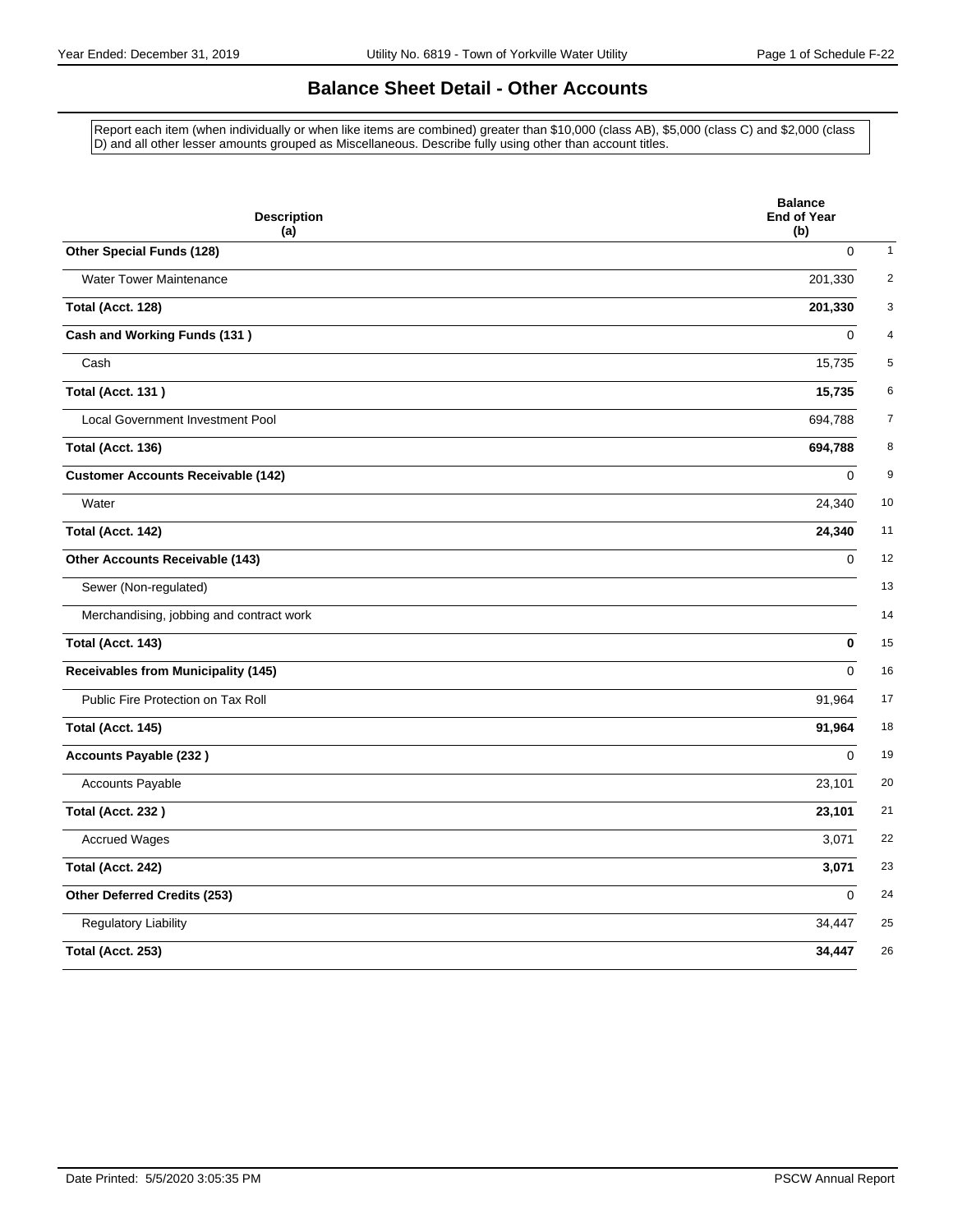# Balance Sheet Detail - Other Accounts

Report each item (when individually or when like items are combined) greater than $10,000 (class AB), $5,000 (class C) and $2,000 (class D) and all other lesser amounts grouped as Miscellaneous. Describe fully using other than account titles.

| Description (a) | Balance End of Year (b) | |
|---|---|---|
| **Other Special Funds (128)** | 0 | 1 |
| Water Tower Maintenance | 201,330 | 2 |
| **Total (Acct. 128)** | **201,330** | 3 |
| **Cash and Working Funds (131 )** | 0 | 4 |
| Cash | 15,735 | 5 |
| **Total (Acct. 131 )** | **15,735** | 6 |
| Local Government Investment Pool | 694,788 | 7 |
| **Total (Acct. 136)** | **694,788** | 8 |
| **Customer Accounts Receivable (142)** | 0 | 9 |
| Water | 24,340 | 10 |
| **Total (Acct. 142)** | **24,340** | 11 |
| **Other Accounts Receivable (143)** | 0 | 12 |
| Sewer (Non-regulated) | | 13 |
| Merchandising, jobbing and contract work | | 14 |
| **Total (Acct. 143)** | **0** | 15 |
| **Receivables from Municipality (145)** | 0 | 16 |
| Public Fire Protection on Tax Roll | 91,964 | 17 |
| **Total (Acct. 145)** | **91,964** | 18 |
| **Accounts Payable (232 )** | 0 | 19 |
| Accounts Payable | 23,101 | 20 |
| **Total (Acct. 232 )** | **23,101** | 21 |
| Accrued Wages | 3,071 | 22 |
| **Total (Acct. 242)** | **3,071** | 23 |
| **Other Deferred Credits (253)** | 0 | 24 |
| Regulatory Liability | 34,447 | 25 |
| **Total (Acct. 253)** | **34,447** | 26 |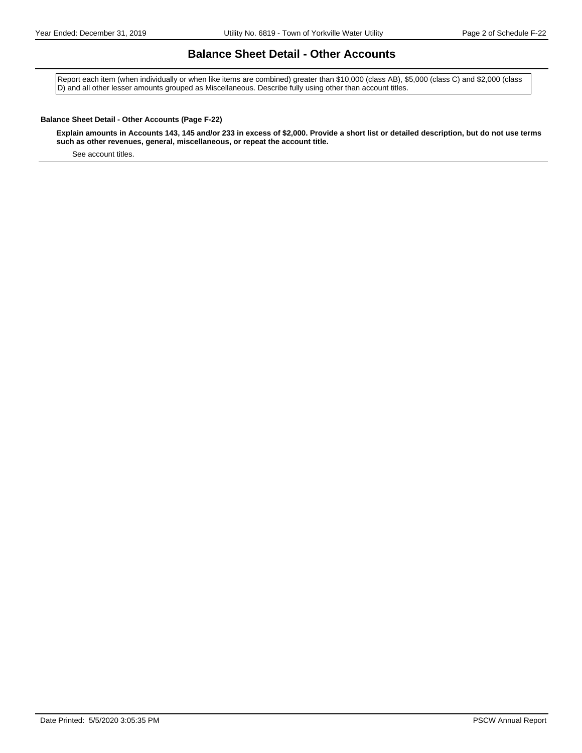# Balance Sheet Detail - Other Accounts

Report each item (when individually or when like items are combined) greater than $10,000 (class AB), $5,000 (class C) and $2,000 (class D) and all other lesser amounts grouped as Miscellaneous. Describe fully using other than account titles.

**Balance Sheet Detail - Other Accounts (Page F-22)**

**Explain amounts in Accounts 143, 145 and/or 233 in excess of $2,000. Provide a short list or detailed description, but do not use terms such as other revenues, general, miscellaneous, or repeat the account title.**

See account titles.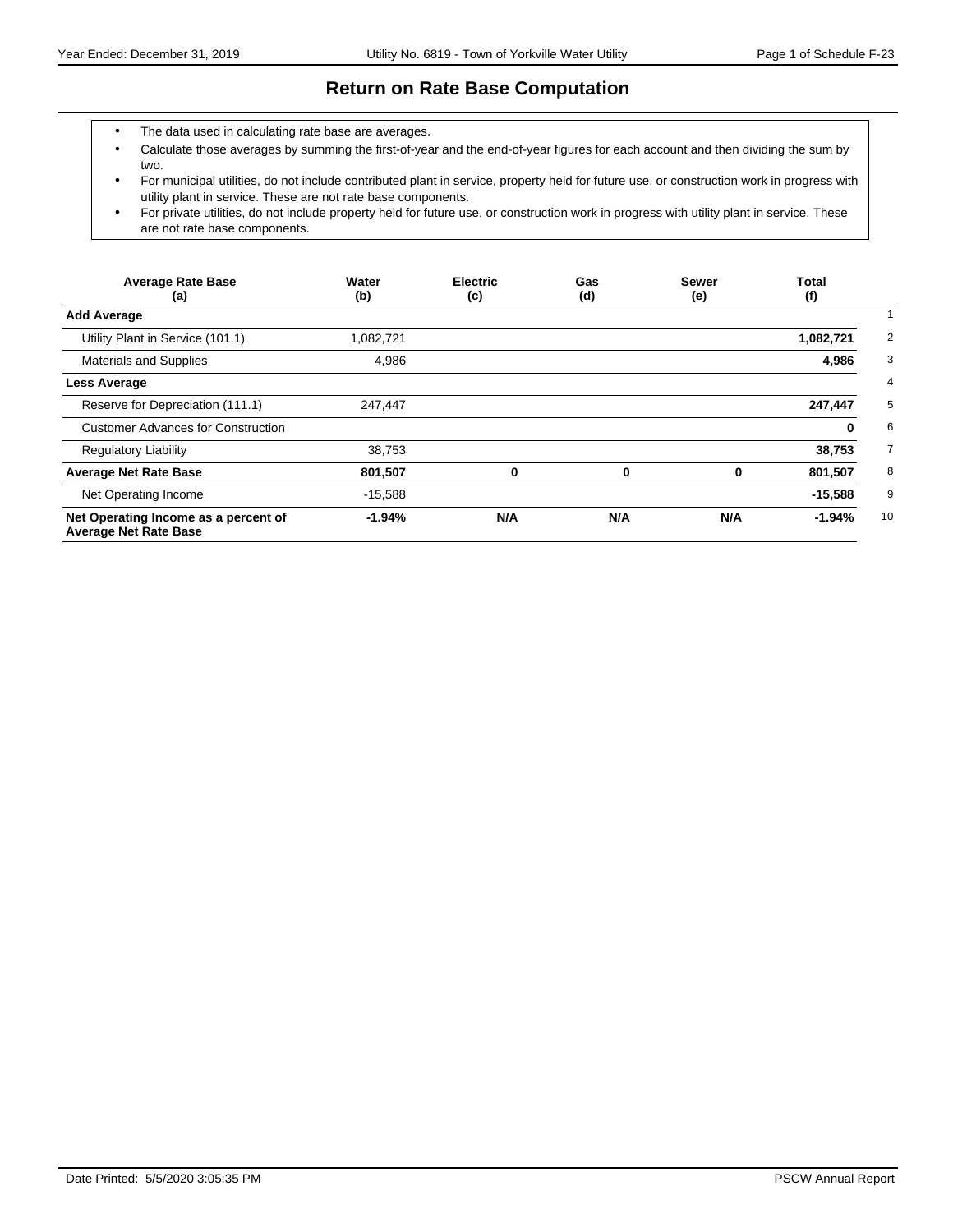# Return on Rate Base Computation

- The data used in calculating rate base are averages.
- Calculate those averages by summing the first-of-year and the end-of-year figures for each account and then dividing the sum by two.
- For municipal utilities, do not include contributed plant in service, property held for future use, or construction work in progress with utility plant in service. These are not rate base components.
- For private utilities, do not include property held for future use, or construction work in progress with utility plant in service. These are not rate base components.

| Average Rate Base (a) | Water (b) | Electric (c) | Gas (d) | Sewer (e) | Total (f) | |
|---|---|---|---|---|---|---|
| **Add Average** | | | | | | 1 |
| Utility Plant in Service (101.1) | 1,082,721 | | | | **1,082,721** | 2 |
| Materials and Supplies | 4,986 | | | | **4,986** | 3 |
| **Less Average** | | | | | | 4 |
| Reserve for Depreciation (111.1) | 247,447 | | | | **247,447** | 5 |
| Customer Advances for Construction | | | | | **0** | 6 |
| Regulatory Liability | 38,753 | | | | **38,753** | 7 |
| **Average Net Rate Base** | **801,507** | **0** | **0** | **0** | **801,507** | 8 |
| Net Operating Income | -15,588 | | | | **-15,588** | 9 |
| **Net Operating Income as a percent of Average Net Rate Base** | **-1.94%** | **N/A** | **N/A** | **N/A** | **-1.94%** | 10 |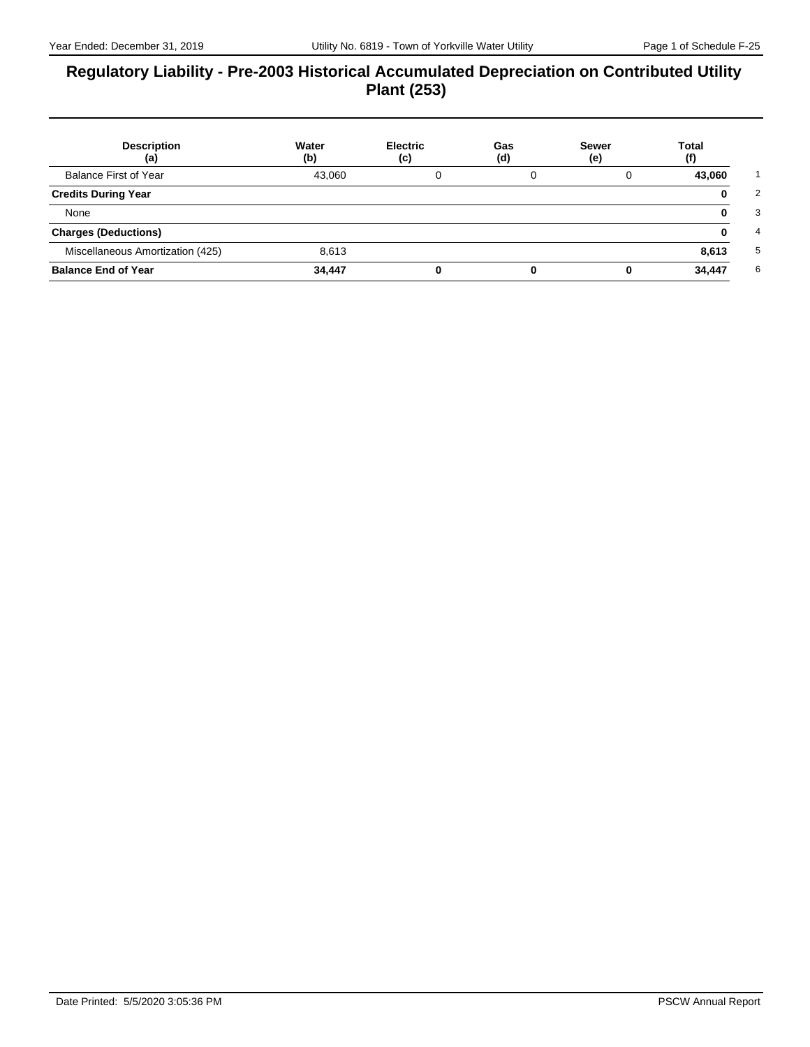# Regulatory Liability - Pre-2003 Historical Accumulated Depreciation on Contributed Utility Plant (253)

| Description (a) | Water (b) | Electric (c) | Gas (d) | Sewer (e) | Total (f) | |
|---|---|---|---|---|---|---|
| Balance First of Year | 43,060 | 0 | 0 | 0 | **43,060** | 1 |
| **Credits During Year** | | | | | **0** | 2 |
| None | | | | | **0** | 3 |
| **Charges (Deductions)** | | | | | **0** | 4 |
| Miscellaneous Amortization (425) | 8,613 | | | | **8,613** | 5 |
| **Balance End of Year** | **34,447** | **0** | **0** | **0** | **34,447** | 6 |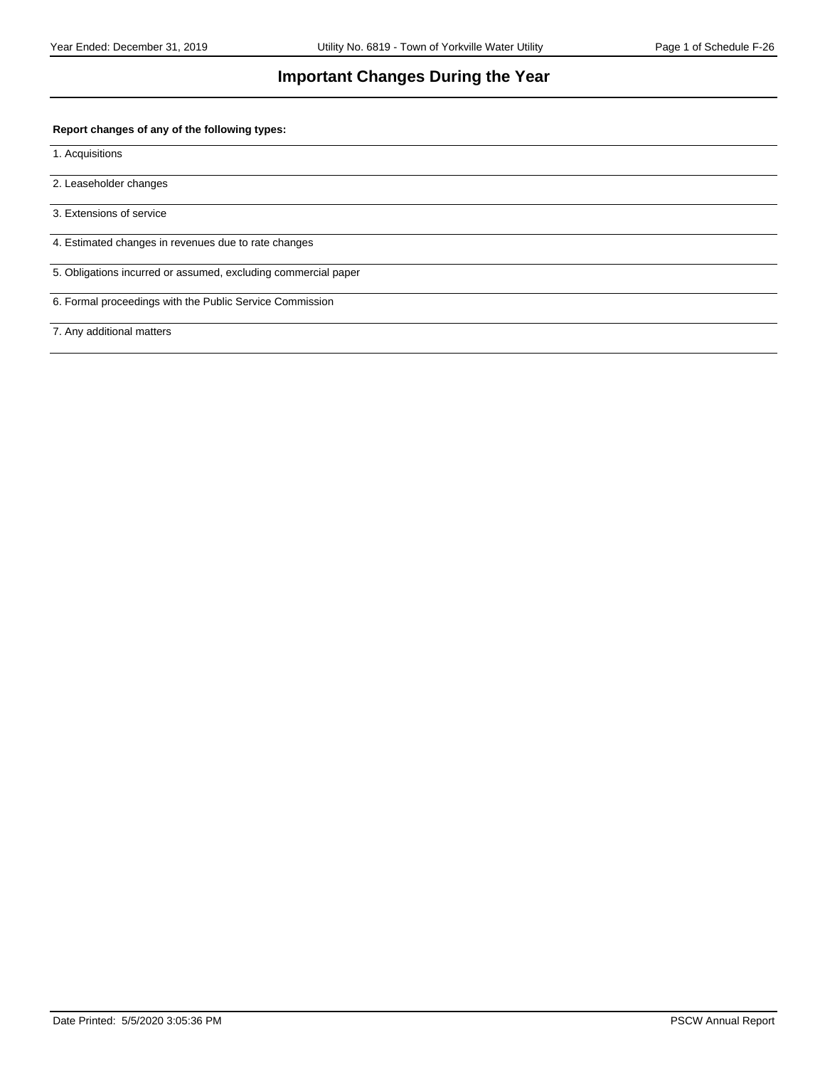# Important Changes During the Year

**Report changes of any of the following types:**

1. Acquisitions

2. Leaseholder changes

3. Extensions of service

4. Estimated changes in revenues due to rate changes

5. Obligations incurred or assumed, excluding commercial paper

6. Formal proceedings with the Public Service Commission

7. Any additional matters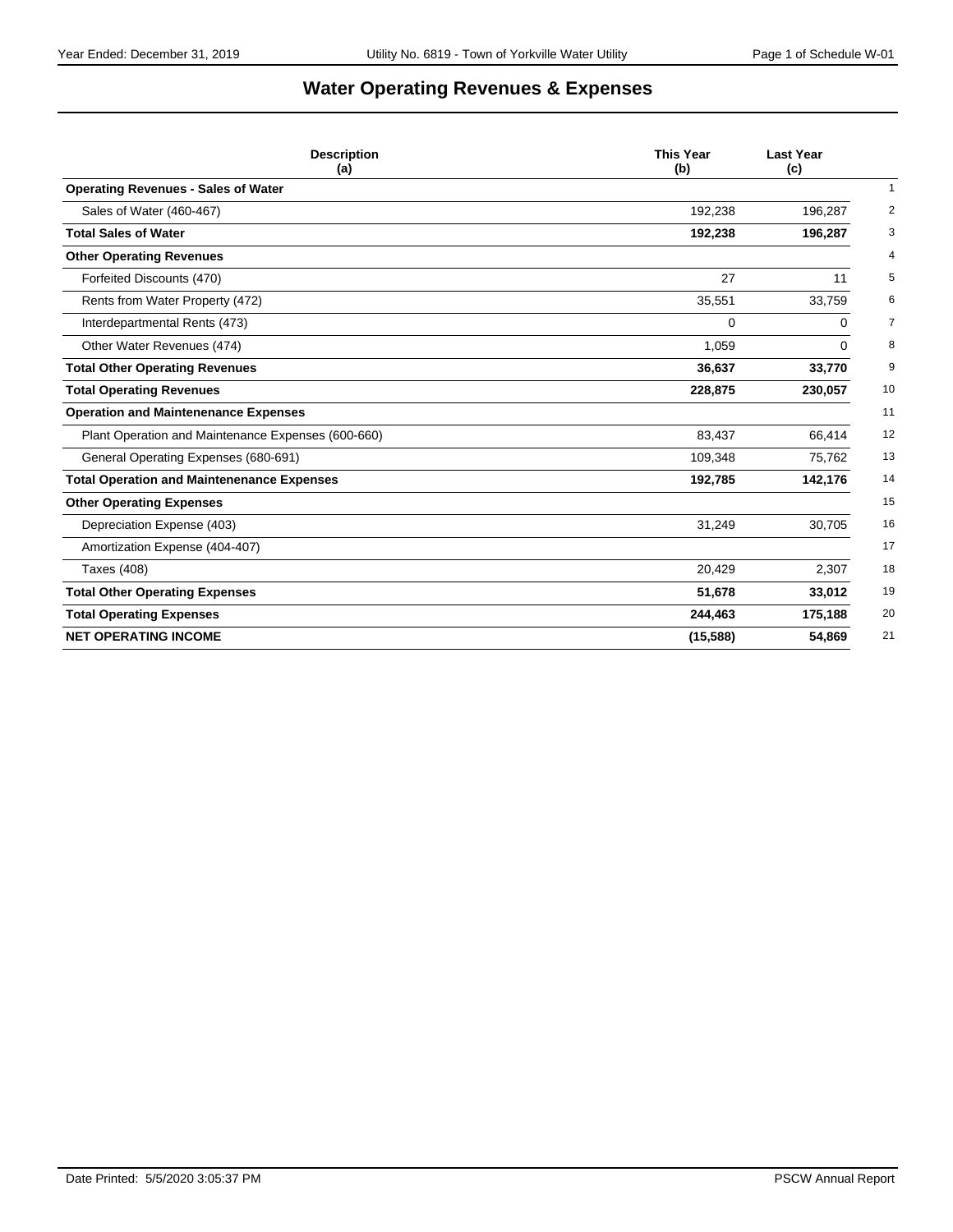# Water Operating Revenues & Expenses

| Description (a) | This Year (b) | Last Year (c) | |
|---|---|---|---|
| **Operating Revenues - Sales of Water** | | | 1 |
| Sales of Water (460-467) | 192,238 | 196,287 | 2 |
| **Total Sales of Water** | **192,238** | **196,287** | 3 |
| **Other Operating Revenues** | | | 4 |
| Forfeited Discounts (470) | 27 | 11 | 5 |
| Rents from Water Property (472) | 35,551 | 33,759 | 6 |
| Interdepartmental Rents (473) | 0 | 0 | 7 |
| Other Water Revenues (474) | 1,059 | 0 | 8 |
| **Total Other Operating Revenues** | **36,637** | **33,770** | 9 |
| **Total Operating Revenues** | **228,875** | **230,057** | 10 |
| **Operation and Maintenenance Expenses** | | | 11 |
| Plant Operation and Maintenance Expenses (600-660) | 83,437 | 66,414 | 12 |
| General Operating Expenses (680-691) | 109,348 | 75,762 | 13 |
| **Total Operation and Maintenenance Expenses** | **192,785** | **142,176** | 14 |
| **Other Operating Expenses** | | | 15 |
| Depreciation Expense (403) | 31,249 | 30,705 | 16 |
| Amortization Expense (404-407) | | | 17 |
| Taxes (408) | 20,429 | 2,307 | 18 |
| **Total Other Operating Expenses** | **51,678** | **33,012** | 19 |
| **Total Operating Expenses** | **244,463** | **175,188** | 20 |
| **NET OPERATING INCOME** | **(15,588)** | **54,869** | 21 |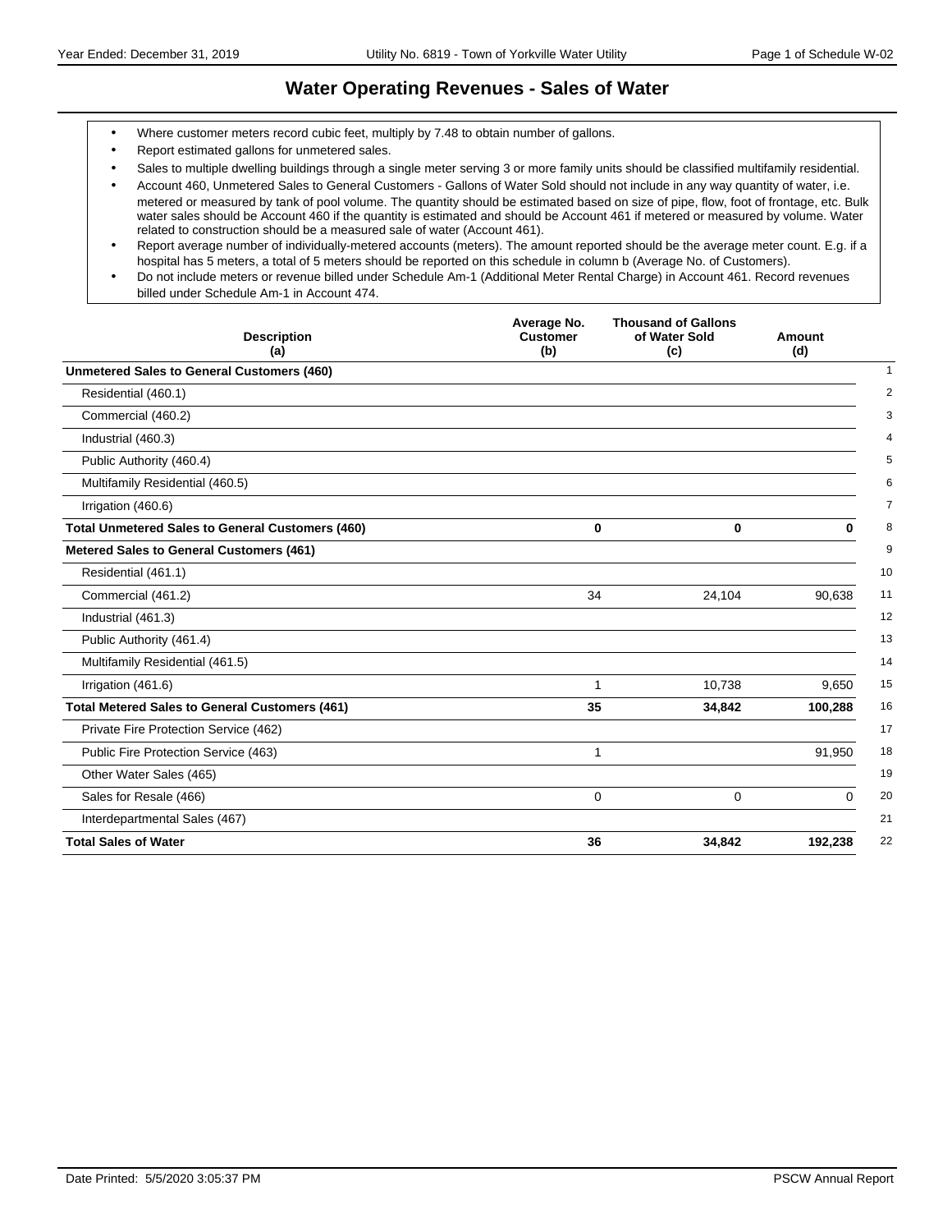# Water Operating Revenues - Sales of Water

- Where customer meters record cubic feet, multiply by 7.48 to obtain number of gallons.
- Report estimated gallons for unmetered sales.
- Sales to multiple dwelling buildings through a single meter serving 3 or more family units should be classified multifamily residential.
- Account 460, Unmetered Sales to General Customers - Gallons of Water Sold should not include in any way quantity of water, i.e. metered or measured by tank of pool volume. The quantity should be estimated based on size of pipe, flow, foot of frontage, etc. Bulk water sales should be Account 460 if the quantity is estimated and should be Account 461 if metered or measured by volume. Water related to construction should be a measured sale of water (Account 461).
- Report average number of individually-metered accounts (meters). The amount reported should be the average meter count. E.g. if a hospital has 5 meters, a total of 5 meters should be reported on this schedule in column b (Average No. of Customers).
- Do not include meters or revenue billed under Schedule Am-1 (Additional Meter Rental Charge) in Account 461. Record revenues billed under Schedule Am-1 in Account 474.

| Description (a) | Average No. Customer (b) | Thousand of Gallons of Water Sold (c) | Amount (d) | |
|---|---|---|---|---|
| **Unmetered Sales to General Customers (460)** | | | | 1 |
| Residential (460.1) | | | | 2 |
| Commercial (460.2) | | | | 3 |
| Industrial (460.3) | | | | 4 |
| Public Authority (460.4) | | | | 5 |
| Multifamily Residential (460.5) | | | | 6 |
| Irrigation (460.6) | | | | 7 |
| **Total Unmetered Sales to General Customers (460)** | **0** | **0** | **0** | 8 |
| **Metered Sales to General Customers (461)** | | | | 9 |
| Residential (461.1) | | | | 10 |
| Commercial (461.2) | 34 | 24,104 | 90,638 | 11 |
| Industrial (461.3) | | | | 12 |
| Public Authority (461.4) | | | | 13 |
| Multifamily Residential (461.5) | | | | 14 |
| Irrigation (461.6) | 1 | 10,738 | 9,650 | 15 |
| **Total Metered Sales to General Customers (461)** | **35** | **34,842** | **100,288** | 16 |
| Private Fire Protection Service (462) | | | | 17 |
| Public Fire Protection Service (463) | 1 | | 91,950 | 18 |
| Other Water Sales (465) | | | | 19 |
| Sales for Resale (466) | 0 | 0 | 0 | 20 |
| Interdepartmental Sales (467) | | | | 21 |
| **Total Sales of Water** | **36** | **34,842** | **192,238** | 22 |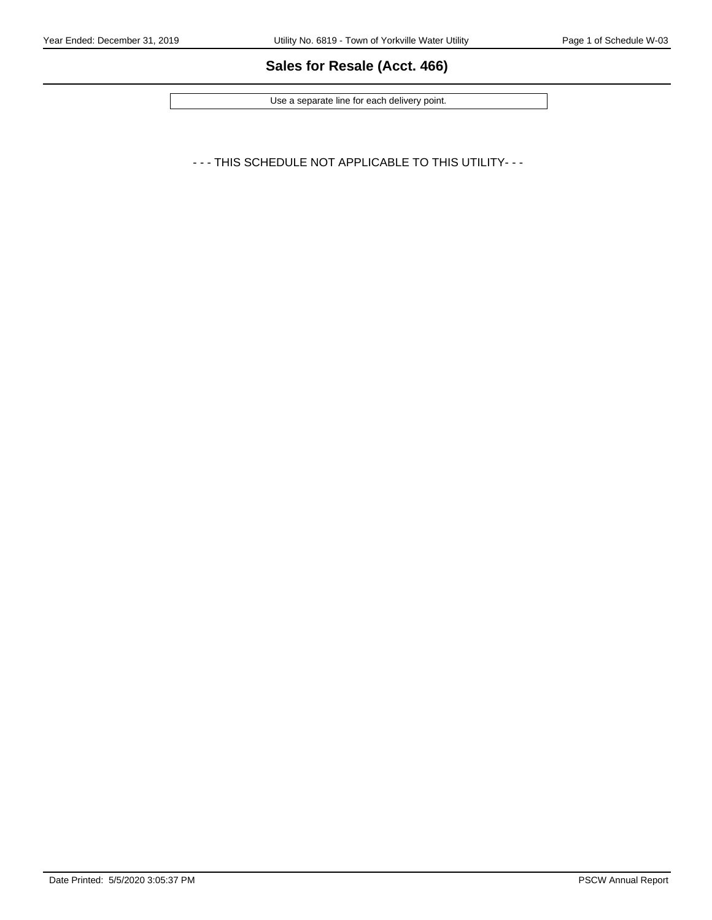## Sales for Resale (Acct. 466)

Use a separate line for each delivery point.

- - - THIS SCHEDULE NOT APPLICABLE TO THIS UTILITY- - -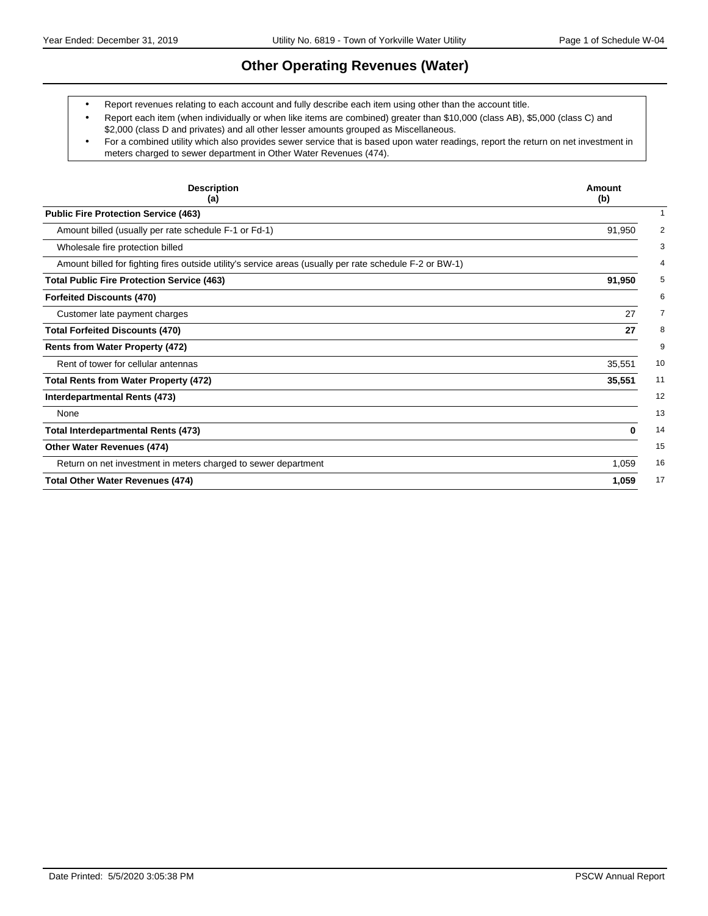# Other Operating Revenues (Water)

- Report revenues relating to each account and fully describe each item using other than the account title.
- Report each item (when individually or when like items are combined) greater than $10,000 (class AB), $5,000 (class C) and $2,000 (class D and privates) and all other lesser amounts grouped as Miscellaneous.
- For a combined utility which also provides sewer service that is based upon water readings, report the return on net investment in meters charged to sewer department in Other Water Revenues (474).

| Description (a) | Amount (b) | |
|---|---|---|
| **Public Fire Protection Service (463)** | | 1 |
| Amount billed (usually per rate schedule F-1 or Fd-1) | 91,950 | 2 |
| Wholesale fire protection billed | | 3 |
| Amount billed for fighting fires outside utility's service areas (usually per rate schedule F-2 or BW-1) | | 4 |
| **Total Public Fire Protection Service (463)** | **91,950** | 5 |
| **Forfeited Discounts (470)** | | 6 |
| Customer late payment charges | 27 | 7 |
| **Total Forfeited Discounts (470)** | **27** | 8 |
| **Rents from Water Property (472)** | | 9 |
| Rent of tower for cellular antennas | 35,551 | 10 |
| **Total Rents from Water Property (472)** | **35,551** | 11 |
| **Interdepartmental Rents (473)** | | 12 |
| None | | 13 |
| **Total Interdepartmental Rents (473)** | **0** | 14 |
| **Other Water Revenues (474)** | | 15 |
| Return on net investment in meters charged to sewer department | 1,059 | 16 |
| **Total Other Water Revenues (474)** | **1,059** | 17 |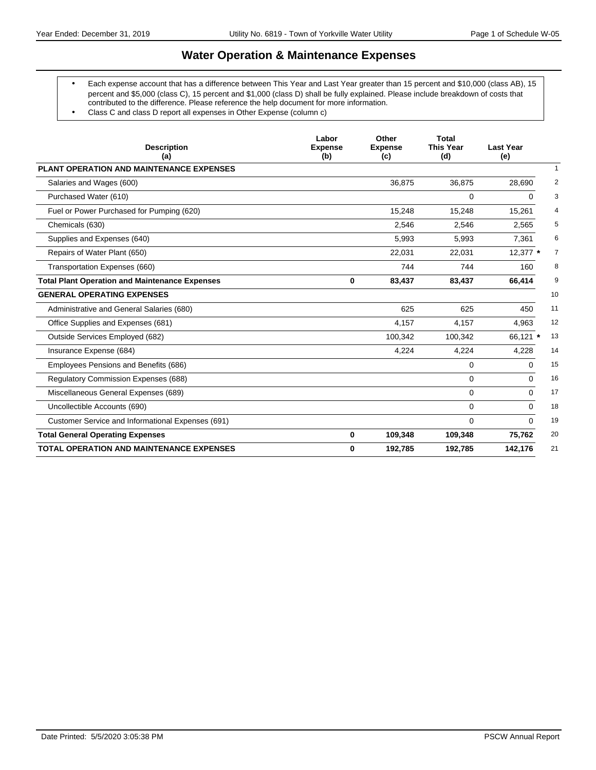# Water Operation & Maintenance Expenses

- Each expense account that has a difference between This Year and Last Year greater than 15 percent and $10,000 (class AB), 15 percent and $5,000 (class C), 15 percent and $1,000 (class D) shall be fully explained. Please include breakdown of costs that contributed to the difference. Please reference the help document for more information.
- Class C and class D report all expenses in Other Expense (column c)

| Description (a) | Labor Expense (b) | Other Expense (c) | Total This Year (d) | Last Year (e) | |
|---|---|---|---|---|---|
| **PLANT OPERATION AND MAINTENANCE EXPENSES** | | | | | 1 |
| Salaries and Wages (600) | | 36,875 | 36,875 | 28,690 | 2 |
| Purchased Water (610) | | | 0 | 0 | 3 |
| Fuel or Power Purchased for Pumping (620) | | 15,248 | 15,248 | 15,261 | 4 |
| Chemicals (630) | | 2,546 | 2,546 | 2,565 | 5 |
| Supplies and Expenses (640) | | 5,993 | 5,993 | 7,361 | 6 |
| Repairs of Water Plant (650) | | 22,031 | 22,031 | 12,377 * | 7 |
| Transportation Expenses (660) | | 744 | 744 | 160 | 8 |
| **Total Plant Operation and Maintenance Expenses** | **0** | **83,437** | **83,437** | **66,414** | 9 |
| **GENERAL OPERATING EXPENSES** | | | | | 10 |
| Administrative and General Salaries (680) | | 625 | 625 | 450 | 11 |
| Office Supplies and Expenses (681) | | 4,157 | 4,157 | 4,963 | 12 |
| Outside Services Employed (682) | | 100,342 | 100,342 | 66,121 * | 13 |
| Insurance Expense (684) | | 4,224 | 4,224 | 4,228 | 14 |
| Employees Pensions and Benefits (686) | | | 0 | 0 | 15 |
| Regulatory Commission Expenses (688) | | | 0 | 0 | 16 |
| Miscellaneous General Expenses (689) | | | 0 | 0 | 17 |
| Uncollectible Accounts (690) | | | 0 | 0 | 18 |
| Customer Service and Informational Expenses (691) | | | 0 | 0 | 19 |
| **Total General Operating Expenses** | **0** | **109,348** | **109,348** | **75,762** | 20 |
| **TOTAL OPERATION AND MAINTENANCE EXPENSES** | **0** | **192,785** | **192,785** | **142,176** | 21 |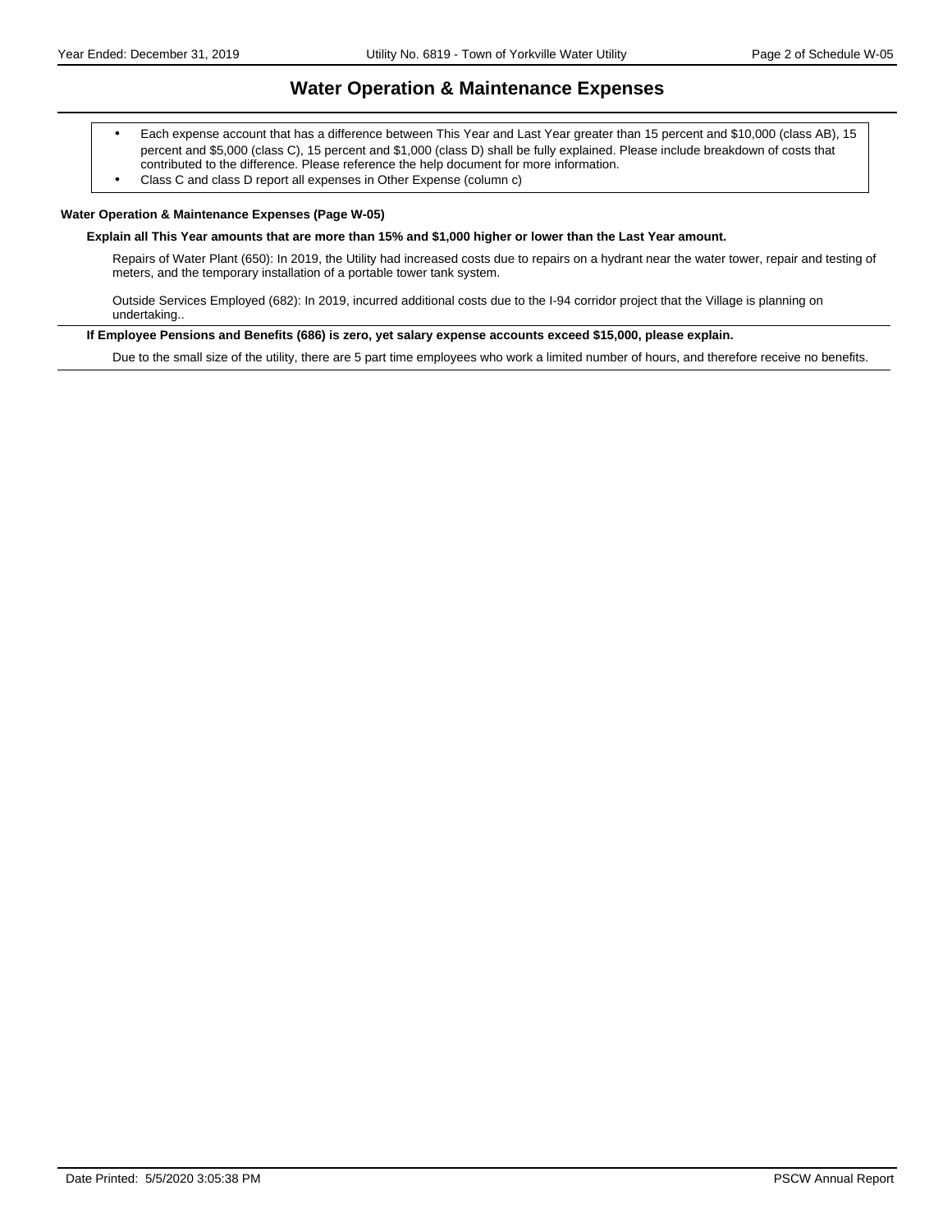# Water Operation & Maintenance Expenses

- Each expense account that has a difference between This Year and Last Year greater than 15 percent and $10,000 (class AB), 15 percent and $5,000 (class C), 15 percent and $1,000 (class D) shall be fully explained. Please include breakdown of costs that contributed to the difference. Please reference the help document for more information.
- Class C and class D report all expenses in Other Expense (column c)

**Water Operation & Maintenance Expenses (Page W-05)**

**Explain all This Year amounts that are more than 15% and $1,000 higher or lower than the Last Year amount.**

Repairs of Water Plant (650): In 2019, the Utility had increased costs due to repairs on a hydrant near the water tower, repair and testing of meters, and the temporary installation of a portable tower tank system.

Outside Services Employed (682): In 2019, incurred additional costs due to the I-94 corridor project that the Village is planning on undertaking..

**If Employee Pensions and Benefits (686) is zero, yet salary expense accounts exceed $15,000, please explain.**

Due to the small size of the utility, there are 5 part time employees who work a limited number of hours, and therefore receive no benefits.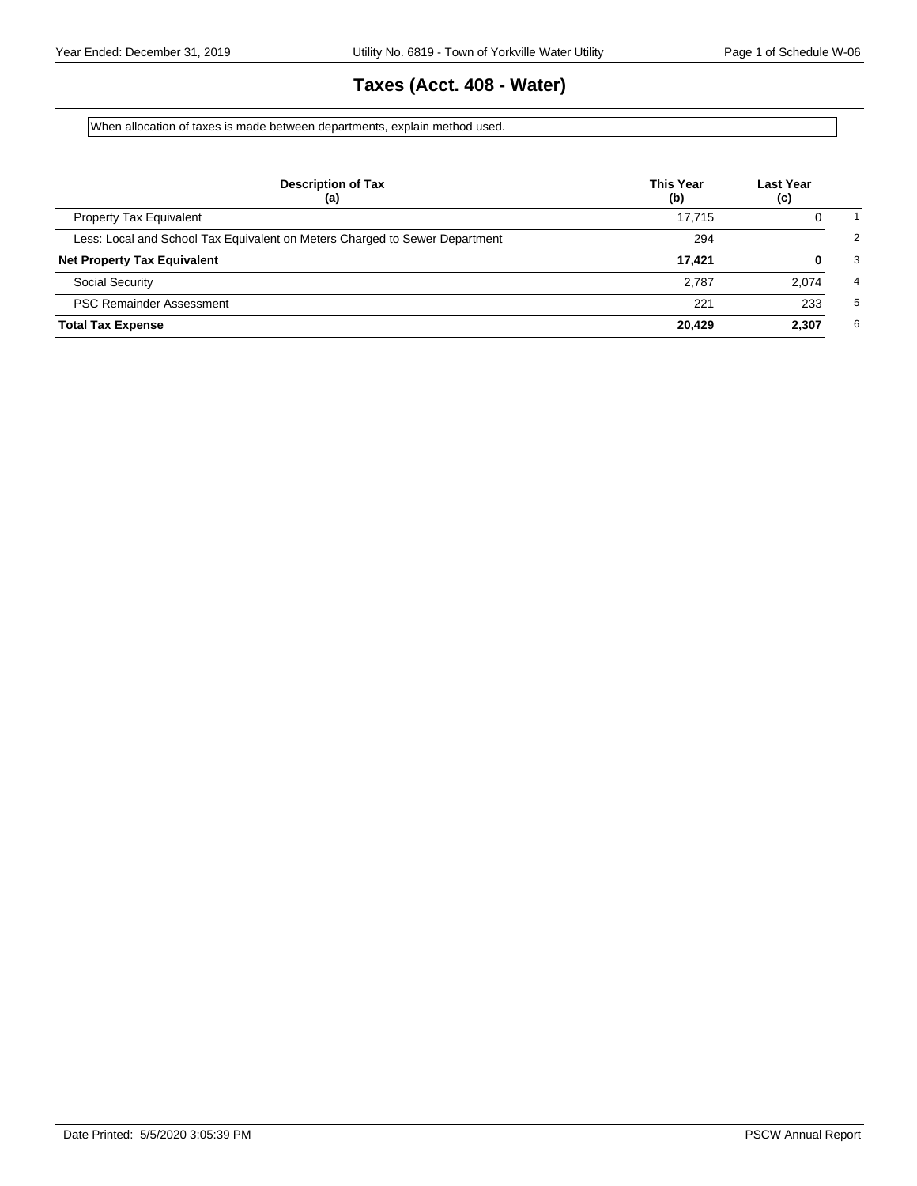# Taxes (Acct. 408 - Water)

When allocation of taxes is made between departments, explain method used.

| Description of Tax (a) | This Year (b) | Last Year (c) | |
|---|---|---|---|
| Property Tax Equivalent | 17,715 | 0 | 1 |
| Less: Local and School Tax Equivalent on Meters Charged to Sewer Department | 294 | | 2 |
| **Net Property Tax Equivalent** | **17,421** | **0** | 3 |
| Social Security | 2,787 | 2,074 | 4 |
| PSC Remainder Assessment | 221 | 233 | 5 |
| **Total Tax Expense** | **20,429** | **2,307** | 6 |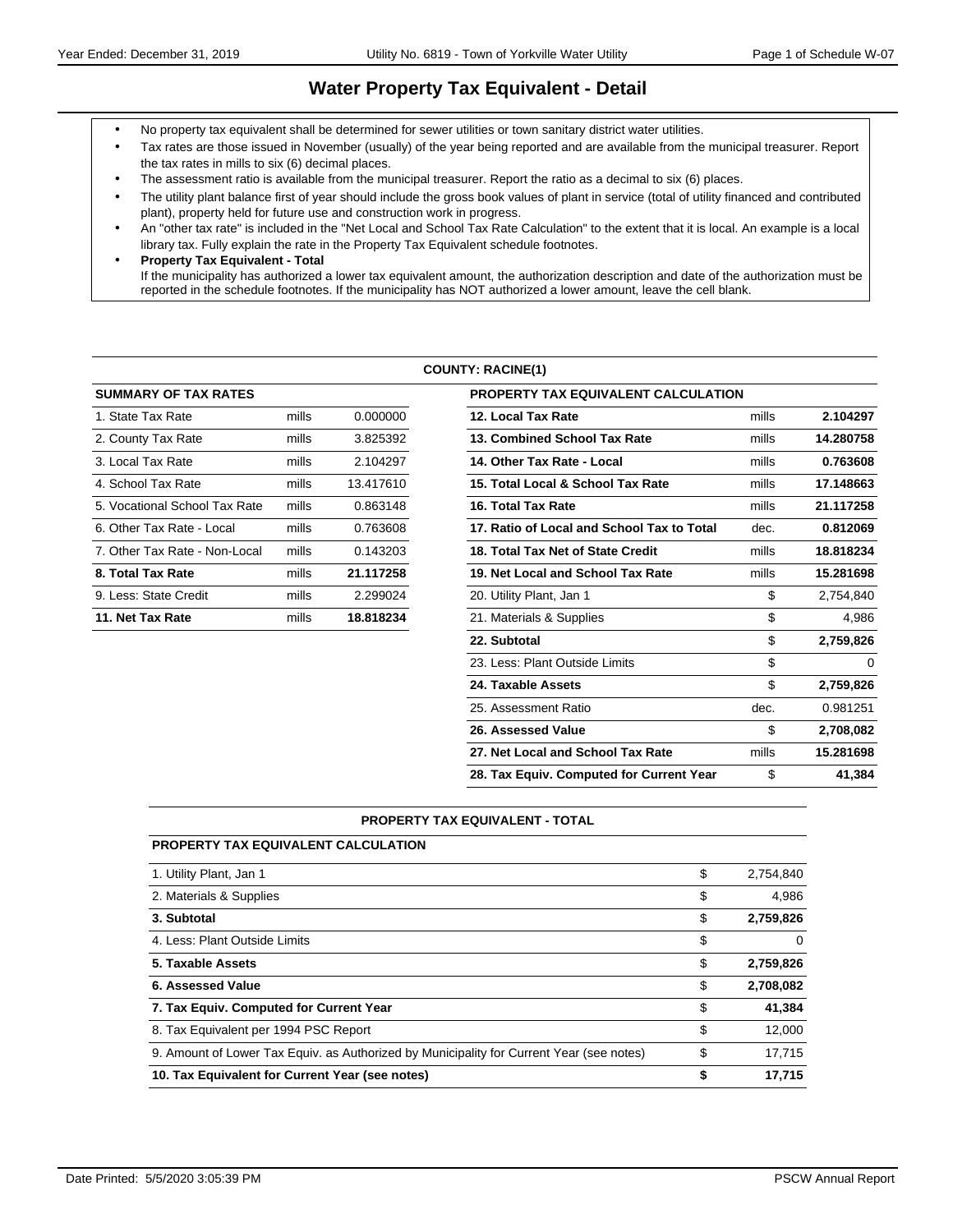# Water Property Tax Equivalent - Detail

- No property tax equivalent shall be determined for sewer utilities or town sanitary district water utilities.
- Tax rates are those issued in November (usually) of the year being reported and are available from the municipal treasurer. Report the tax rates in mills to six (6) decimal places.
- The assessment ratio is available from the municipal treasurer. Report the ratio as a decimal to six (6) places.
- The utility plant balance first of year should include the gross book values of plant in service (total of utility financed and contributed plant), property held for future use and construction work in progress.
- An "other tax rate" is included in the "Net Local and School Tax Rate Calculation" to the extent that it is local. An example is a local library tax. Fully explain the rate in the Property Tax Equivalent schedule footnotes.
- **Property Tax Equivalent - Total**
  If the municipality has authorized a lower tax equivalent amount, the authorization description and date of the authorization must be reported in the schedule footnotes. If the municipality has NOT authorized a lower amount, leave the cell blank.

## COUNTY: RACINE(1)

| SUMMARY OF TAX RATES | | |
|---|---|---|
| 1. State Tax Rate | mills | 0.000000 |
| 2. County Tax Rate | mills | 3.825392 |
| 3. Local Tax Rate | mills | 2.104297 |
| 4. School Tax Rate | mills | 13.417610 |
| 5. Vocational School Tax Rate | mills | 0.863148 |
| 6. Other Tax Rate - Local | mills | 0.763608 |
| 7. Other Tax Rate - Non-Local | mills | 0.143203 |
| **8. Total Tax Rate** | mills | **21.117258** |
| 9. Less: State Credit | mills | 2.299024 |
| **11. Net Tax Rate** | mills | **18.818234** |

| PROPERTY TAX EQUIVALENT CALCULATION | | |
|---|---|---|
| **12. Local Tax Rate** | mills | **2.104297** |
| **13. Combined School Tax Rate** | mills | **14.280758** |
| **14. Other Tax Rate - Local** | mills | **0.763608** |
| **15. Total Local & School Tax Rate** | mills | **17.148663** |
| **16. Total Tax Rate** | mills | **21.117258** |
| **17. Ratio of Local and School Tax to Total** | dec. | **0.812069** |
| **18. Total Tax Net of State Credit** | mills | **18.818234** |
| **19. Net Local and School Tax Rate** | mills | **15.281698** |
| 20. Utility Plant, Jan 1 | $ | 2,754,840 |
| 21. Materials & Supplies | $ | 4,986 |
| **22. Subtotal** | $ | **2,759,826** |
| 23. Less: Plant Outside Limits | $ | 0 |
| **24. Taxable Assets** | $ | **2,759,826** |
| 25. Assessment Ratio | dec. | 0.981251 |
| **26. Assessed Value** | $ | **2,708,082** |
| **27. Net Local and School Tax Rate** | mills | **15.281698** |
| **28. Tax Equiv. Computed for Current Year** | $ | **41,384** |

## PROPERTY TAX EQUIVALENT - TOTAL

| PROPERTY TAX EQUIVALENT CALCULATION | | |
|---|---|---|
| 1. Utility Plant, Jan 1 | $ | 2,754,840 |
| 2. Materials & Supplies | $ | 4,986 |
| **3. Subtotal** | $ | **2,759,826** |
| 4. Less: Plant Outside Limits | $ | 0 |
| **5. Taxable Assets** | $ | **2,759,826** |
| **6. Assessed Value** | $ | **2,708,082** |
| **7. Tax Equiv. Computed for Current Year** | $ | **41,384** |
| 8. Tax Equivalent per 1994 PSC Report | $ | 12,000 |
| 9. Amount of Lower Tax Equiv. as Authorized by Municipality for Current Year (see notes) | $ | 17,715 |
| **10. Tax Equivalent for Current Year (see notes)** | **$** | **17,715** |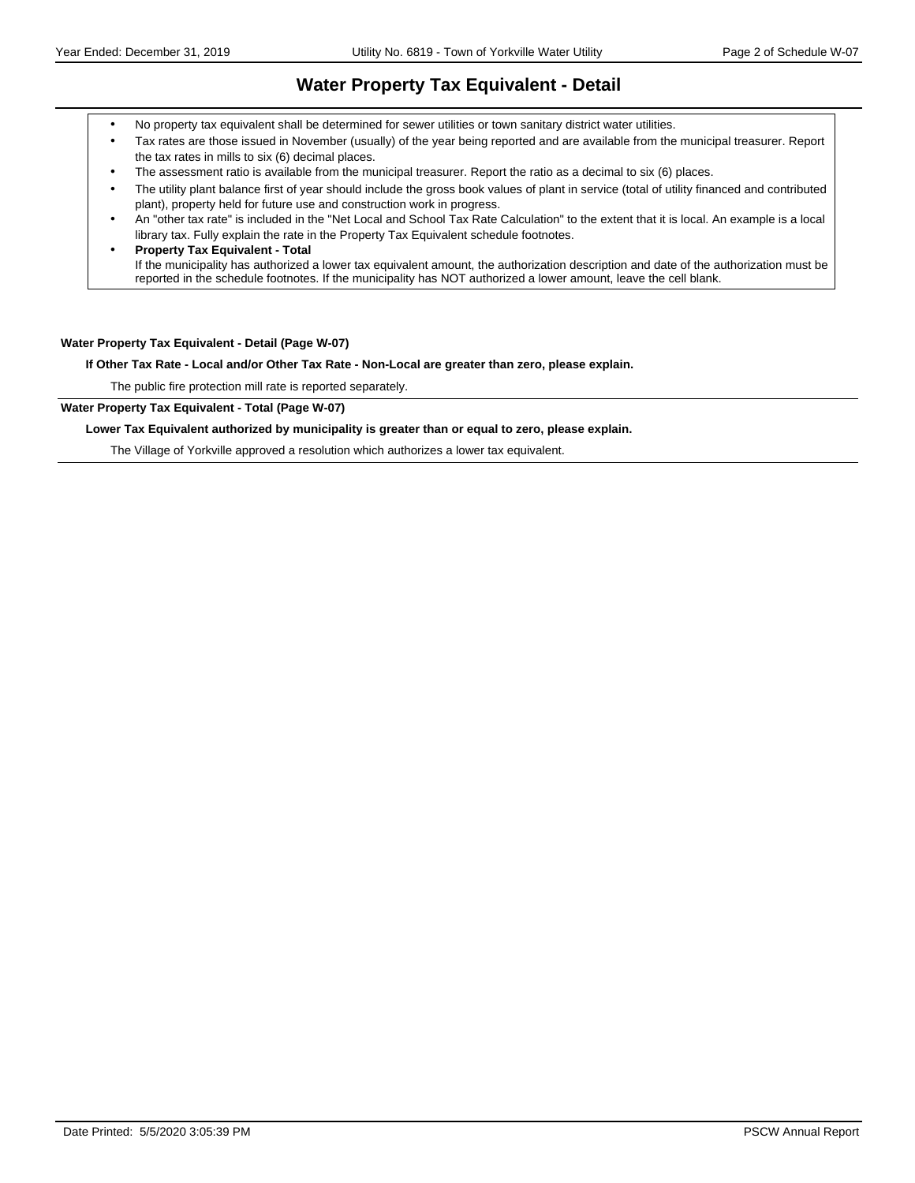# Water Property Tax Equivalent - Detail

- No property tax equivalent shall be determined for sewer utilities or town sanitary district water utilities.
- Tax rates are those issued in November (usually) of the year being reported and are available from the municipal treasurer. Report the tax rates in mills to six (6) decimal places.
- The assessment ratio is available from the municipal treasurer. Report the ratio as a decimal to six (6) places.
- The utility plant balance first of year should include the gross book values of plant in service (total of utility financed and contributed plant), property held for future use and construction work in progress.
- An "other tax rate" is included in the "Net Local and School Tax Rate Calculation" to the extent that it is local. An example is a local library tax. Fully explain the rate in the Property Tax Equivalent schedule footnotes.
- **Property Tax Equivalent - Total**
  If the municipality has authorized a lower tax equivalent amount, the authorization description and date of the authorization must be reported in the schedule footnotes. If the municipality has NOT authorized a lower amount, leave the cell blank.

**Water Property Tax Equivalent - Detail (Page W-07)**

**If Other Tax Rate - Local and/or Other Tax Rate - Non-Local are greater than zero, please explain.**

The public fire protection mill rate is reported separately.

**Water Property Tax Equivalent - Total (Page W-07)**

**Lower Tax Equivalent authorized by municipality is greater than or equal to zero, please explain.**

The Village of Yorkville approved a resolution which authorizes a lower tax equivalent.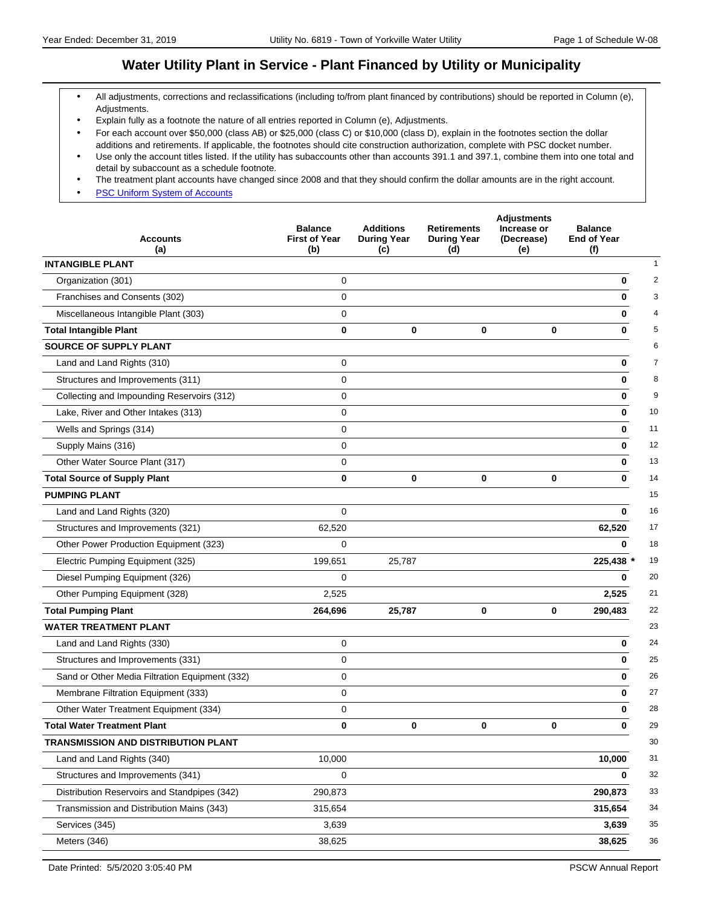# Water Utility Plant in Service - Plant Financed by Utility or Municipality

- All adjustments, corrections and reclassifications (including to/from plant financed by contributions) should be reported in Column (e), Adjustments.
- Explain fully as a footnote the nature of all entries reported in Column (e), Adjustments.
- For each account over $50,000 (class AB) or $25,000 (class C) or $10,000 (class D), explain in the footnotes section the dollar additions and retirements. If applicable, the footnotes should cite construction authorization, complete with PSC docket number.
- Use only the account titles listed. If the utility has subaccounts other than accounts 391.1 and 397.1, combine them into one total and detail by subaccount as a schedule footnote.
- The treatment plant accounts have changed since 2008 and that they should confirm the dollar amounts are in the right account.
- [PSC Uniform System of Accounts]

| Accounts (a) | Balance First of Year (b) | Additions During Year (c) | Retirements During Year (d) | Adjustments Increase or (Decrease) (e) | Balance End of Year (f) | |
|---|---|---|---|---|---|---|
| **INTANGIBLE PLANT** | | | | | | 1 |
| Organization (301) | 0 | | | | **0** | 2 |
| Franchises and Consents (302) | 0 | | | | **0** | 3 |
| Miscellaneous Intangible Plant (303) | 0 | | | | **0** | 4 |
| **Total Intangible Plant** | **0** | **0** | **0** | **0** | **0** | 5 |
| **SOURCE OF SUPPLY PLANT** | | | | | | 6 |
| Land and Land Rights (310) | 0 | | | | **0** | 7 |
| Structures and Improvements (311) | 0 | | | | **0** | 8 |
| Collecting and Impounding Reservoirs (312) | 0 | | | | **0** | 9 |
| Lake, River and Other Intakes (313) | 0 | | | | **0** | 10 |
| Wells and Springs (314) | 0 | | | | **0** | 11 |
| Supply Mains (316) | 0 | | | | **0** | 12 |
| Other Water Source Plant (317) | 0 | | | | **0** | 13 |
| **Total Source of Supply Plant** | **0** | **0** | **0** | **0** | **0** | 14 |
| **PUMPING PLANT** | | | | | | 15 |
| Land and Land Rights (320) | 0 | | | | **0** | 16 |
| Structures and Improvements (321) | 62,520 | | | | **62,520** | 17 |
| Other Power Production Equipment (323) | 0 | | | | **0** | 18 |
| Electric Pumping Equipment (325) | 199,651 | 25,787 | | | **225,438** * | 19 |
| Diesel Pumping Equipment (326) | 0 | | | | **0** | 20 |
| Other Pumping Equipment (328) | 2,525 | | | | **2,525** | 21 |
| **Total Pumping Plant** | **264,696** | **25,787** | **0** | **0** | **290,483** | 22 |
| **WATER TREATMENT PLANT** | | | | | | 23 |
| Land and Land Rights (330) | 0 | | | | **0** | 24 |
| Structures and Improvements (331) | 0 | | | | **0** | 25 |
| Sand or Other Media Filtration Equipment (332) | 0 | | | | **0** | 26 |
| Membrane Filtration Equipment (333) | 0 | | | | **0** | 27 |
| Other Water Treatment Equipment (334) | 0 | | | | **0** | 28 |
| **Total Water Treatment Plant** | **0** | **0** | **0** | **0** | **0** | 29 |
| **TRANSMISSION AND DISTRIBUTION PLANT** | | | | | | 30 |
| Land and Land Rights (340) | 10,000 | | | | **10,000** | 31 |
| Structures and Improvements (341) | 0 | | | | **0** | 32 |
| Distribution Reservoirs and Standpipes (342) | 290,873 | | | | **290,873** | 33 |
| Transmission and Distribution Mains (343) | 315,654 | | | | **315,654** | 34 |
| Services (345) | 3,639 | | | | **3,639** | 35 |
| Meters (346) | 38,625 | | | | **38,625** | 36 |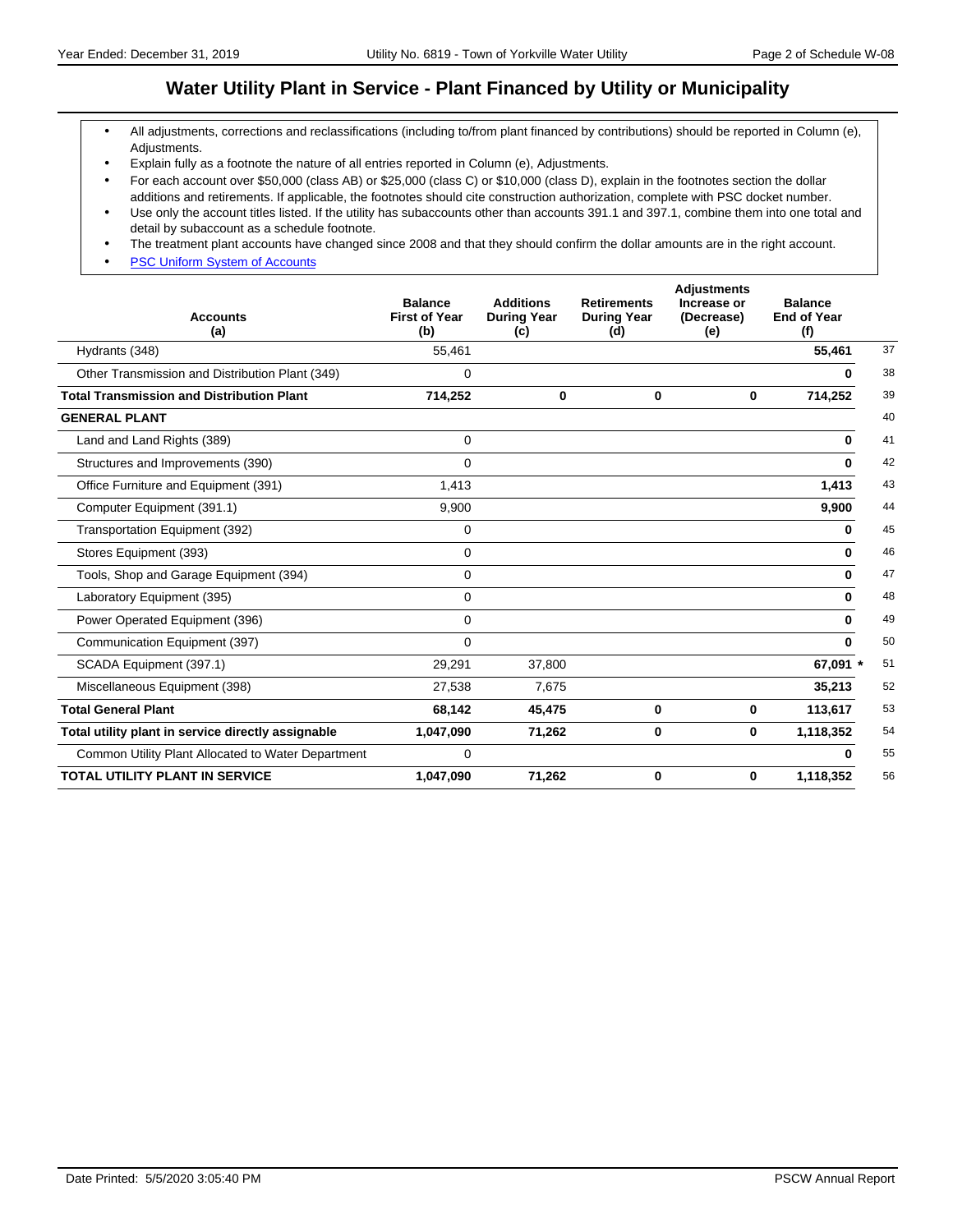# Water Utility Plant in Service - Plant Financed by Utility or Municipality

- All adjustments, corrections and reclassifications (including to/from plant financed by contributions) should be reported in Column (e), Adjustments.
- Explain fully as a footnote the nature of all entries reported in Column (e), Adjustments.
- For each account over $50,000 (class AB) or $25,000 (class C) or $10,000 (class D), explain in the footnotes section the dollar additions and retirements. If applicable, the footnotes should cite construction authorization, complete with PSC docket number.
- Use only the account titles listed. If the utility has subaccounts other than accounts 391.1 and 397.1, combine them into one total and detail by subaccount as a schedule footnote.
- The treatment plant accounts have changed since 2008 and that they should confirm the dollar amounts are in the right account.
- PSC Uniform System of Accounts

| Accounts (a) | Balance First of Year (b) | Additions During Year (c) | Retirements During Year (d) | Adjustments Increase or (Decrease) (e) | Balance End of Year (f) | |
|---|---|---|---|---|---|---|
| Hydrants (348) | 55,461 | | | | **55,461** | 37 |
| Other Transmission and Distribution Plant (349) | 0 | | | | **0** | 38 |
| **Total Transmission and Distribution Plant** | **714,252** | **0** | **0** | **0** | **714,252** | 39 |
| **GENERAL PLANT** | | | | | | 40 |
| Land and Land Rights (389) | 0 | | | | **0** | 41 |
| Structures and Improvements (390) | 0 | | | | **0** | 42 |
| Office Furniture and Equipment (391) | 1,413 | | | | **1,413** | 43 |
| Computer Equipment (391.1) | 9,900 | | | | **9,900** | 44 |
| Transportation Equipment (392) | 0 | | | | **0** | 45 |
| Stores Equipment (393) | 0 | | | | **0** | 46 |
| Tools, Shop and Garage Equipment (394) | 0 | | | | **0** | 47 |
| Laboratory Equipment (395) | 0 | | | | **0** | 48 |
| Power Operated Equipment (396) | 0 | | | | **0** | 49 |
| Communication Equipment (397) | 0 | | | | **0** | 50 |
| SCADA Equipment (397.1) | 29,291 | 37,800 | | | **67,091** * | 51 |
| Miscellaneous Equipment (398) | 27,538 | 7,675 | | | **35,213** | 52 |
| **Total General Plant** | **68,142** | **45,475** | **0** | **0** | **113,617** | 53 |
| **Total utility plant in service directly assignable** | **1,047,090** | **71,262** | **0** | **0** | **1,118,352** | 54 |
| Common Utility Plant Allocated to Water Department | 0 | | | | **0** | 55 |
| **TOTAL UTILITY PLANT IN SERVICE** | **1,047,090** | **71,262** | **0** | **0** | **1,118,352** | 56 |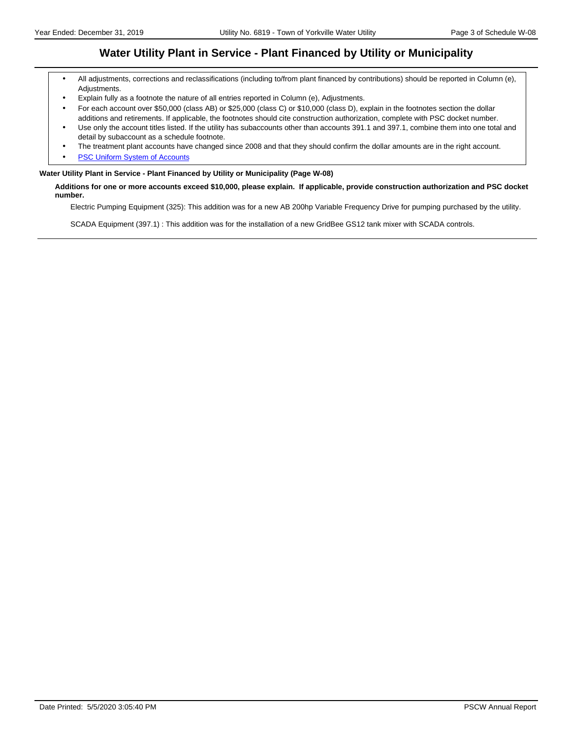# Water Utility Plant in Service - Plant Financed by Utility or Municipality

- All adjustments, corrections and reclassifications (including to/from plant financed by contributions) should be reported in Column (e), Adjustments.
- Explain fully as a footnote the nature of all entries reported in Column (e), Adjustments.
- For each account over $50,000 (class AB) or $25,000 (class C) or $10,000 (class D), explain in the footnotes section the dollar additions and retirements. If applicable, the footnotes should cite construction authorization, complete with PSC docket number.
- Use only the account titles listed. If the utility has subaccounts other than accounts 391.1 and 397.1, combine them into one total and detail by subaccount as a schedule footnote.
- The treatment plant accounts have changed since 2008 and that they should confirm the dollar amounts are in the right account.
- PSC Uniform System of Accounts

**Water Utility Plant in Service - Plant Financed by Utility or Municipality (Page W-08)**

**Additions for one or more accounts exceed $10,000, please explain. If applicable, provide construction authorization and PSC docket number.**

Electric Pumping Equipment (325): This addition was for a new AB 200hp Variable Frequency Drive for pumping purchased by the utility.

SCADA Equipment (397.1) : This addition was for the installation of a new GridBee GS12 tank mixer with SCADA controls.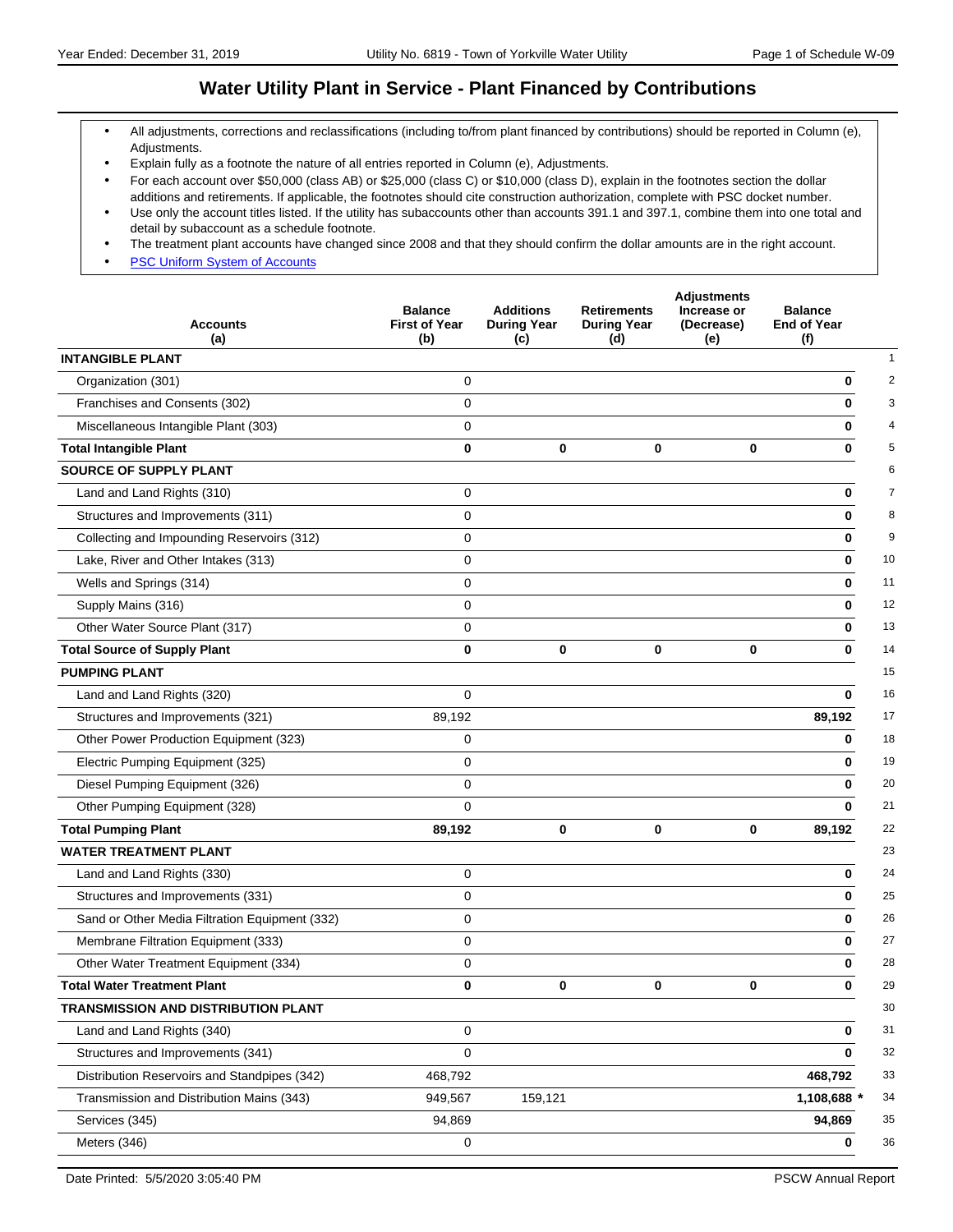# Water Utility Plant in Service - Plant Financed by Contributions

- All adjustments, corrections and reclassifications (including to/from plant financed by contributions) should be reported in Column (e), Adjustments.
- Explain fully as a footnote the nature of all entries reported in Column (e), Adjustments.
- For each account over $50,000 (class AB) or $25,000 (class C) or $10,000 (class D), explain in the footnotes section the dollar additions and retirements. If applicable, the footnotes should cite construction authorization, complete with PSC docket number.
- Use only the account titles listed. If the utility has subaccounts other than accounts 391.1 and 397.1, combine them into one total and detail by subaccount as a schedule footnote.
- The treatment plant accounts have changed since 2008 and that they should confirm the dollar amounts are in the right account.
- [PSC Uniform System of Accounts]

| Accounts (a) | Balance First of Year (b) | Additions During Year (c) | Retirements During Year (d) | Adjustments Increase or (Decrease) (e) | Balance End of Year (f) | |
|---|---|---|---|---|---|---|
| **INTANGIBLE PLANT** | | | | | | 1 |
| Organization (301) | 0 | | | | **0** | 2 |
| Franchises and Consents (302) | 0 | | | | **0** | 3 |
| Miscellaneous Intangible Plant (303) | 0 | | | | **0** | 4 |
| **Total Intangible Plant** | **0** | **0** | **0** | **0** | **0** | 5 |
| **SOURCE OF SUPPLY PLANT** | | | | | | 6 |
| Land and Land Rights (310) | 0 | | | | **0** | 7 |
| Structures and Improvements (311) | 0 | | | | **0** | 8 |
| Collecting and Impounding Reservoirs (312) | 0 | | | | **0** | 9 |
| Lake, River and Other Intakes (313) | 0 | | | | **0** | 10 |
| Wells and Springs (314) | 0 | | | | **0** | 11 |
| Supply Mains (316) | 0 | | | | **0** | 12 |
| Other Water Source Plant (317) | 0 | | | | **0** | 13 |
| **Total Source of Supply Plant** | **0** | **0** | **0** | **0** | **0** | 14 |
| **PUMPING PLANT** | | | | | | 15 |
| Land and Land Rights (320) | 0 | | | | **0** | 16 |
| Structures and Improvements (321) | 89,192 | | | | **89,192** | 17 |
| Other Power Production Equipment (323) | 0 | | | | **0** | 18 |
| Electric Pumping Equipment (325) | 0 | | | | **0** | 19 |
| Diesel Pumping Equipment (326) | 0 | | | | **0** | 20 |
| Other Pumping Equipment (328) | 0 | | | | **0** | 21 |
| **Total Pumping Plant** | **89,192** | **0** | **0** | **0** | **89,192** | 22 |
| **WATER TREATMENT PLANT** | | | | | | 23 |
| Land and Land Rights (330) | 0 | | | | **0** | 24 |
| Structures and Improvements (331) | 0 | | | | **0** | 25 |
| Sand or Other Media Filtration Equipment (332) | 0 | | | | **0** | 26 |
| Membrane Filtration Equipment (333) | 0 | | | | **0** | 27 |
| Other Water Treatment Equipment (334) | 0 | | | | **0** | 28 |
| **Total Water Treatment Plant** | **0** | **0** | **0** | **0** | **0** | 29 |
| **TRANSMISSION AND DISTRIBUTION PLANT** | | | | | | 30 |
| Land and Land Rights (340) | 0 | | | | **0** | 31 |
| Structures and Improvements (341) | 0 | | | | **0** | 32 |
| Distribution Reservoirs and Standpipes (342) | 468,792 | | | | **468,792** | 33 |
| Transmission and Distribution Mains (343) | 949,567 | 159,121 | | | **1,108,688** * | 34 |
| Services (345) | 94,869 | | | | **94,869** | 35 |
| Meters (346) | 0 | | | | **0** | 36 |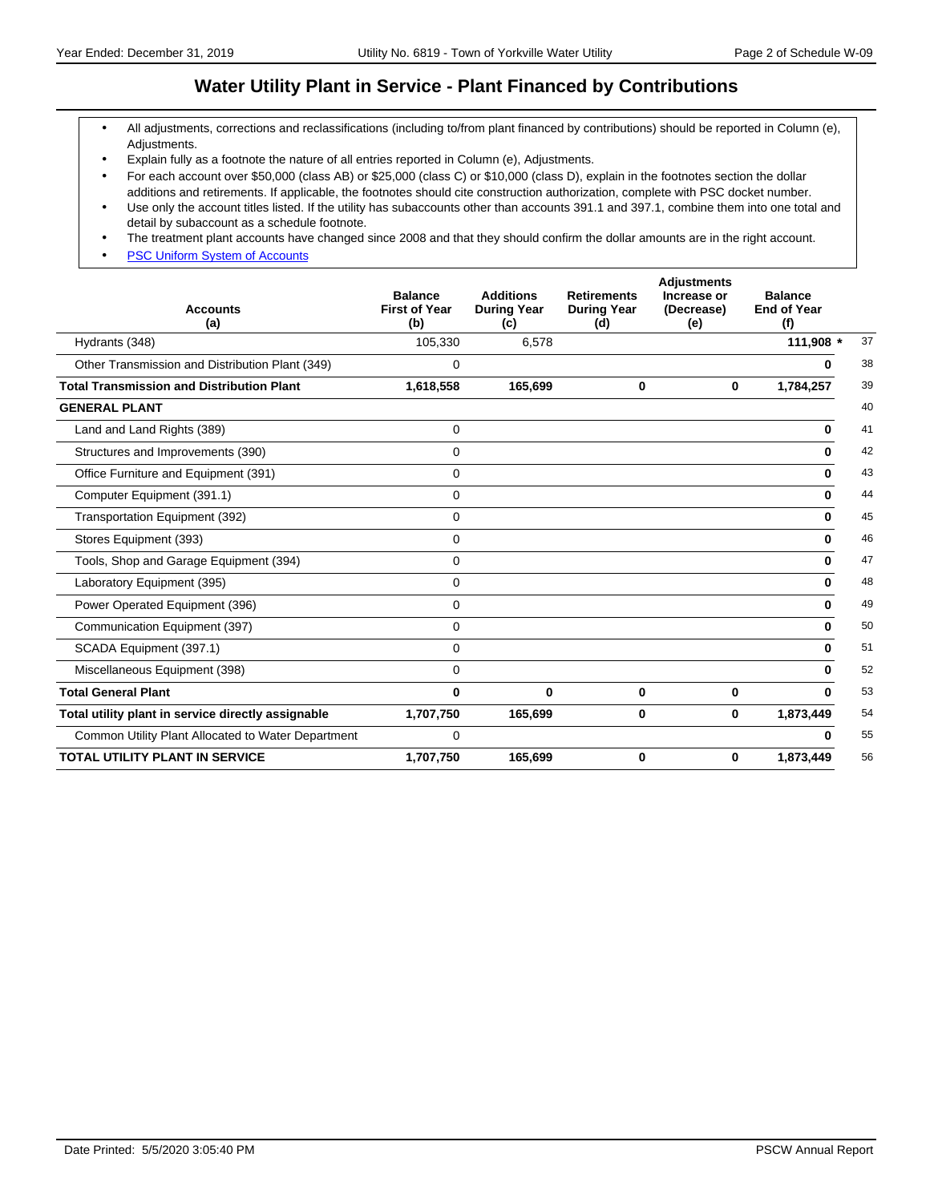## Water Utility Plant in Service - Plant Financed by Contributions

- All adjustments, corrections and reclassifications (including to/from plant financed by contributions) should be reported in Column (e), Adjustments.
- Explain fully as a footnote the nature of all entries reported in Column (e), Adjustments.
- For each account over $50,000 (class AB) or $25,000 (class C) or $10,000 (class D), explain in the footnotes section the dollar additions and retirements. If applicable, the footnotes should cite construction authorization, complete with PSC docket number.
- Use only the account titles listed. If the utility has subaccounts other than accounts 391.1 and 397.1, combine them into one total and detail by subaccount as a schedule footnote.
- The treatment plant accounts have changed since 2008 and that they should confirm the dollar amounts are in the right account.
- PSC Uniform System of Accounts

| Accounts (a) | Balance First of Year (b) | Additions During Year (c) | Retirements During Year (d) | Adjustments Increase or (Decrease) (e) | Balance End of Year (f) | |
|---|---|---|---|---|---|---|
| Hydrants (348) | 105,330 | 6,578 | | | **111,908 *** | 37 |
| Other Transmission and Distribution Plant (349) | 0 | | | | **0** | 38 |
| **Total Transmission and Distribution Plant** | **1,618,558** | **165,699** | **0** | **0** | **1,784,257** | 39 |
| **GENERAL PLANT** | | | | | | 40 |
| Land and Land Rights (389) | 0 | | | | **0** | 41 |
| Structures and Improvements (390) | 0 | | | | **0** | 42 |
| Office Furniture and Equipment (391) | 0 | | | | **0** | 43 |
| Computer Equipment (391.1) | 0 | | | | **0** | 44 |
| Transportation Equipment (392) | 0 | | | | **0** | 45 |
| Stores Equipment (393) | 0 | | | | **0** | 46 |
| Tools, Shop and Garage Equipment (394) | 0 | | | | **0** | 47 |
| Laboratory Equipment (395) | 0 | | | | **0** | 48 |
| Power Operated Equipment (396) | 0 | | | | **0** | 49 |
| Communication Equipment (397) | 0 | | | | **0** | 50 |
| SCADA Equipment (397.1) | 0 | | | | **0** | 51 |
| Miscellaneous Equipment (398) | 0 | | | | **0** | 52 |
| **Total General Plant** | **0** | **0** | **0** | **0** | **0** | 53 |
| **Total utility plant in service directly assignable** | **1,707,750** | **165,699** | **0** | **0** | **1,873,449** | 54 |
| Common Utility Plant Allocated to Water Department | 0 | | | | **0** | 55 |
| **TOTAL UTILITY PLANT IN SERVICE** | **1,707,750** | **165,699** | **0** | **0** | **1,873,449** | 56 |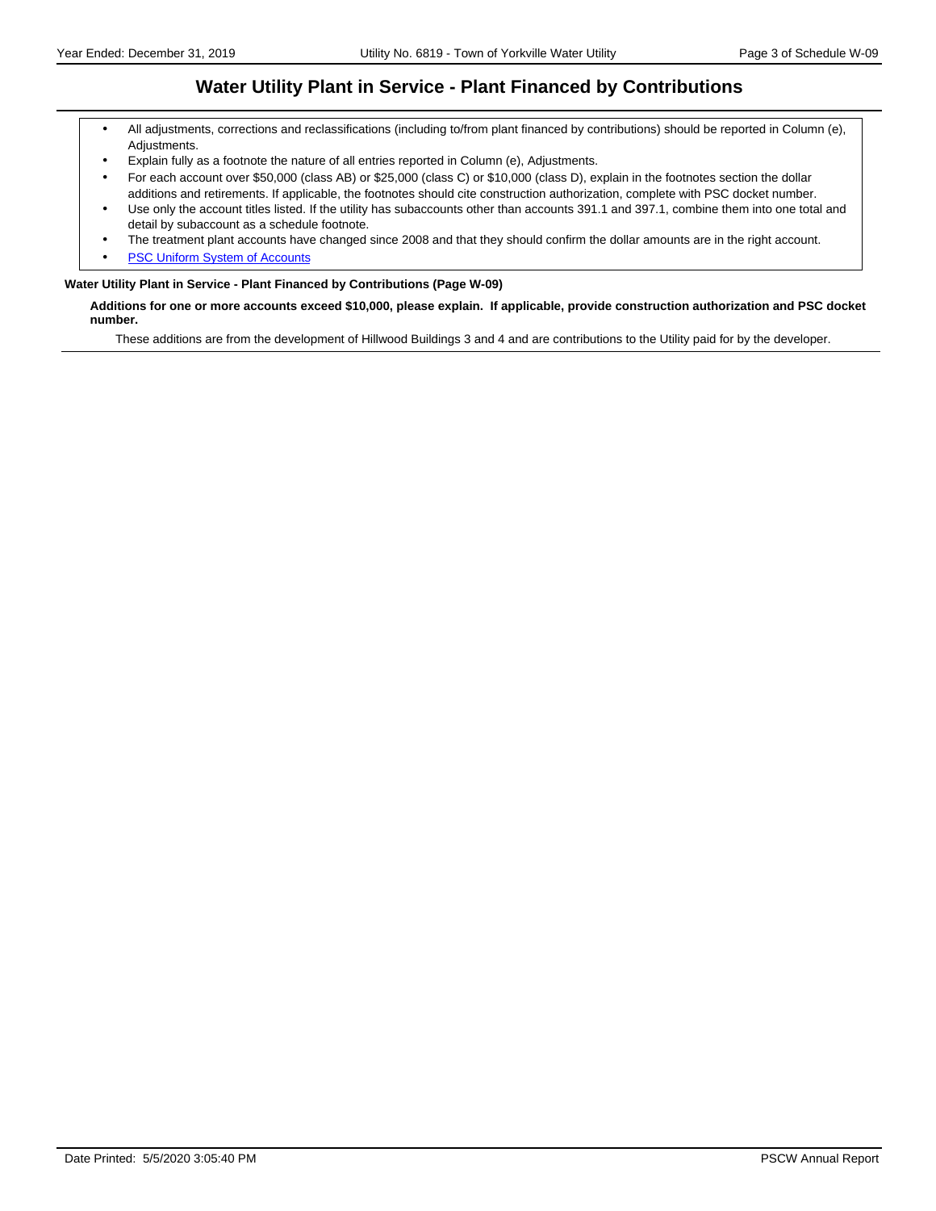# Water Utility Plant in Service - Plant Financed by Contributions

- All adjustments, corrections and reclassifications (including to/from plant financed by contributions) should be reported in Column (e), Adjustments.
- Explain fully as a footnote the nature of all entries reported in Column (e), Adjustments.
- For each account over $50,000 (class AB) or $25,000 (class C) or $10,000 (class D), explain in the footnotes section the dollar additions and retirements. If applicable, the footnotes should cite construction authorization, complete with PSC docket number.
- Use only the account titles listed. If the utility has subaccounts other than accounts 391.1 and 397.1, combine them into one total and detail by subaccount as a schedule footnote.
- The treatment plant accounts have changed since 2008 and that they should confirm the dollar amounts are in the right account.
- PSC Uniform System of Accounts

**Water Utility Plant in Service - Plant Financed by Contributions (Page W-09)**

**Additions for one or more accounts exceed $10,000, please explain. If applicable, provide construction authorization and PSC docket number.**

These additions are from the development of Hillwood Buildings 3 and 4 and are contributions to the Utility paid for by the developer.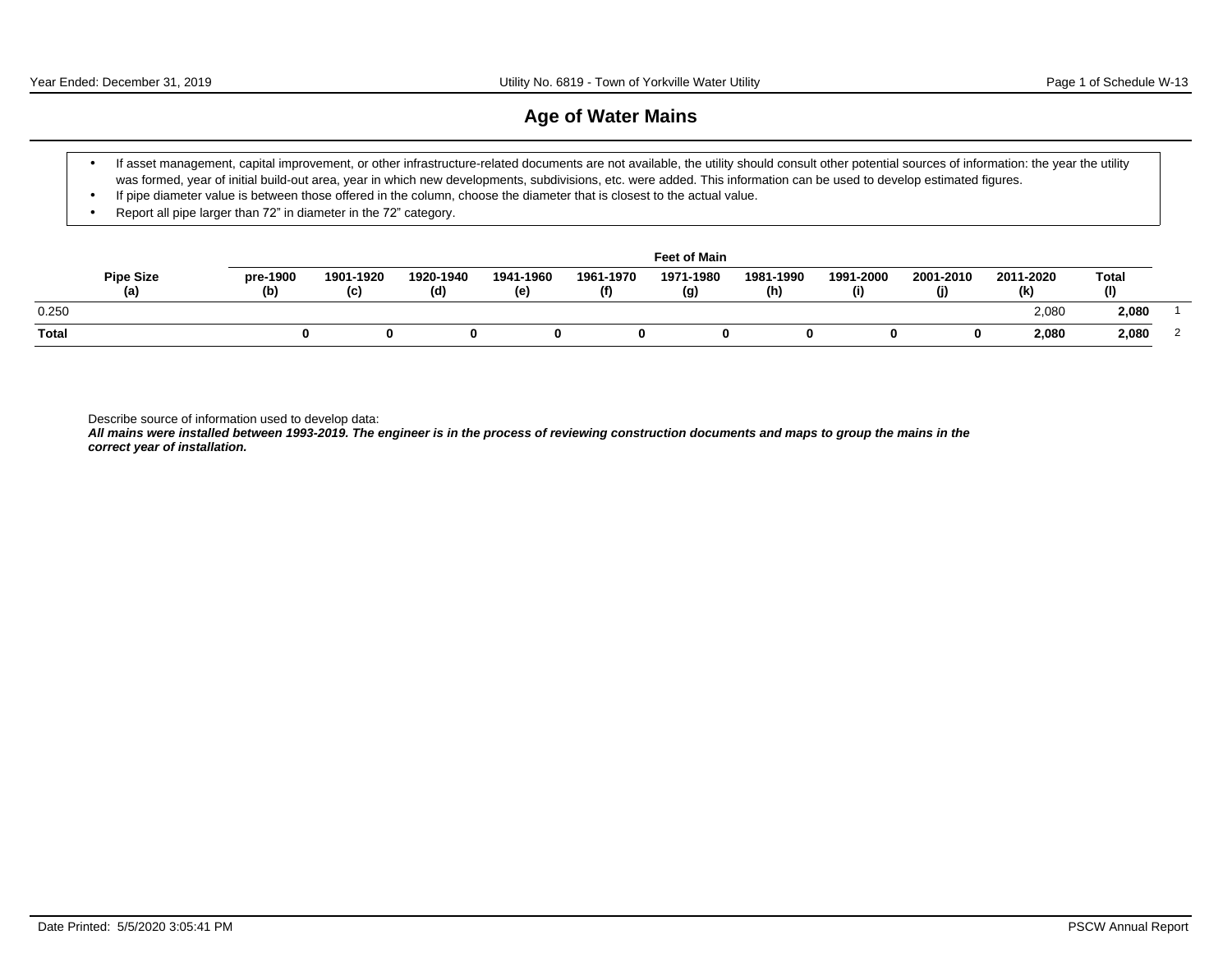# Age of Water Mains

- If asset management, capital improvement, or other infrastructure-related documents are not available, the utility should consult other potential sources of information: the year the utility was formed, year of initial build-out area, year in which new developments, subdivisions, etc. were added. This information can be used to develop estimated figures.
- If pipe diameter value is between those offered in the column, choose the diameter that is closest to the actual value.
- Report all pipe larger than 72" in diameter in the 72" category.

| | Feet of Main | | | | | | | | | | | |
|---|---|---|---|---|---|---|---|---|---|---|---|---|
| Pipe Size (a) | pre-1900 (b) | 1901-1920 (c) | 1920-1940 (d) | 1941-1960 (e) | 1961-1970 (f) | 1971-1980 (g) | 1981-1990 (h) | 1991-2000 (i) | 2001-2010 (j) | 2011-2020 (k) | Total (l) | |
| 0.250 | | | | | | | | | | 2,080 | **2,080** | 1 |
| **Total** | **0** | **0** | **0** | **0** | **0** | **0** | **0** | **0** | **0** | **2,080** | **2,080** | 2 |

Describe source of information used to develop data:
***All mains were installed between 1993-2019. The engineer is in the process of reviewing construction documents and maps to group the mains in the correct year of installation.***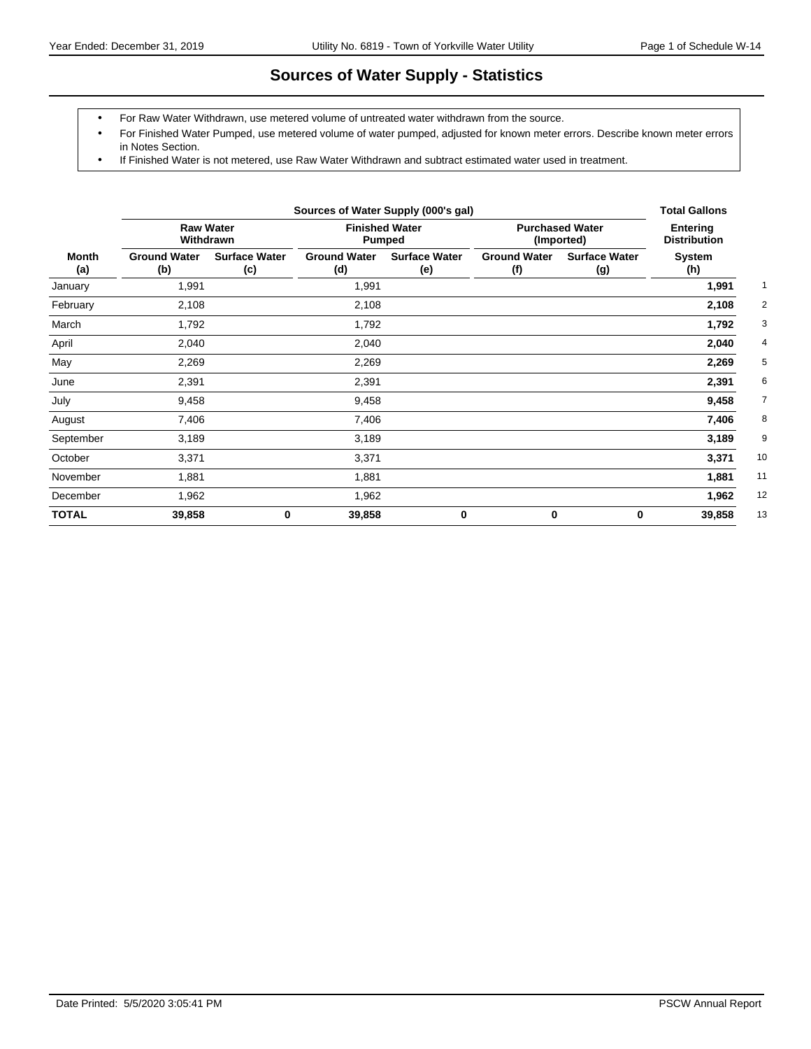# Sources of Water Supply - Statistics

- For Raw Water Withdrawn, use metered volume of untreated water withdrawn from the source.
- For Finished Water Pumped, use metered volume of water pumped, adjusted for known meter errors. Describe known meter errors in Notes Section.
- If Finished Water is not metered, use Raw Water Withdrawn and subtract estimated water used in treatment.

| | Sources of Water Supply (000's gal) | | | | | | Total Gallons | |
|---|---|---|---|---|---|---|---|---|
| | Raw Water Withdrawn | | Finished Water Pumped | | Purchased Water (Imported) | | Entering Distribution | |
| Month (a) | Ground Water (b) | Surface Water (c) | Ground Water (d) | Surface Water (e) | Ground Water (f) | Surface Water (g) | System (h) | |
| January | 1,991 | | 1,991 | | | | **1,991** | 1 |
| February | 2,108 | | 2,108 | | | | **2,108** | 2 |
| March | 1,792 | | 1,792 | | | | **1,792** | 3 |
| April | 2,040 | | 2,040 | | | | **2,040** | 4 |
| May | 2,269 | | 2,269 | | | | **2,269** | 5 |
| June | 2,391 | | 2,391 | | | | **2,391** | 6 |
| July | 9,458 | | 9,458 | | | | **9,458** | 7 |
| August | 7,406 | | 7,406 | | | | **7,406** | 8 |
| September | 3,189 | | 3,189 | | | | **3,189** | 9 |
| October | 3,371 | | 3,371 | | | | **3,371** | 10 |
| November | 1,881 | | 1,881 | | | | **1,881** | 11 |
| December | 1,962 | | 1,962 | | | | **1,962** | 12 |
| **TOTAL** | **39,858** | **0** | **39,858** | **0** | **0** | **0** | **39,858** | 13 |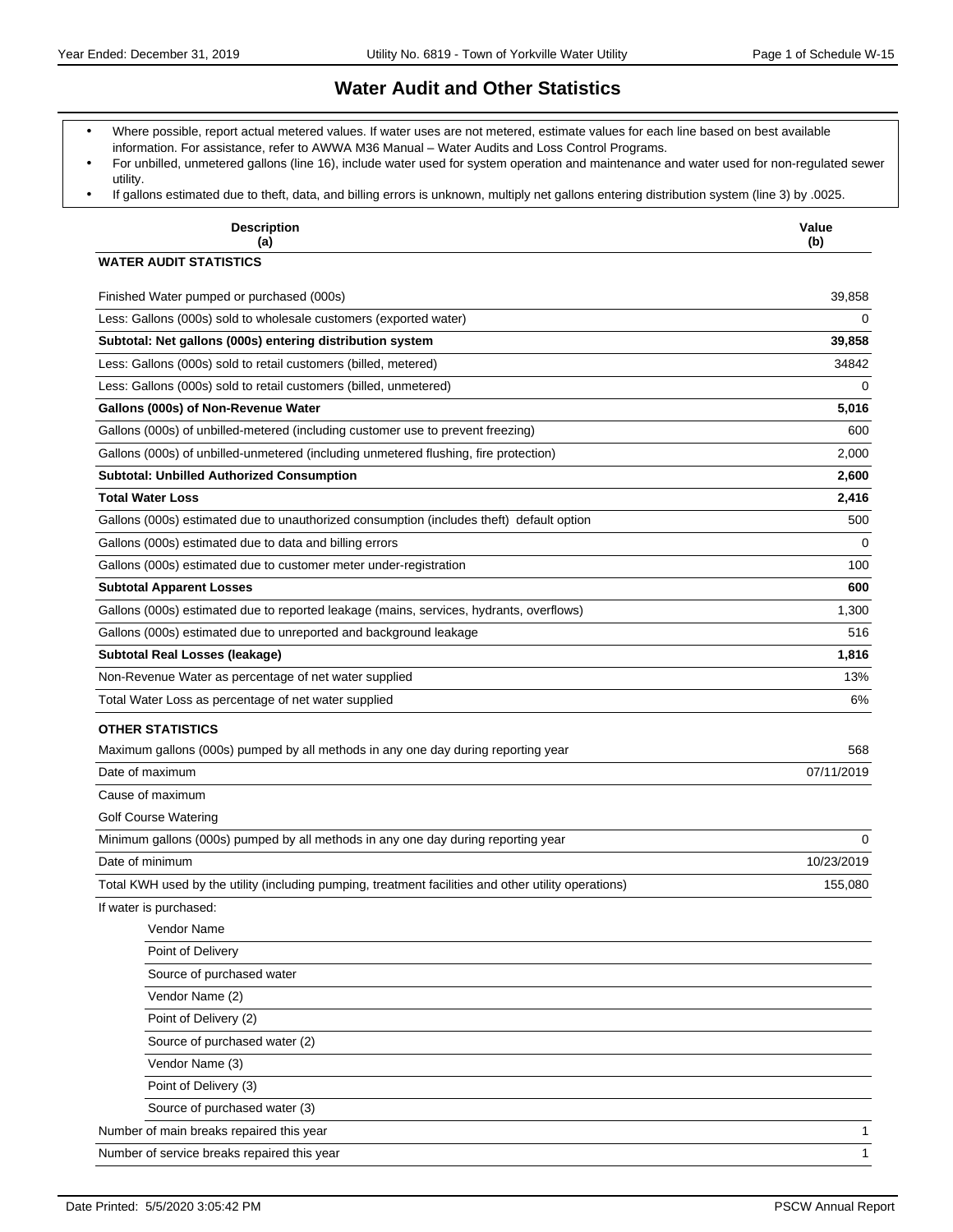# Water Audit and Other Statistics

- Where possible, report actual metered values. If water uses are not metered, estimate values for each line based on best available information. For assistance, refer to AWWA M36 Manual – Water Audits and Loss Control Programs.
- For unbilled, unmetered gallons (line 16), include water used for system operation and maintenance and water used for non-regulated sewer utility.
- If gallons estimated due to theft, data, and billing errors is unknown, multiply net gallons entering distribution system (line 3) by .0025.

| Description (a) | Value (b) |
|---|---|
| **WATER AUDIT STATISTICS** | |
| Finished Water pumped or purchased (000s) | 39,858 |
| Less: Gallons (000s) sold to wholesale customers (exported water) | 0 |
| **Subtotal: Net gallons (000s) entering distribution system** | **39,858** |
| Less: Gallons (000s) sold to retail customers (billed, metered) | 34842 |
| Less: Gallons (000s) sold to retail customers (billed, unmetered) | 0 |
| **Gallons (000s) of Non-Revenue Water** | **5,016** |
| Gallons (000s) of unbilled-metered (including customer use to prevent freezing) | 600 |
| Gallons (000s) of unbilled-unmetered (including unmetered flushing, fire protection) | 2,000 |
| **Subtotal: Unbilled Authorized Consumption** | **2,600** |
| **Total Water Loss** | **2,416** |
| Gallons (000s) estimated due to unauthorized consumption (includes theft) default option | 500 |
| Gallons (000s) estimated due to data and billing errors | 0 |
| Gallons (000s) estimated due to customer meter under-registration | 100 |
| **Subtotal Apparent Losses** | **600** |
| Gallons (000s) estimated due to reported leakage (mains, services, hydrants, overflows) | 1,300 |
| Gallons (000s) estimated due to unreported and background leakage | 516 |
| **Subtotal Real Losses (leakage)** | **1,816** |
| Non-Revenue Water as percentage of net water supplied | 13% |
| Total Water Loss as percentage of net water supplied | 6% |
| **OTHER STATISTICS** | |
| Maximum gallons (000s) pumped by all methods in any one day during reporting year | 568 |
| Date of maximum | 07/11/2019 |
| Cause of maximum | |
| Golf Course Watering | |
| Minimum gallons (000s) pumped by all methods in any one day during reporting year | 0 |
| Date of minimum | 10/23/2019 |
| Total KWH used by the utility (including pumping, treatment facilities and other utility operations) | 155,080 |
| If water is purchased: | |
| Vendor Name | |
| Point of Delivery | |
| Source of purchased water | |
| Vendor Name (2) | |
| Point of Delivery (2) | |
| Source of purchased water (2) | |
| Vendor Name (3) | |
| Point of Delivery (3) | |
| Source of purchased water (3) | |
| Number of main breaks repaired this year | 1 |
| Number of service breaks repaired this year | 1 |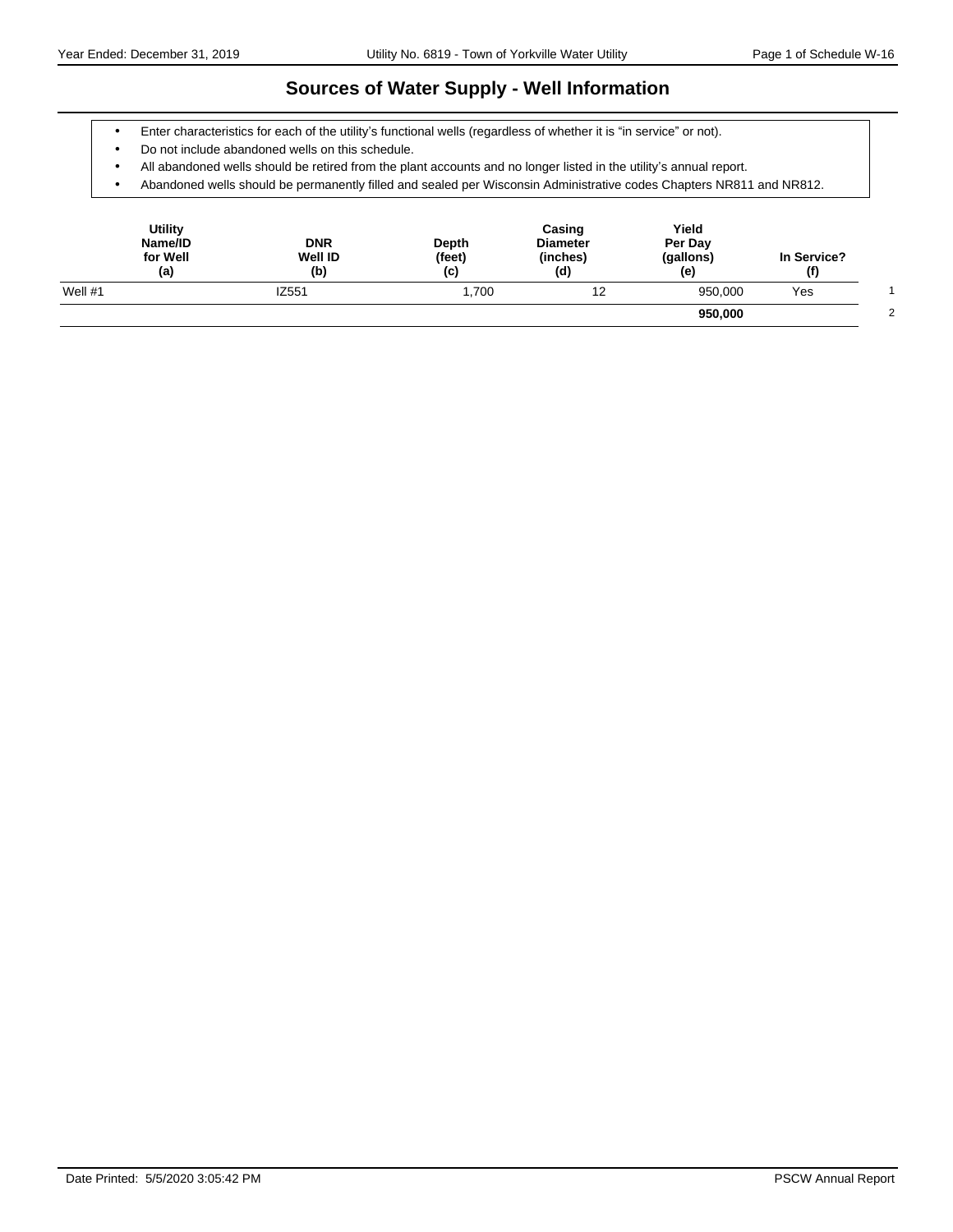# Sources of Water Supply - Well Information

- Enter characteristics for each of the utility's functional wells (regardless of whether it is "in service" or not).
- Do not include abandoned wells on this schedule.
- All abandoned wells should be retired from the plant accounts and no longer listed in the utility's annual report.
- Abandoned wells should be permanently filled and sealed per Wisconsin Administrative codes Chapters NR811 and NR812.

| Utility Name/ID for Well (a) | DNR Well ID (b) | Depth (feet) (c) | Casing Diameter (inches) (d) | Yield Per Day (gallons) (e) | In Service? (f) | |
|---|---|---|---|---|---|---|
| Well #1 | IZ551 | 1,700 | 12 | 950,000 | Yes | 1 |
| | | | | **950,000** | | 2 |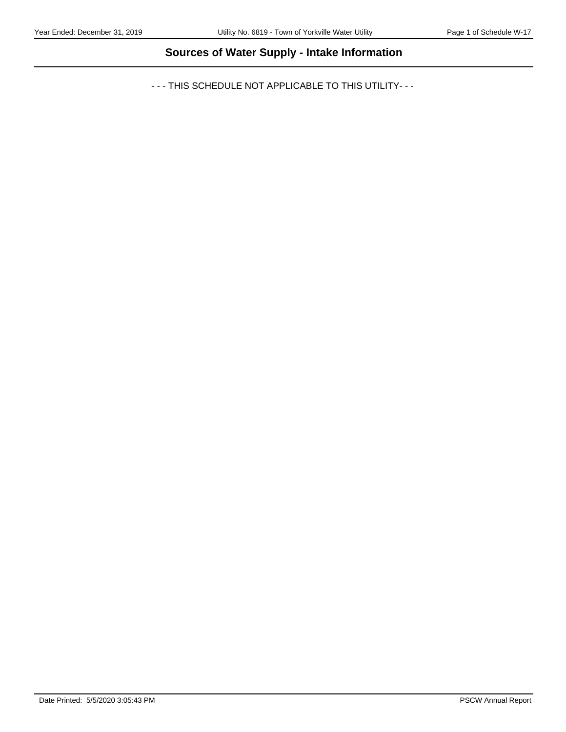# Sources of Water Supply - Intake Information

- - - THIS SCHEDULE NOT APPLICABLE TO THIS UTILITY- - -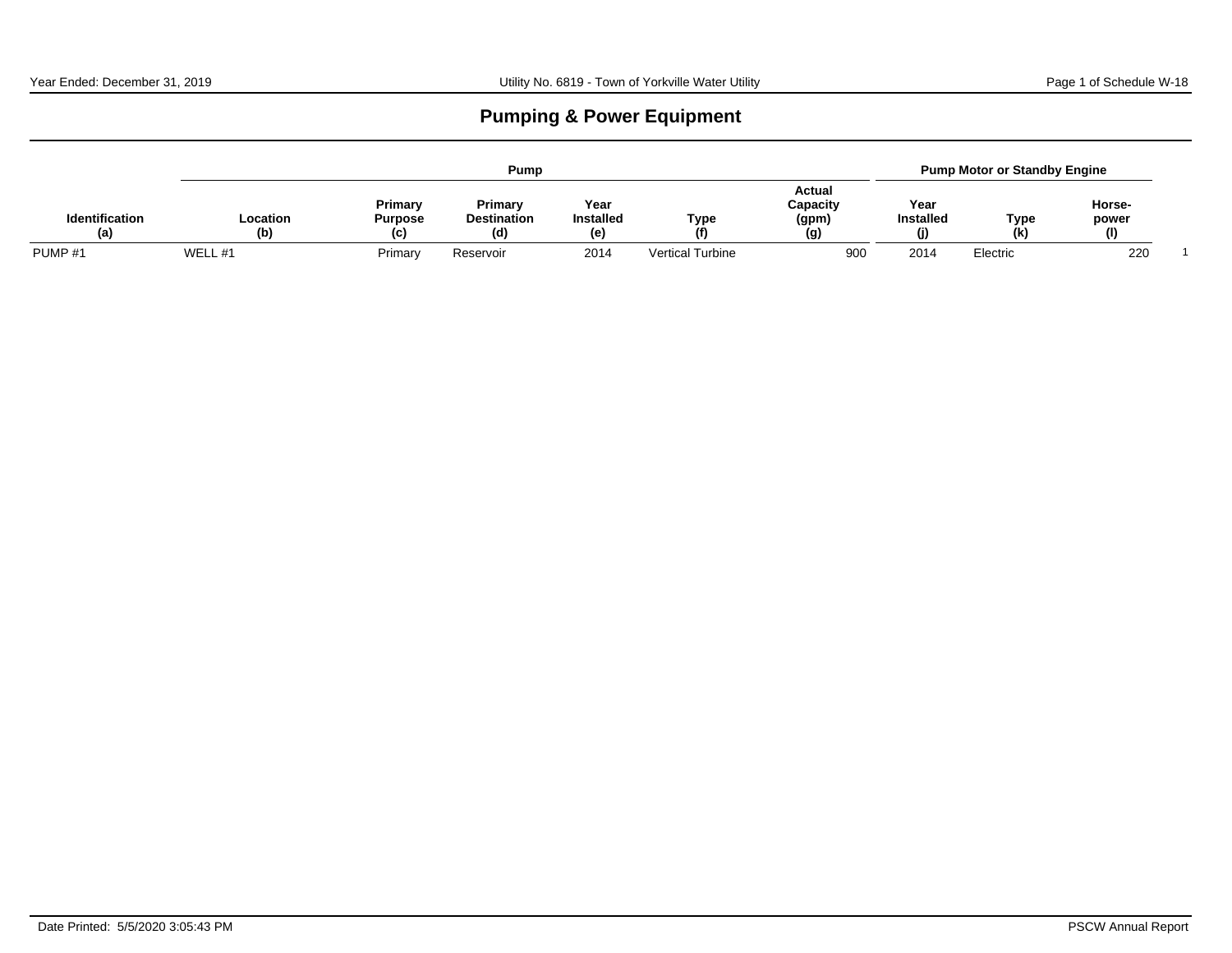## Pumping & Power Equipment

| | Pump | | | | | | Pump Motor or Standby Engine | | | |
|---|---|---|---|---|---|---|---|---|---|---|
| Identification (a) | Location (b) | Primary Purpose (c) | Primary Destination (d) | Year Installed (e) | Type (f) | Actual Capacity (gpm) (g) | Year Installed (j) | Type (k) | Horse-power (l) | |
| PUMP #1 | WELL #1 | Primary | Reservoir | 2014 | Vertical Turbine | 900 | 2014 | Electric | 220 | 1 |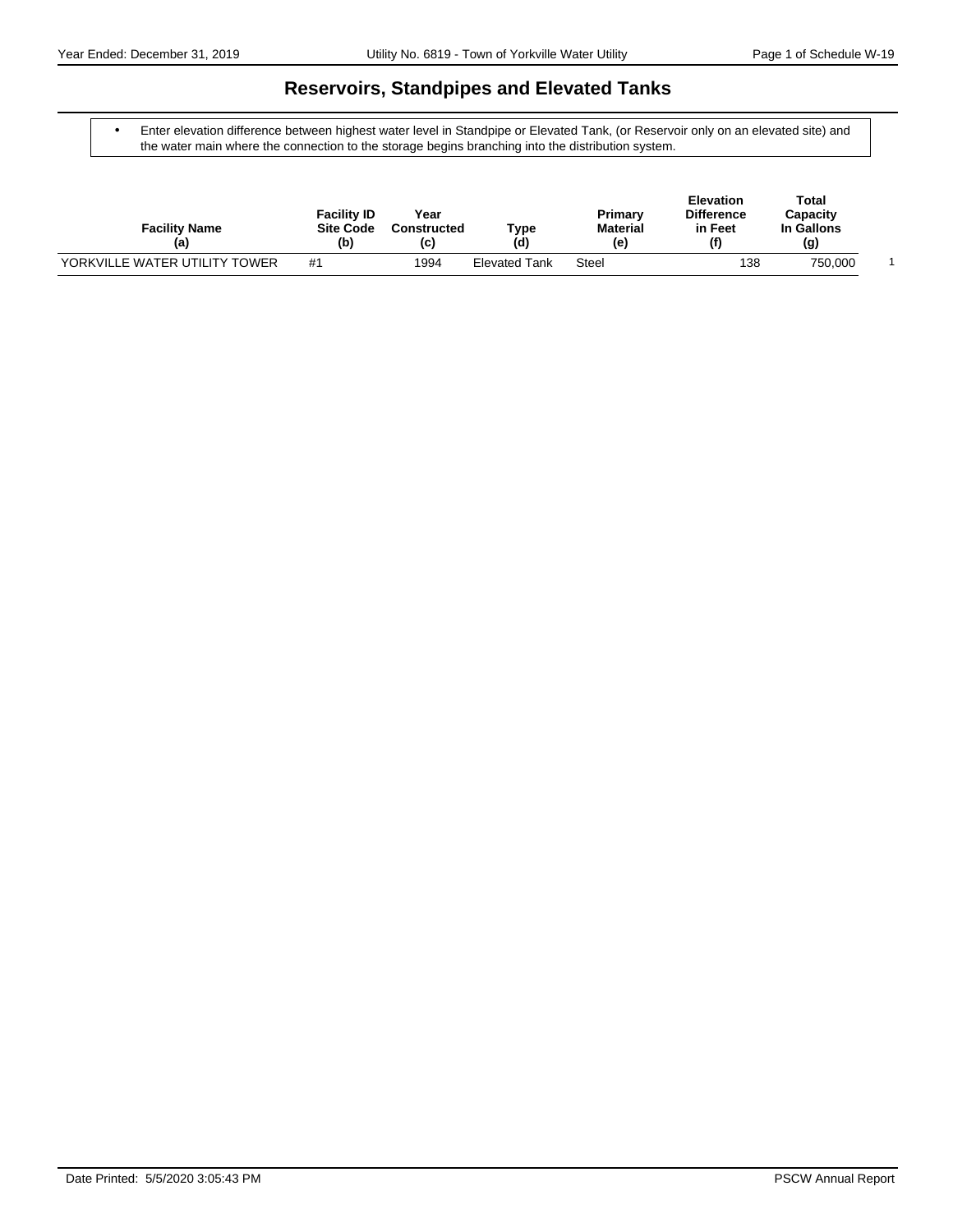# Reservoirs, Standpipes and Elevated Tanks

- Enter elevation difference between highest water level in Standpipe or Elevated Tank, (or Reservoir only on an elevated site) and the water main where the connection to the storage begins branching into the distribution system.

| Facility Name (a) | Facility ID Site Code (b) | Year Constructed (c) | Type (d) | Primary Material (e) | Elevation Difference in Feet (f) | Total Capacity In Gallons (g) | |
|---|---|---|---|---|---|---|---|
| YORKVILLE WATER UTILITY TOWER | #1 | 1994 | Elevated Tank | Steel | 138 | 750,000 | 1 |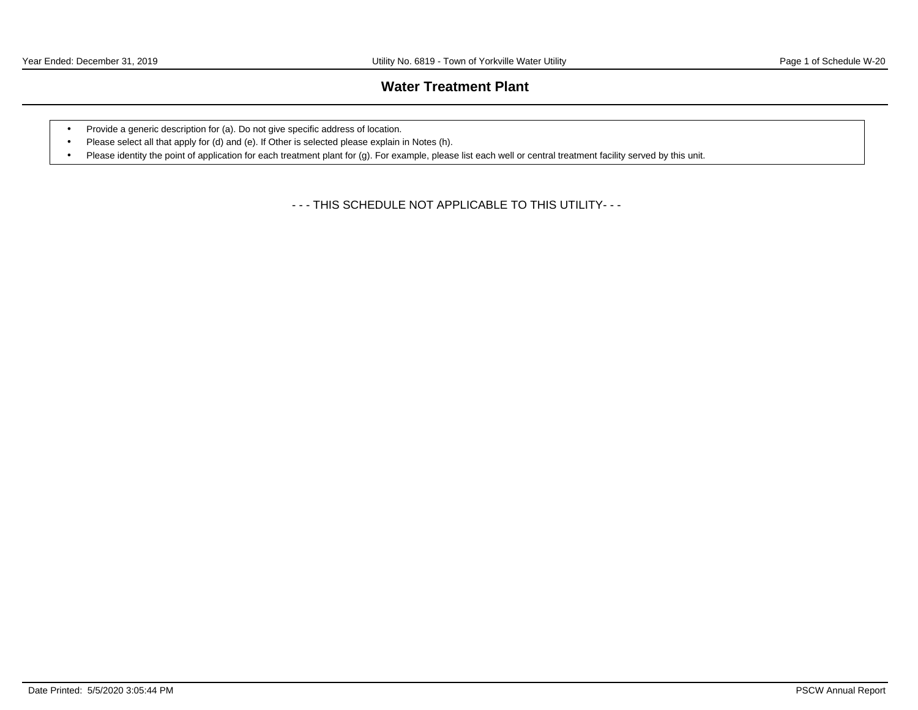# Water Treatment Plant

- Provide a generic description for (a). Do not give specific address of location.
- Please select all that apply for (d) and (e). If Other is selected please explain in Notes (h).
- Please identity the point of application for each treatment plant for (g). For example, please list each well or central treatment facility served by this unit.

- - - THIS SCHEDULE NOT APPLICABLE TO THIS UTILITY- - -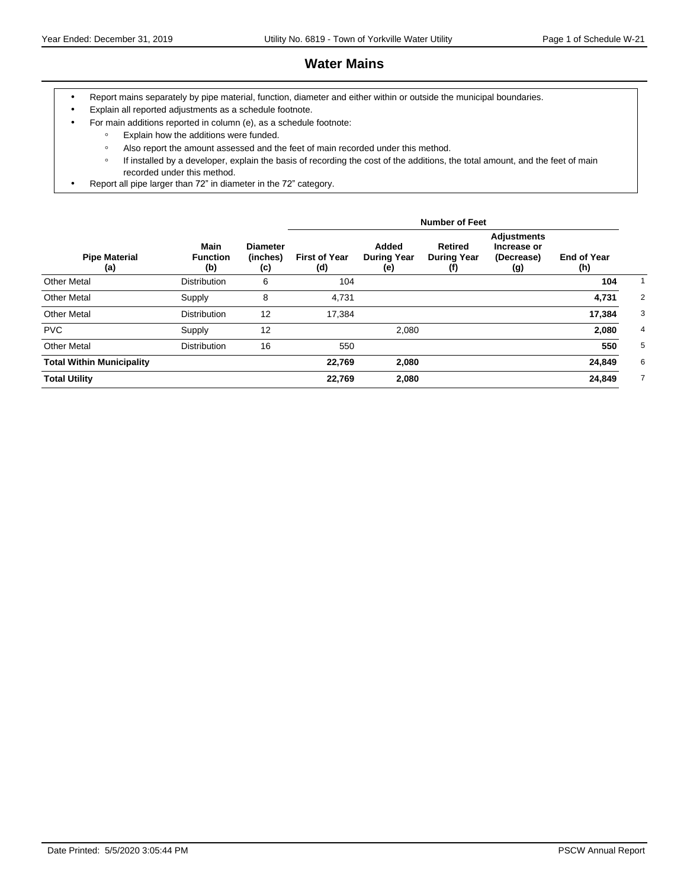# Water Mains

- Report mains separately by pipe material, function, diameter and either within or outside the municipal boundaries.
- Explain all reported adjustments as a schedule footnote.
- For main additions reported in column (e), as a schedule footnote:
  - Explain how the additions were funded.
  - Also report the amount assessed and the feet of main recorded under this method.
  - If installed by a developer, explain the basis of recording the cost of the additions, the total amount, and the feet of main recorded under this method.
- Report all pipe larger than 72" in diameter in the 72" category.

| | | | Number of Feet | | | | | |
|---|---|---|---|---|---|---|---|---|
| Pipe Material (a) | Main Function (b) | Diameter (inches) (c) | First of Year (d) | Added During Year (e) | Retired During Year (f) | Adjustments Increase or (Decrease) (g) | End of Year (h) | |
| Other Metal | Distribution | 6 | 104 | | | | **104** | 1 |
| Other Metal | Supply | 8 | 4,731 | | | | **4,731** | 2 |
| Other Metal | Distribution | 12 | 17,384 | | | | **17,384** | 3 |
| PVC | Supply | 12 | | 2,080 | | | **2,080** | 4 |
| Other Metal | Distribution | 16 | 550 | | | | **550** | 5 |
| **Total Within Municipality** | | | **22,769** | **2,080** | | | **24,849** | 6 |
| **Total Utility** | | | **22,769** | **2,080** | | | **24,849** | 7 |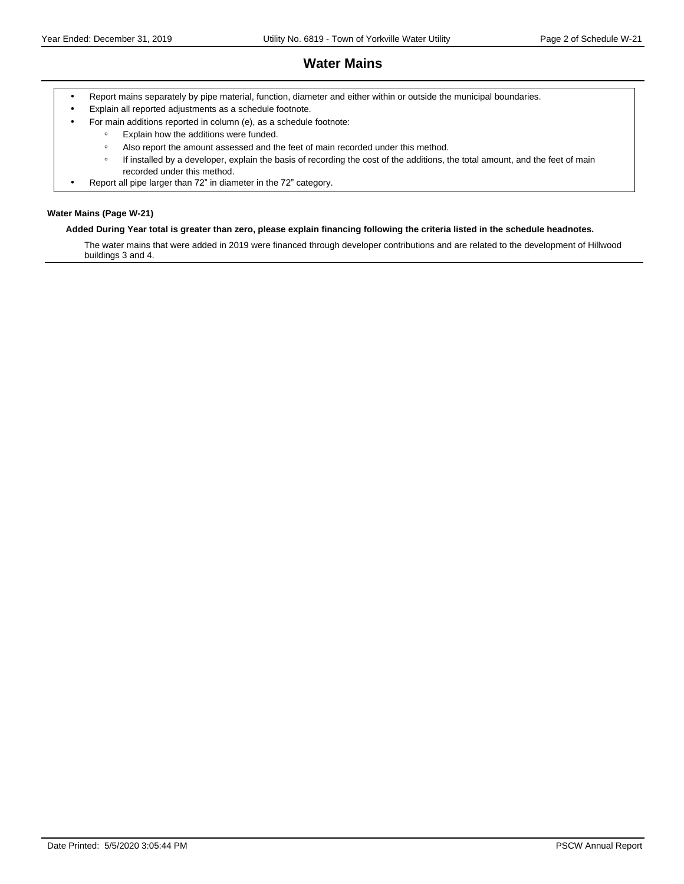# Water Mains

- Report mains separately by pipe material, function, diameter and either within or outside the municipal boundaries.
- Explain all reported adjustments as a schedule footnote.
- For main additions reported in column (e), as a schedule footnote:
    - Explain how the additions were funded.
    - Also report the amount assessed and the feet of main recorded under this method.
    - If installed by a developer, explain the basis of recording the cost of the additions, the total amount, and the feet of main recorded under this method.
- Report all pipe larger than 72" in diameter in the 72" category.

**Water Mains (Page W-21)**

**Added During Year total is greater than zero, please explain financing following the criteria listed in the schedule headnotes.**

The water mains that were added in 2019 were financed through developer contributions and are related to the development of Hillwood buildings 3 and 4.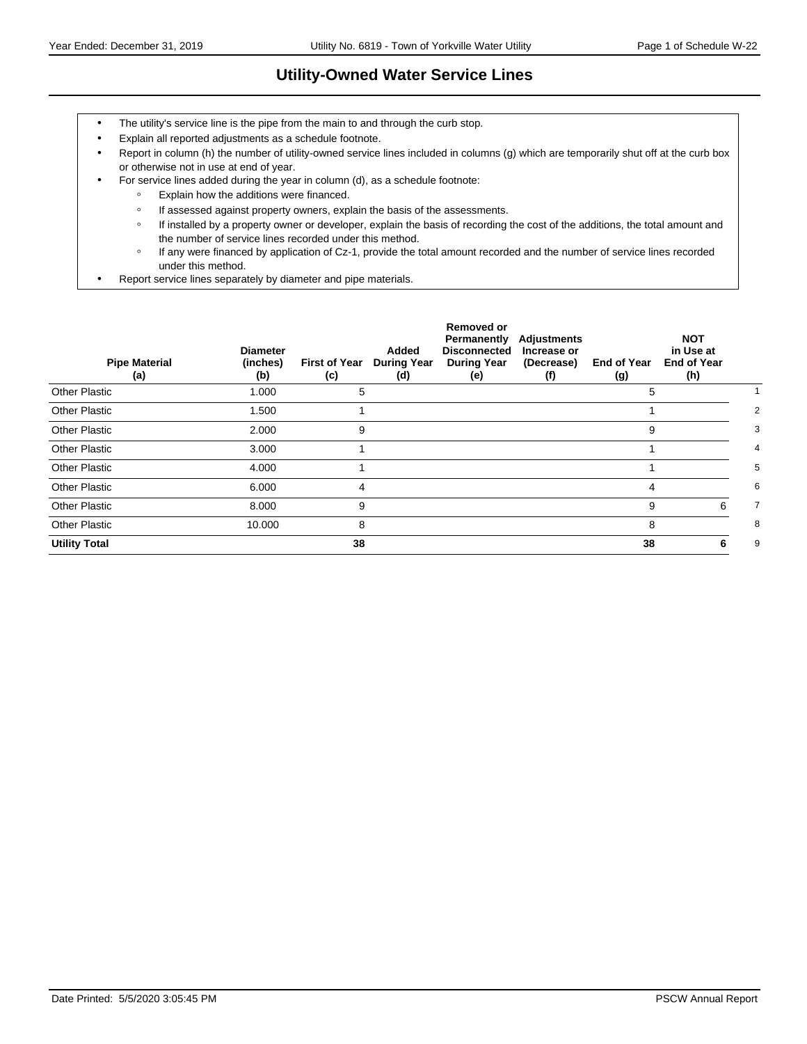# Utility-Owned Water Service Lines

- The utility's service line is the pipe from the main to and through the curb stop.
- Explain all reported adjustments as a schedule footnote.
- Report in column (h) the number of utility-owned service lines included in columns (g) which are temporarily shut off at the curb box or otherwise not in use at end of year.
- For service lines added during the year in column (d), as a schedule footnote:
  - Explain how the additions were financed.
  - If assessed against property owners, explain the basis of the assessments.
  - If installed by a property owner or developer, explain the basis of recording the cost of the additions, the total amount and the number of service lines recorded under this method.
  - If any were financed by application of Cz-1, provide the total amount recorded and the number of service lines recorded under this method.
- Report service lines separately by diameter and pipe materials.

| Pipe Material (a) | Diameter (inches) (b) | First of Year (c) | Added During Year (d) | Removed or Permanently Disconnected During Year (e) | Adjustments Increase or (Decrease) (f) | End of Year (g) | NOT in Use at End of Year (h) | |
|---|---|---|---|---|---|---|---|---|
| Other Plastic | 1.000 | 5 | | | | 5 | | 1 |
| Other Plastic | 1.500 | 1 | | | | 1 | | 2 |
| Other Plastic | 2.000 | 9 | | | | 9 | | 3 |
| Other Plastic | 3.000 | 1 | | | | 1 | | 4 |
| Other Plastic | 4.000 | 1 | | | | 1 | | 5 |
| Other Plastic | 6.000 | 4 | | | | 4 | | 6 |
| Other Plastic | 8.000 | 9 | | | | 9 | 6 | 7 |
| Other Plastic | 10.000 | 8 | | | | 8 | | 8 |
| **Utility Total** | | **38** | | | | **38** | **6** | 9 |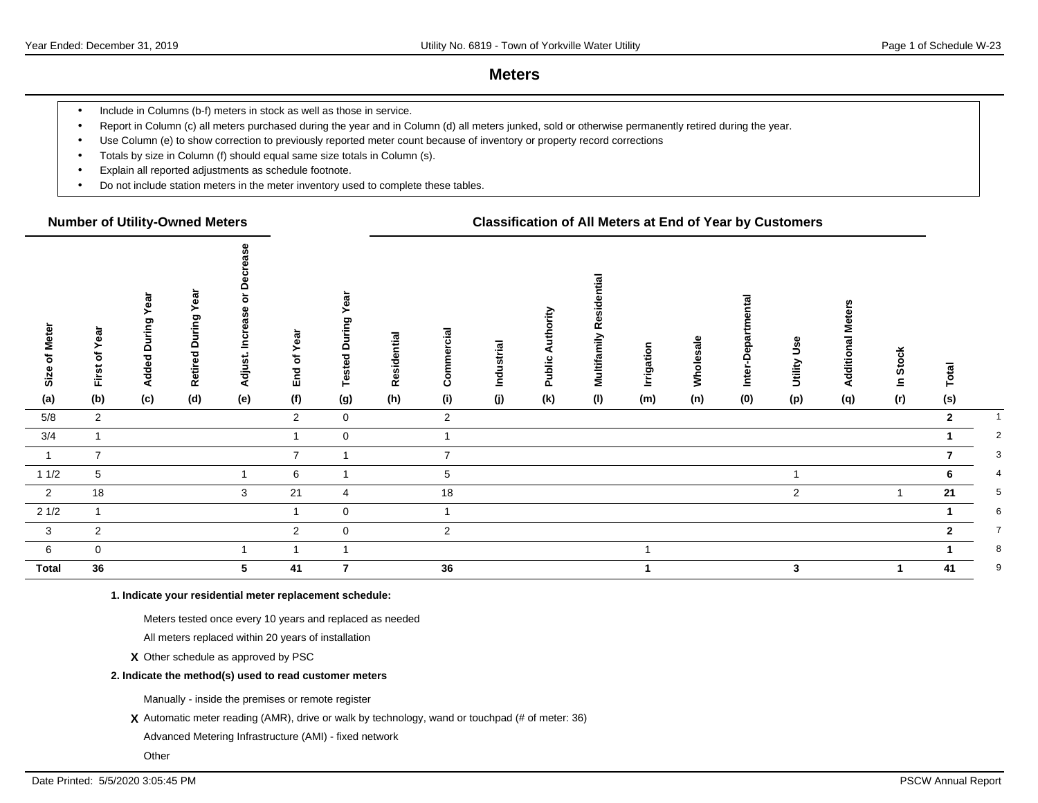# Meters

- Include in Columns (b-f) meters in stock as well as those in service.
- Report in Column (c) all meters purchased during the year and in Column (d) all meters junked, sold or otherwise permanently retired during the year.
- Use Column (e) to show correction to previously reported meter count because of inventory or property record corrections
- Totals by size in Column (f) should equal same size totals in Column (s).
- Explain all reported adjustments as schedule footnote.
- Do not include station meters in the meter inventory used to complete these tables.

| Number of Utility-Owned Meters | | | | | | | Classification of All Meters at End of Year by Customers | | | | | | | | | | | | |
|---|---|---|---|---|---|---|---|---|---|---|---|---|---|---|---|---|---|---|---|
| Size of Meter (a) | First of Year (b) | Added During Year (c) | Retired During Year (d) | Adjust. Increase or Decrease (e) | End of Year (f) | Tested During Year (g) | Residential (h) | Commercial (i) | Industrial (j) | Public Authority (k) | Multifamily Residential (l) | Irrigation (m) | Wholesale (n) | Inter-Departmental (0) | Utility Use (p) | Additional Meters (q) | In Stock (r) | Total (s) | |
| 5/8 | 2 | | | | 2 | 0 | | 2 | | | | | | | | | | **2** | 1 |
| 3/4 | 1 | | | | 1 | 0 | | 1 | | | | | | | | | | **1** | 2 |
| 1 | 7 | | | | 7 | 1 | | 7 | | | | | | | | | | **7** | 3 |
| 1 1/2 | 5 | | | 1 | 6 | 1 | | 5 | | | | | | | 1 | | | **6** | 4 |
| 2 | 18 | | | 3 | 21 | 4 | | 18 | | | | | | | 2 | | 1 | **21** | 5 |
| 2 1/2 | 1 | | | | 1 | 0 | | 1 | | | | | | | | | | **1** | 6 |
| 3 | 2 | | | | 2 | 0 | | 2 | | | | | | | | | | **2** | 7 |
| 6 | 0 | | | 1 | 1 | 1 | | | | | | 1 | | | | | | **1** | 8 |
| **Total** | **36** | | | **5** | **41** | **7** | | **36** | | | | **1** | | | **3** | | **1** | **41** | 9 |

**1. Indicate your residential meter replacement schedule:**

Meters tested once every 10 years and replaced as needed

All meters replaced within 20 years of installation

**X** Other schedule as approved by PSC

**2. Indicate the method(s) used to read customer meters**

Manually - inside the premises or remote register

**X** Automatic meter reading (AMR), drive or walk by technology, wand or touchpad (# of meter: 36)

Advanced Metering Infrastructure (AMI) - fixed network

Other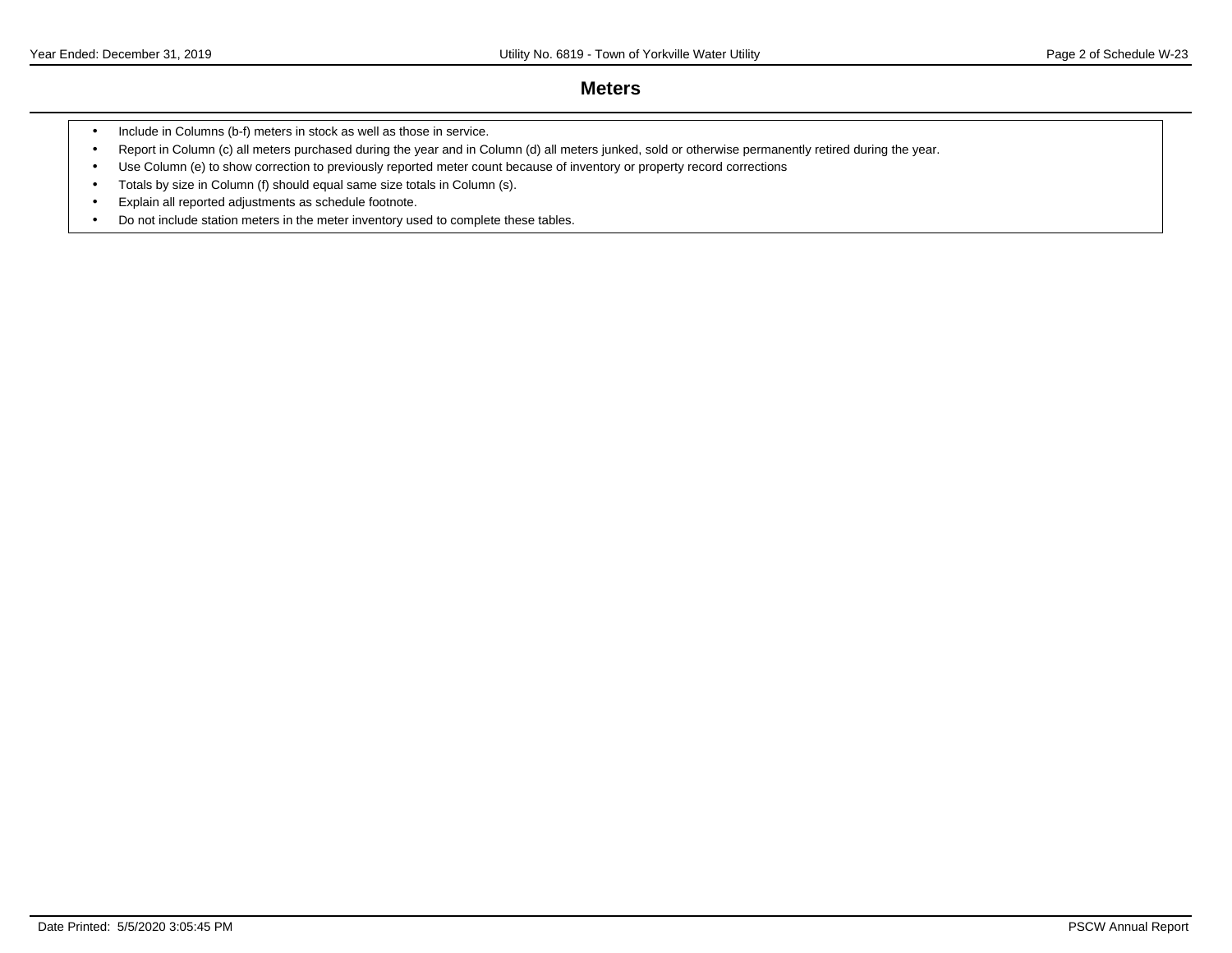## Meters

- Include in Columns (b-f) meters in stock as well as those in service.
- Report in Column (c) all meters purchased during the year and in Column (d) all meters junked, sold or otherwise permanently retired during the year.
- Use Column (e) to show correction to previously reported meter count because of inventory or property record corrections
- Totals by size in Column (f) should equal same size totals in Column (s).
- Explain all reported adjustments as schedule footnote.
- Do not include station meters in the meter inventory used to complete these tables.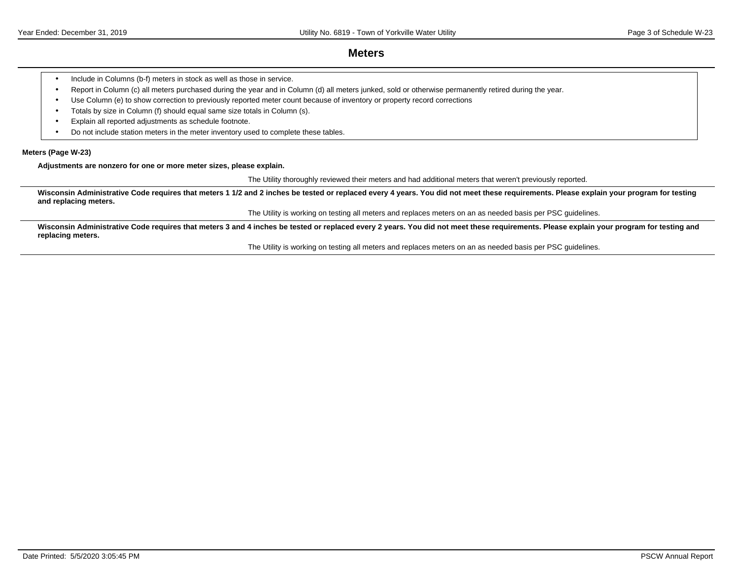# Meters

- Include in Columns (b-f) meters in stock as well as those in service.
- Report in Column (c) all meters purchased during the year and in Column (d) all meters junked, sold or otherwise permanently retired during the year.
- Use Column (e) to show correction to previously reported meter count because of inventory or property record corrections
- Totals by size in Column (f) should equal same size totals in Column (s).
- Explain all reported adjustments as schedule footnote.
- Do not include station meters in the meter inventory used to complete these tables.

**Meters (Page W-23)**

**Adjustments are nonzero for one or more meter sizes, please explain.**

The Utility thoroughly reviewed their meters and had additional meters that weren't previously reported.

**Wisconsin Administrative Code requires that meters 1 1/2 and 2 inches be tested or replaced every 4 years. You did not meet these requirements. Please explain your program for testing and replacing meters.**

The Utility is working on testing all meters and replaces meters on an as needed basis per PSC guidelines.

**Wisconsin Administrative Code requires that meters 3 and 4 inches be tested or replaced every 2 years. You did not meet these requirements. Please explain your program for testing and replacing meters.**

The Utility is working on testing all meters and replaces meters on an as needed basis per PSC guidelines.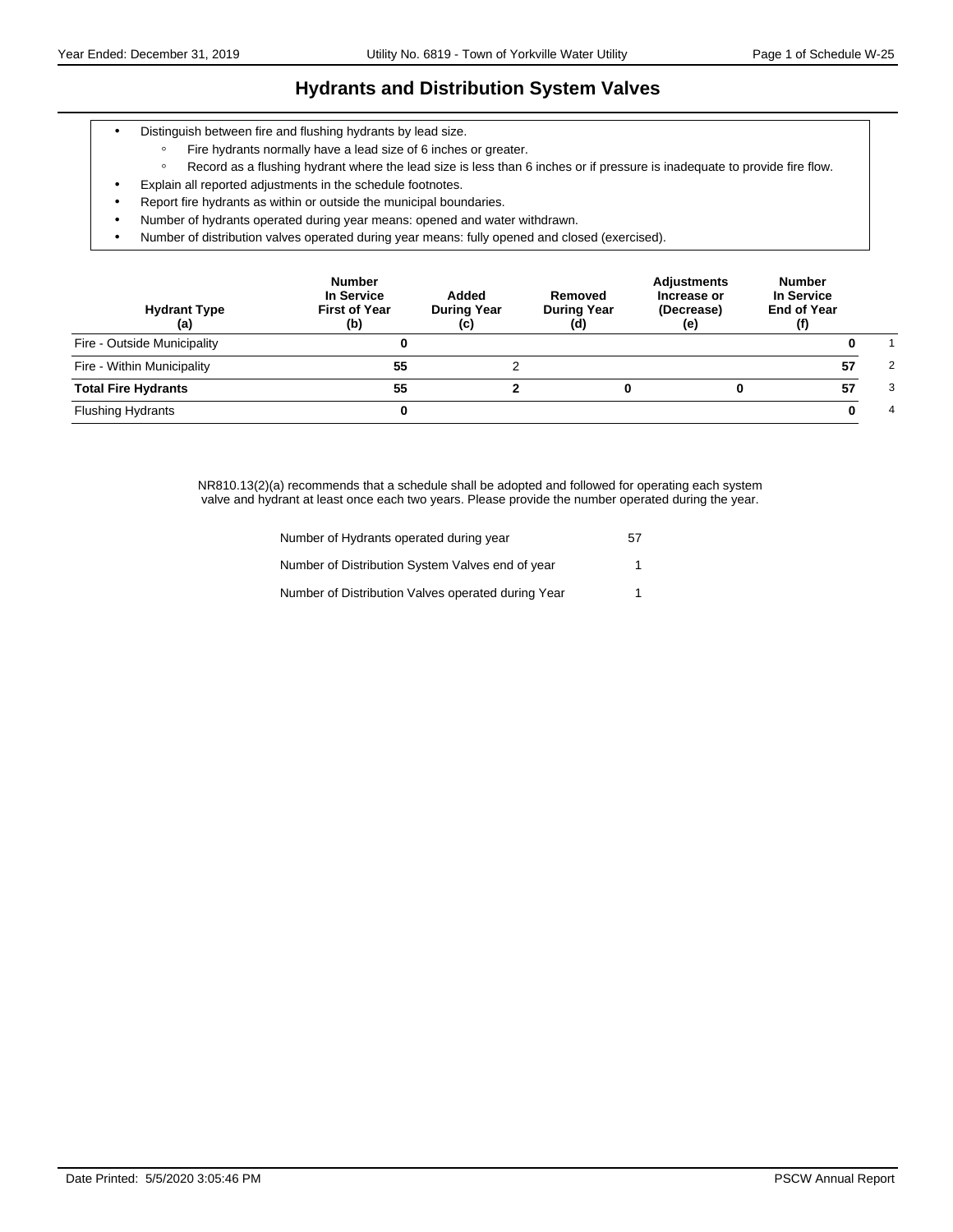# Hydrants and Distribution System Valves

- Distinguish between fire and flushing hydrants by lead size.
  - Fire hydrants normally have a lead size of 6 inches or greater.
  - Record as a flushing hydrant where the lead size is less than 6 inches or if pressure is inadequate to provide fire flow.
- Explain all reported adjustments in the schedule footnotes.
- Report fire hydrants as within or outside the municipal boundaries.
- Number of hydrants operated during year means: opened and water withdrawn.
- Number of distribution valves operated during year means: fully opened and closed (exercised).

| Hydrant Type (a) | Number In Service First of Year (b) | Added During Year (c) | Removed During Year (d) | Adjustments Increase or (Decrease) (e) | Number In Service End of Year (f) | |
|---|---|---|---|---|---|---|
| Fire - Outside Municipality | **0** | | | | **0** | 1 |
| Fire - Within Municipality | **55** | 2 | | | **57** | 2 |
| **Total Fire Hydrants** | **55** | **2** | **0** | **0** | **57** | 3 |
| Flushing Hydrants | **0** | | | | **0** | 4 |

NR810.13(2)(a) recommends that a schedule shall be adopted and followed for operating each system valve and hydrant at least once each two years. Please provide the number operated during the year.

| | |
|---|---|
| Number of Hydrants operated during year | 57 |
| Number of Distribution System Valves end of year | 1 |
| Number of Distribution Valves operated during Year | 1 |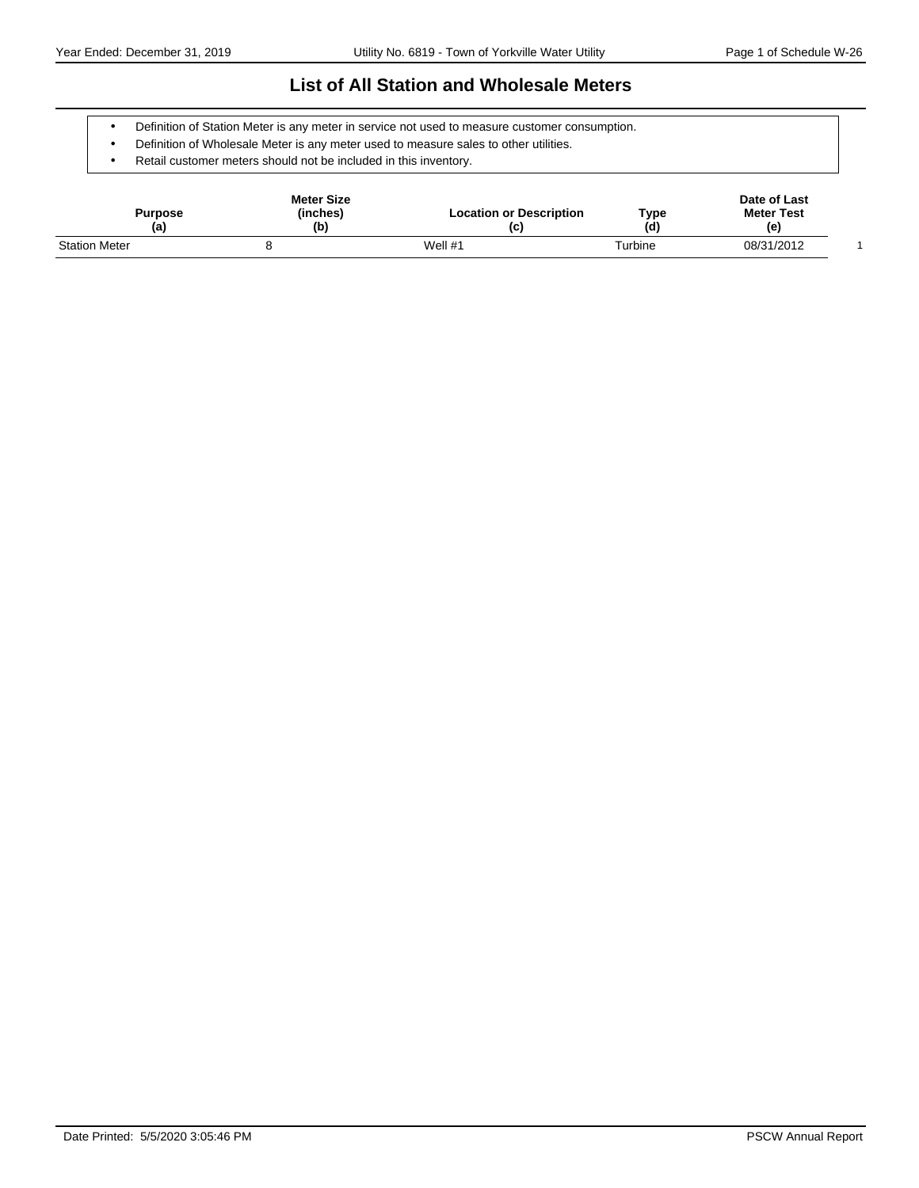# List of All Station and Wholesale Meters

- Definition of Station Meter is any meter in service not used to measure customer consumption.
- Definition of Wholesale Meter is any meter used to measure sales to other utilities.
- Retail customer meters should not be included in this inventory.

| Purpose (a) | Meter Size (inches) (b) | Location or Description (c) | Type (d) | Date of Last Meter Test (e) | |
|---|---|---|---|---|---|
| Station Meter | 8 | Well #1 | Turbine | 08/31/2012 | 1 |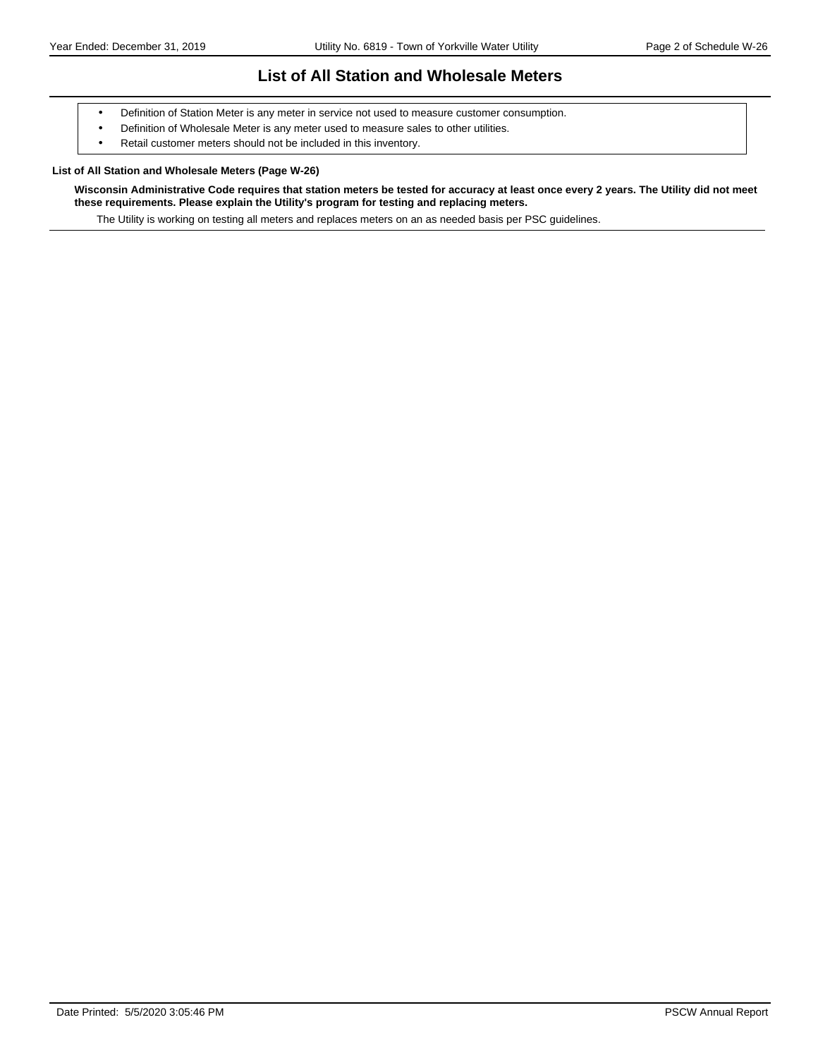# List of All Station and Wholesale Meters

- Definition of Station Meter is any meter in service not used to measure customer consumption.
- Definition of Wholesale Meter is any meter used to measure sales to other utilities.
- Retail customer meters should not be included in this inventory.

**List of All Station and Wholesale Meters (Page W-26)**

**Wisconsin Administrative Code requires that station meters be tested for accuracy at least once every 2 years. The Utility did not meet these requirements. Please explain the Utility's program for testing and replacing meters.**

The Utility is working on testing all meters and replaces meters on an as needed basis per PSC guidelines.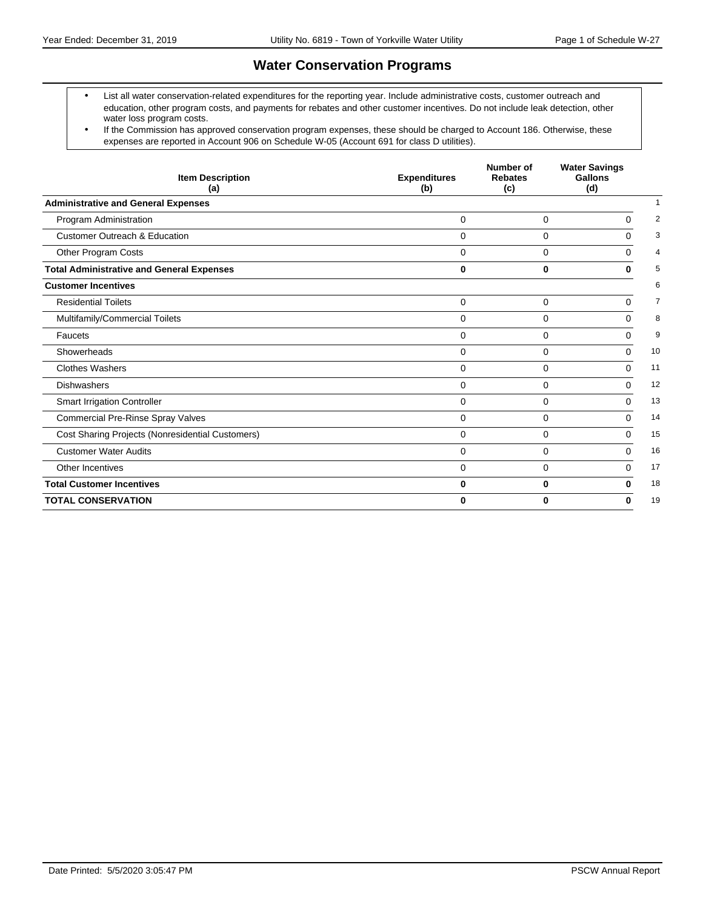# Water Conservation Programs

- List all water conservation-related expenditures for the reporting year. Include administrative costs, customer outreach and education, other program costs, and payments for rebates and other customer incentives. Do not include leak detection, other water loss program costs.
- If the Commission has approved conservation program expenses, these should be charged to Account 186. Otherwise, these expenses are reported in Account 906 on Schedule W-05 (Account 691 for class D utilities).

| Item Description (a) | Expenditures (b) | Number of Rebates (c) | Water Savings Gallons (d) | |
|---|---|---|---|---|
| **Administrative and General Expenses** | | | | 1 |
| Program Administration | 0 | 0 | 0 | 2 |
| Customer Outreach & Education | 0 | 0 | 0 | 3 |
| Other Program Costs | 0 | 0 | 0 | 4 |
| **Total Administrative and General Expenses** | **0** | **0** | **0** | 5 |
| **Customer Incentives** | | | | 6 |
| Residential Toilets | 0 | 0 | 0 | 7 |
| Multifamily/Commercial Toilets | 0 | 0 | 0 | 8 |
| Faucets | 0 | 0 | 0 | 9 |
| Showerheads | 0 | 0 | 0 | 10 |
| Clothes Washers | 0 | 0 | 0 | 11 |
| Dishwashers | 0 | 0 | 0 | 12 |
| Smart Irrigation Controller | 0 | 0 | 0 | 13 |
| Commercial Pre-Rinse Spray Valves | 0 | 0 | 0 | 14 |
| Cost Sharing Projects (Nonresidential Customers) | 0 | 0 | 0 | 15 |
| Customer Water Audits | 0 | 0 | 0 | 16 |
| Other Incentives | 0 | 0 | 0 | 17 |
| **Total Customer Incentives** | **0** | **0** | **0** | 18 |
| **TOTAL CONSERVATION** | **0** | **0** | **0** | 19 |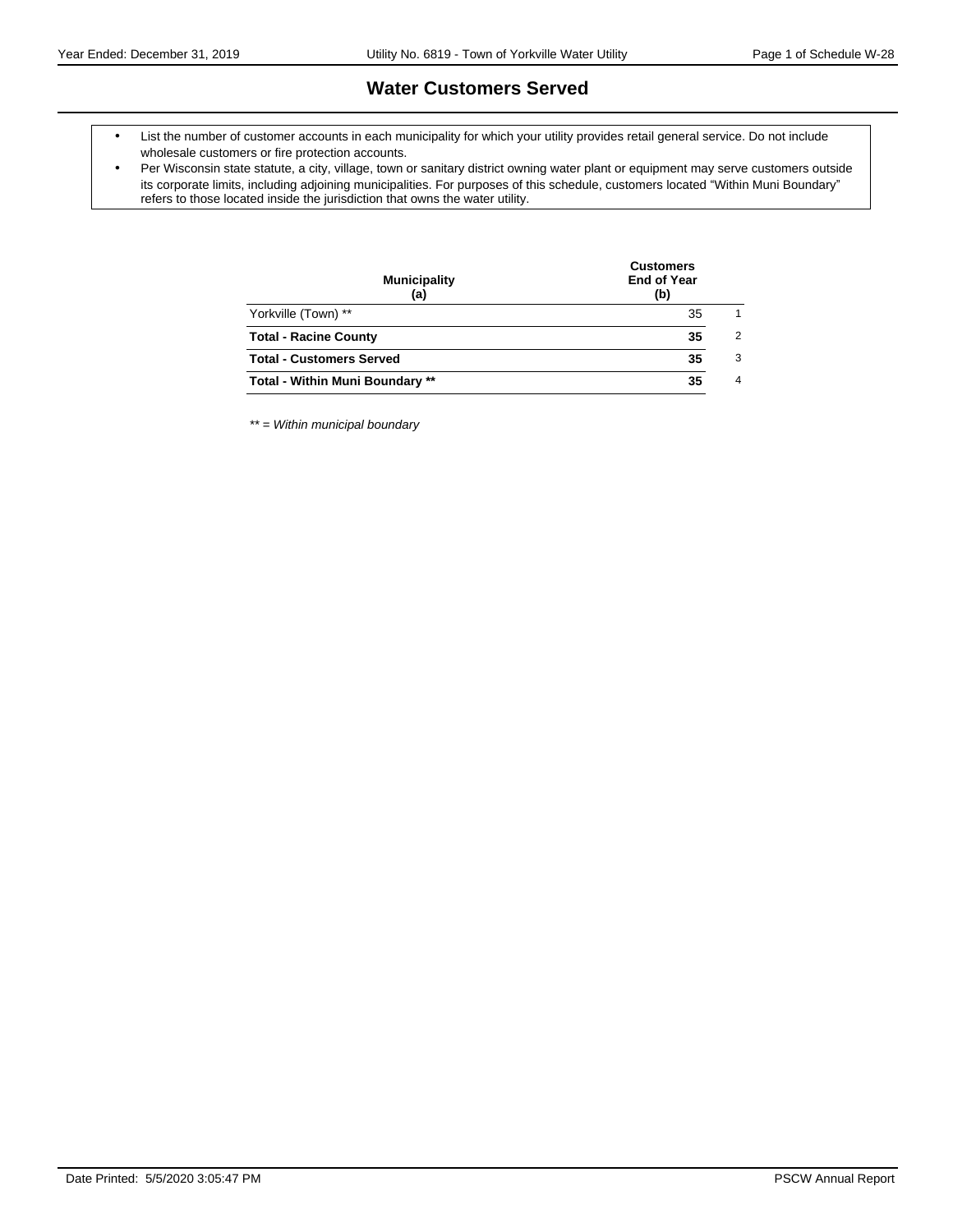# Water Customers Served

- List the number of customer accounts in each municipality for which your utility provides retail general service. Do not include wholesale customers or fire protection accounts.
- Per Wisconsin state statute, a city, village, town or sanitary district owning water plant or equipment may serve customers outside its corporate limits, including adjoining municipalities. For purposes of this schedule, customers located "Within Muni Boundary" refers to those located inside the jurisdiction that owns the water utility.

| Municipality (a) | Customers End of Year (b) | |
|---|---|---|
| Yorkville (Town) ** | 35 | 1 |
| **Total - Racine County** | **35** | 2 |
| **Total - Customers Served** | **35** | 3 |
| **Total - Within Muni Boundary **** | **35** | 4 |

*** = Within municipal boundary*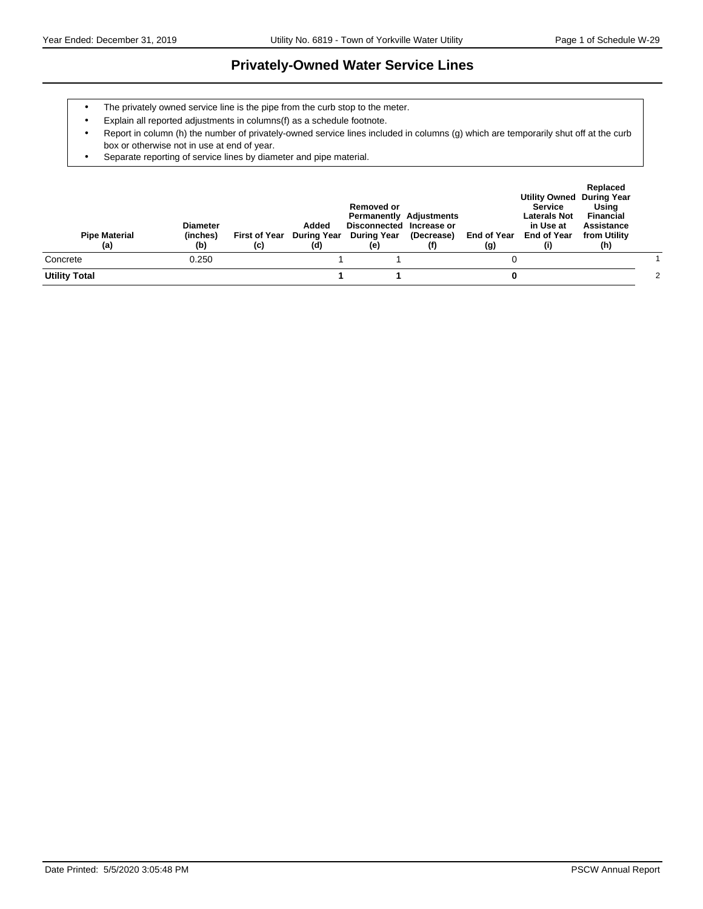# Privately-Owned Water Service Lines

- The privately owned service line is the pipe from the curb stop to the meter.
- Explain all reported adjustments in columns(f) as a schedule footnote.
- Report in column (h) the number of privately-owned service lines included in columns (g) which are temporarily shut off at the curb box or otherwise not in use at end of year.
- Separate reporting of service lines by diameter and pipe material.

| Pipe Material (a) | Diameter (inches) (b) | First of Year (c) | Added During Year (d) | Removed or Permanently Disconnected During Year (e) | Adjustments Increase or (Decrease) (f) | End of Year (g) | Utility Owned Service Laterals Not in Use at End of Year (i) | Replaced During Year Using Financial Assistance from Utility (h) | |
|---|---|---|---|---|---|---|---|---|---|
| Concrete | 0.250 | | 1 | 1 | | 0 | | | 1 |
| **Utility Total** | | | **1** | **1** | | **0** | | | 2 |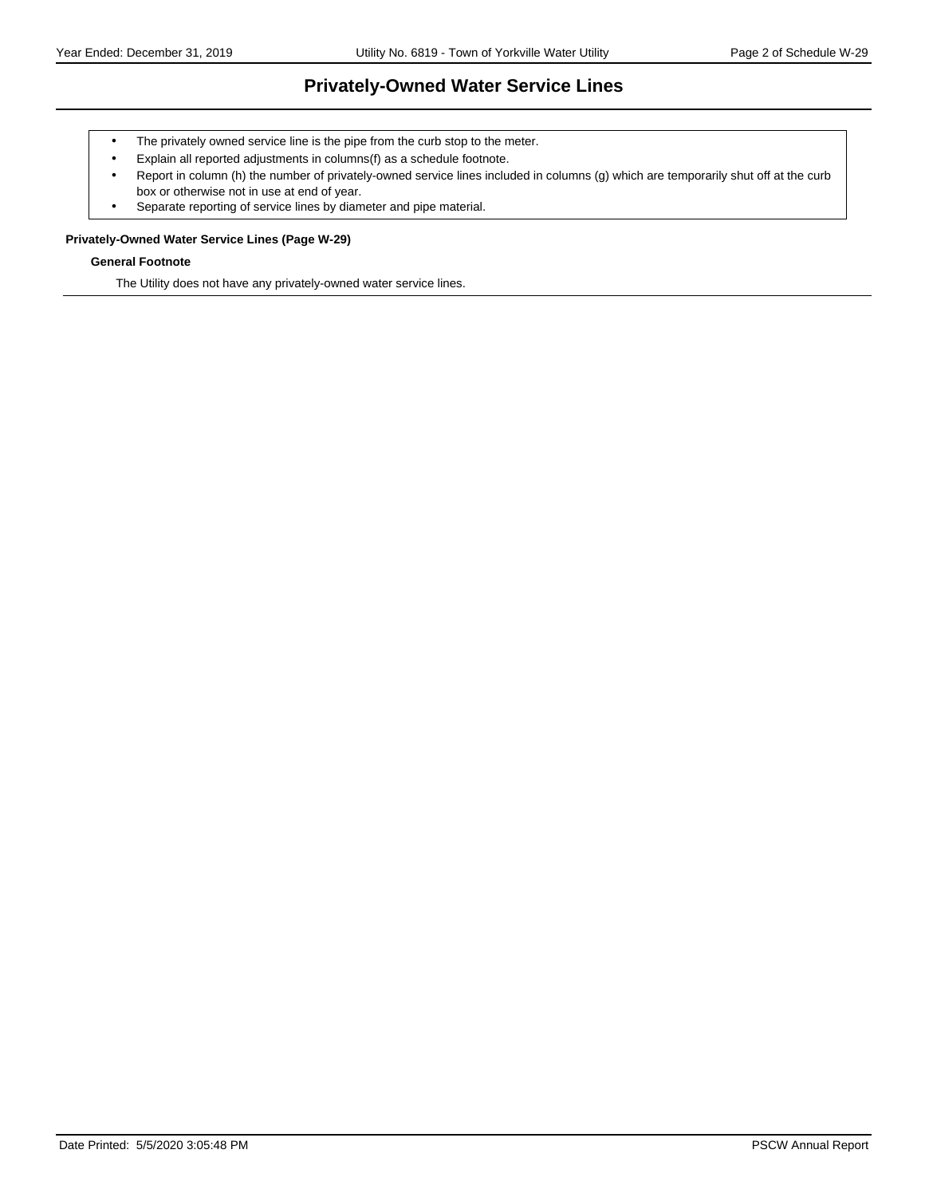# Privately-Owned Water Service Lines

- The privately owned service line is the pipe from the curb stop to the meter.
- Explain all reported adjustments in columns(f) as a schedule footnote.
- Report in column (h) the number of privately-owned service lines included in columns (g) which are temporarily shut off at the curb box or otherwise not in use at end of year.
- Separate reporting of service lines by diameter and pipe material.

**Privately-Owned Water Service Lines (Page W-29)**

**General Footnote**

The Utility does not have any privately-owned water service lines.